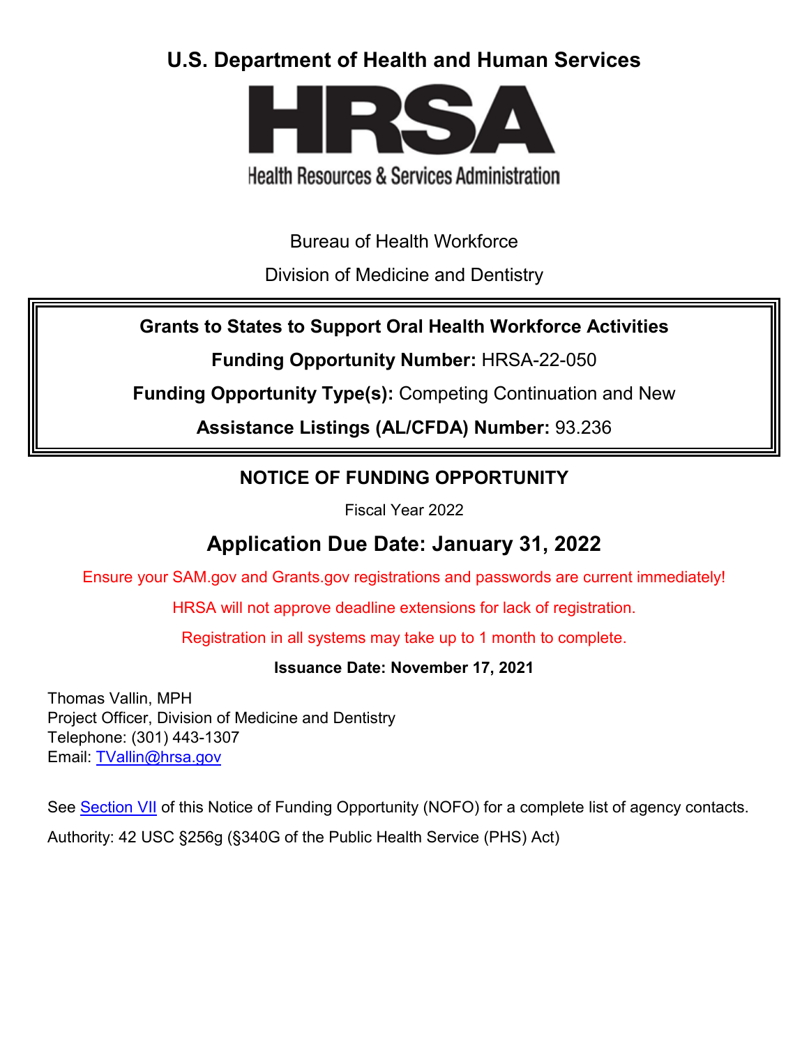# U.S. Department of Health and Human Services

**HRSA**

Health Resources & Services Administration

Bureau of Health Workforce

Division of Medicine and Dentistry

**Grants to States to Support Oral Health Workforce Activities**

**Funding Opportunity Number:** HRSA-22-050

**Funding Opportunity Type(s):** Competing Continuation and New

**Assistance Listings (AL/CFDA) Number:** 93.236

## NOTICE OF FUNDING OPPORTUNITY

Fiscal Year 2022

## Application Due Date: January 31, 2022

Ensure your SAM.gov and Grants.gov registrations and passwords are current immediately!

HRSA will not approve deadline extensions for lack of registration.

Registration in all systems may take up to 1 month to complete.

**Issuance Date: November 17, 2021**

Thomas Vallin, MPH
Project Officer, Division of Medicine and Dentistry
Telephone: (301) 443-1307
Email: TVallin@hrsa.gov

See Section VII of this Notice of Funding Opportunity (NOFO) for a complete list of agency contacts.

Authority: 42 USC §256g (§340G of the Public Health Service (PHS) Act)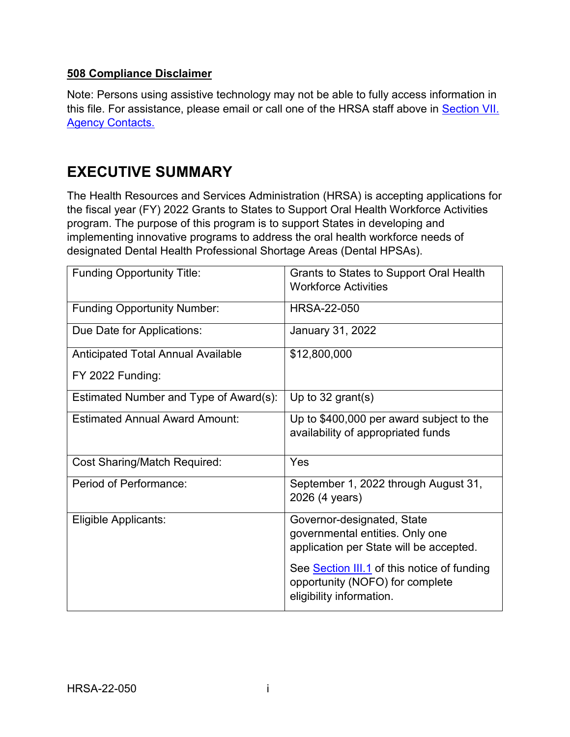**508 Compliance Disclaimer**

Note: Persons using assistive technology may not be able to fully access information in this file. For assistance, please email or call one of the HRSA staff above in [Section VII. Agency Contacts.]()

# EXECUTIVE SUMMARY

The Health Resources and Services Administration (HRSA) is accepting applications for the fiscal year (FY) 2022 Grants to States to Support Oral Health Workforce Activities program. The purpose of this program is to support States in developing and implementing innovative programs to address the oral health workforce needs of designated Dental Health Professional Shortage Areas (Dental HPSAs).

| Funding Opportunity Title: | Grants to States to Support Oral Health Workforce Activities |
|---|---|
| Funding Opportunity Number: | HRSA-22-050 |
| Due Date for Applications: | January 31, 2022 |
| Anticipated Total Annual Available FY 2022 Funding: | $12,800,000 |
| Estimated Number and Type of Award(s): | Up to 32 grant(s) |
| Estimated Annual Award Amount: | Up to $400,000 per award subject to the availability of appropriated funds |
| Cost Sharing/Match Required: | Yes |
| Period of Performance: | September 1, 2022 through August 31, 2026 (4 years) |
| Eligible Applicants: | Governor-designated, State governmental entities. Only one application per State will be accepted. See [Section III.1]() of this notice of funding opportunity (NOFO) for complete eligibility information. |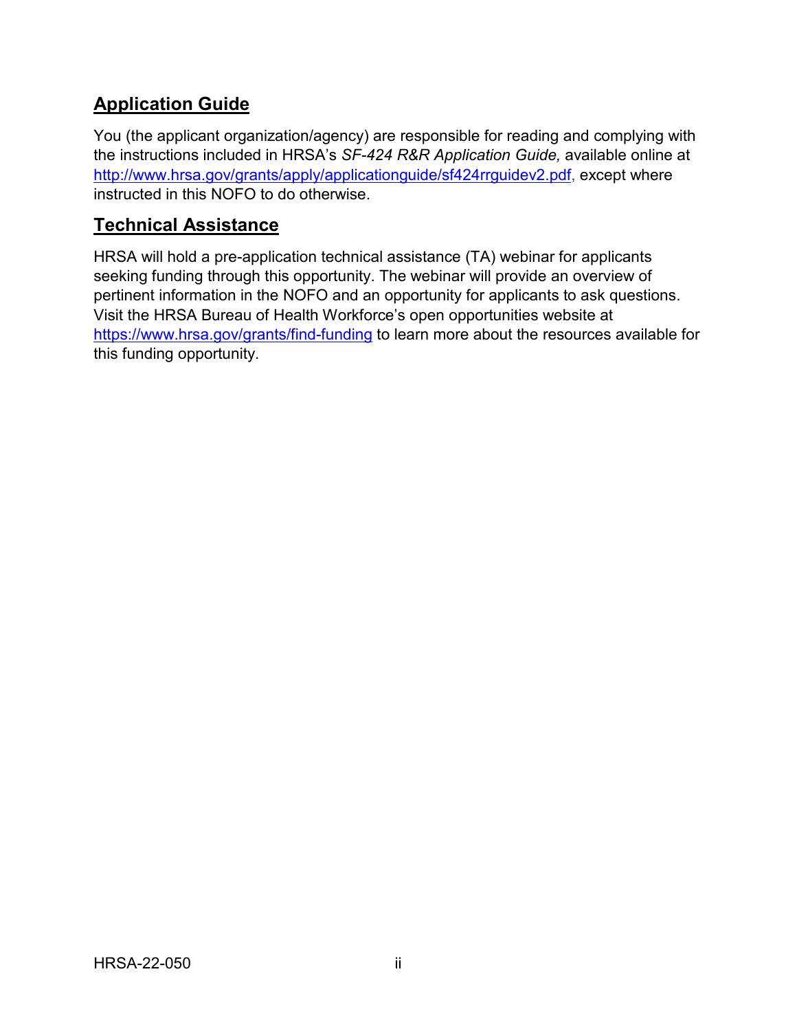## Application Guide

You (the applicant organization/agency) are responsible for reading and complying with the instructions included in HRSA's *SF-424 R&R Application Guide,* available online at [http://www.hrsa.gov/grants/apply/applicationguide/sf424rrguidev2.pdf](http://www.hrsa.gov/grants/apply/applicationguide/sf424rrguidev2.pdf), except where instructed in this NOFO to do otherwise.

## Technical Assistance

HRSA will hold a pre-application technical assistance (TA) webinar for applicants seeking funding through this opportunity. The webinar will provide an overview of pertinent information in the NOFO and an opportunity for applicants to ask questions. Visit the HRSA Bureau of Health Workforce's open opportunities website at [https://www.hrsa.gov/grants/find-funding](https://www.hrsa.gov/grants/find-funding) to learn more about the resources available for this funding opportunity.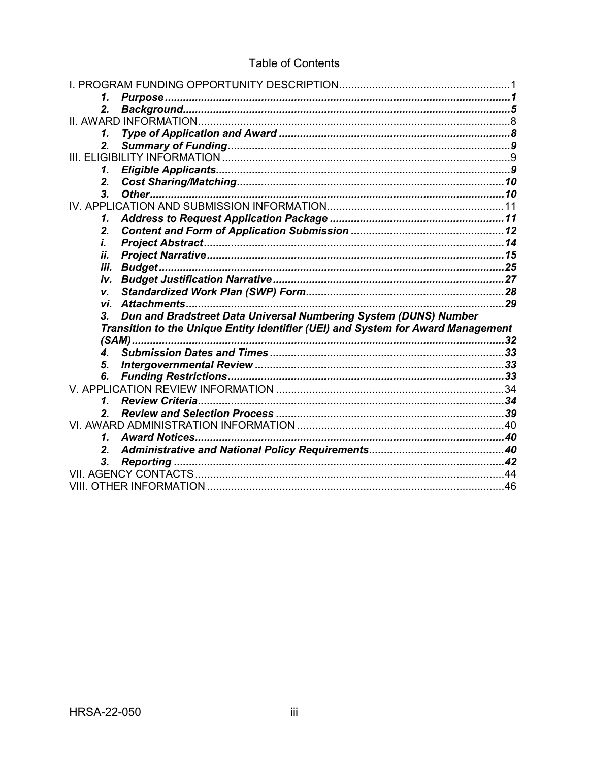# Table of Contents

I. PROGRAM FUNDING OPPORTUNITY DESCRIPTION ........ 1

- ***1. Purpose*** ........ ***1***
- ***2. Background*** ........ ***5***

II. AWARD INFORMATION ........ 8

- ***1. Type of Application and Award*** ........ ***8***
- ***2. Summary of Funding*** ........ ***9***

III. ELIGIBILITY INFORMATION ........ 9

- ***1. Eligible Applicants*** ........ ***9***
- ***2. Cost Sharing/Matching*** ........ ***10***
- ***3. Other*** ........ ***10***

IV. APPLICATION AND SUBMISSION INFORMATION ........ 11

- ***1. Address to Request Application Package*** ........ ***11***
- ***2. Content and Form of Application Submission*** ........ ***12***
  - ***i. Project Abstract*** ........ ***14***
  - ***ii. Project Narrative*** ........ ***15***
  - ***iii. Budget*** ........ ***25***
  - ***iv. Budget Justification Narrative*** ........ ***27***
  - ***v. Standardized Work Plan (SWP) Form*** ........ ***28***
  - ***vi. Attachments*** ........ ***29***
- ***3. Dun and Bradstreet Data Universal Numbering System (DUNS) Number Transition to the Unique Entity Identifier (UEI) and System for Award Management (SAM)*** ........ ***32***
- ***4. Submission Dates and Times*** ........ ***33***
- ***5. Intergovernmental Review*** ........ ***33***
- ***6. Funding Restrictions*** ........ ***33***

V. APPLICATION REVIEW INFORMATION ........ 34

- ***1. Review Criteria*** ........ ***34***
- ***2. Review and Selection Process*** ........ ***39***

VI. AWARD ADMINISTRATION INFORMATION ........ 40

- ***1. Award Notices*** ........ ***40***
- ***2. Administrative and National Policy Requirements*** ........ ***40***
- ***3. Reporting*** ........ ***42***

VII. AGENCY CONTACTS ........ 44

VIII. OTHER INFORMATION ........ 46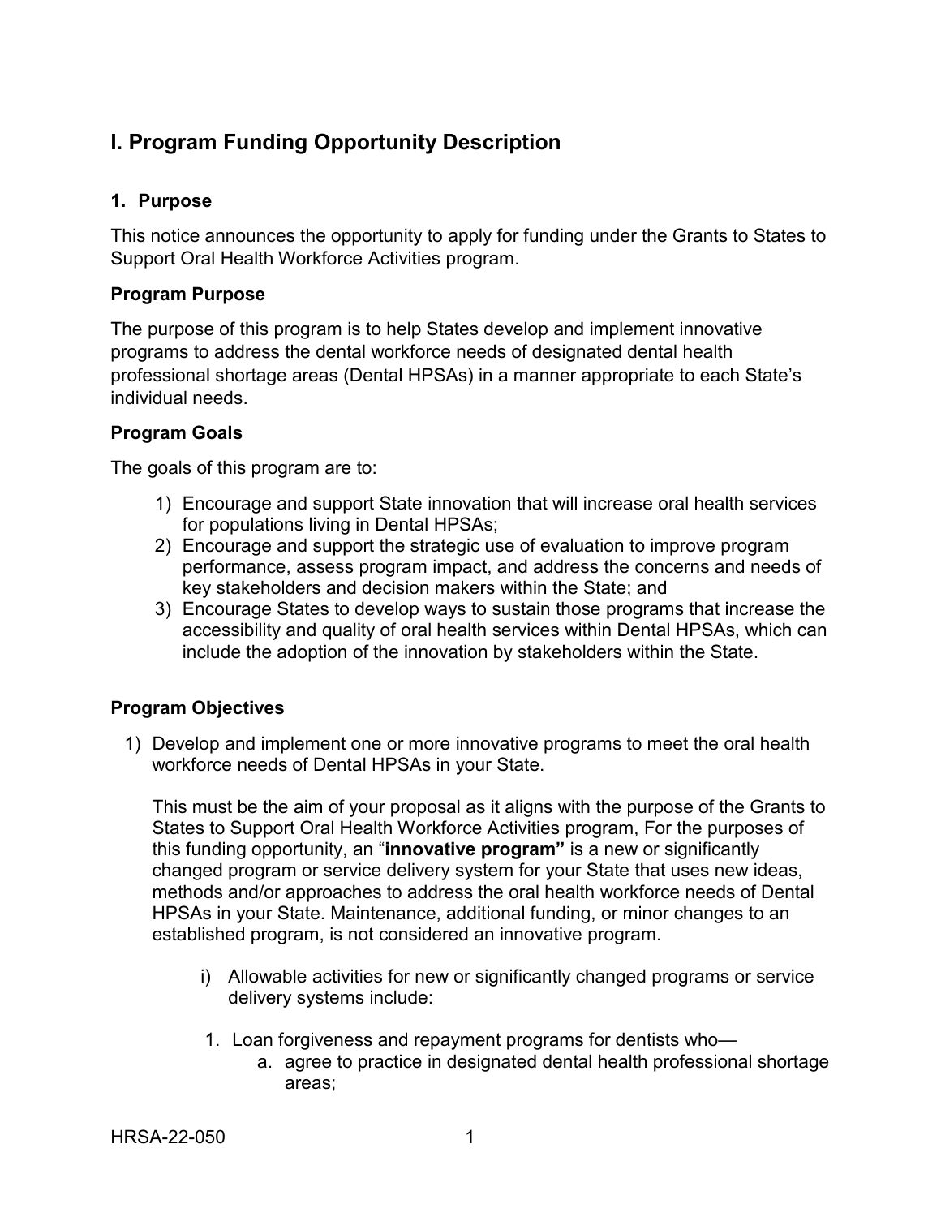# I. Program Funding Opportunity Description

### 1. Purpose

This notice announces the opportunity to apply for funding under the Grants to States to Support Oral Health Workforce Activities program.

**Program Purpose**

The purpose of this program is to help States develop and implement innovative programs to address the dental workforce needs of designated dental health professional shortage areas (Dental HPSAs) in a manner appropriate to each State's individual needs.

**Program Goals**

The goals of this program are to:

1) Encourage and support State innovation that will increase oral health services for populations living in Dental HPSAs;
2) Encourage and support the strategic use of evaluation to improve program performance, assess program impact, and address the concerns and needs of key stakeholders and decision makers within the State; and
3) Encourage States to develop ways to sustain those programs that increase the accessibility and quality of oral health services within Dental HPSAs, which can include the adoption of the innovation by stakeholders within the State.

**Program Objectives**

1) Develop and implement one or more innovative programs to meet the oral health workforce needs of Dental HPSAs in your State.

   This must be the aim of your proposal as it aligns with the purpose of the Grants to States to Support Oral Health Workforce Activities program, For the purposes of this funding opportunity, an "**innovative program"** is a new or significantly changed program or service delivery system for your State that uses new ideas, methods and/or approaches to address the oral health workforce needs of Dental HPSAs in your State. Maintenance, additional funding, or minor changes to an established program, is not considered an innovative program.

   i) Allowable activities for new or significantly changed programs or service delivery systems include:

   1. Loan forgiveness and repayment programs for dentists who—
      a. agree to practice in designated dental health professional shortage areas;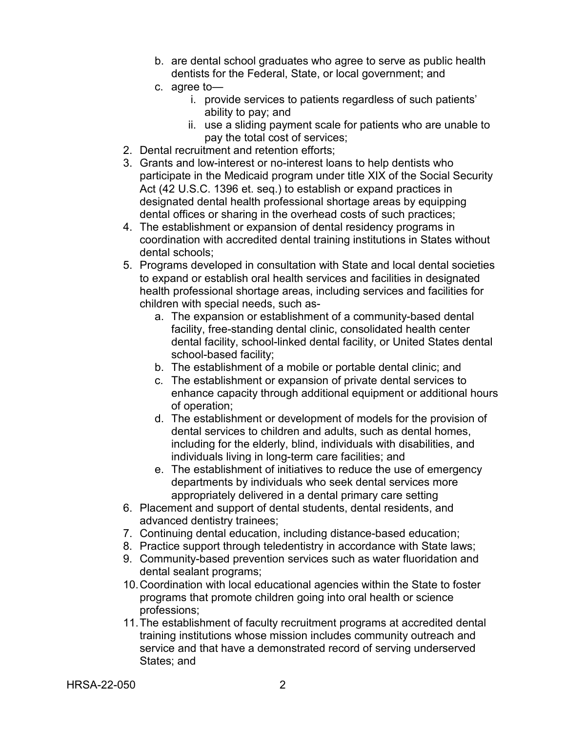b. are dental school graduates who agree to serve as public health dentists for the Federal, State, or local government; and
   c. agree to—
      i. provide services to patients regardless of such patients' ability to pay; and
      ii. use a sliding payment scale for patients who are unable to pay the total cost of services;
2. Dental recruitment and retention efforts;
3. Grants and low-interest or no-interest loans to help dentists who participate in the Medicaid program under title XIX of the Social Security Act (42 U.S.C. 1396 et. seq.) to establish or expand practices in designated dental health professional shortage areas by equipping dental offices or sharing in the overhead costs of such practices;
4. The establishment or expansion of dental residency programs in coordination with accredited dental training institutions in States without dental schools;
5. Programs developed in consultation with State and local dental societies to expand or establish oral health services and facilities in designated health professional shortage areas, including services and facilities for children with special needs, such as-
   a. The expansion or establishment of a community-based dental facility, free-standing dental clinic, consolidated health center dental facility, school-linked dental facility, or United States dental school-based facility;
   b. The establishment of a mobile or portable dental clinic; and
   c. The establishment or expansion of private dental services to enhance capacity through additional equipment or additional hours of operation;
   d. The establishment or development of models for the provision of dental services to children and adults, such as dental homes, including for the elderly, blind, individuals with disabilities, and individuals living in long-term care facilities; and
   e. The establishment of initiatives to reduce the use of emergency departments by individuals who seek dental services more appropriately delivered in a dental primary care setting
6. Placement and support of dental students, dental residents, and advanced dentistry trainees;
7. Continuing dental education, including distance-based education;
8. Practice support through teledentistry in accordance with State laws;
9. Community-based prevention services such as water fluoridation and dental sealant programs;
10. Coordination with local educational agencies within the State to foster programs that promote children going into oral health or science professions;
11. The establishment of faculty recruitment programs at accredited dental training institutions whose mission includes community outreach and service and that have a demonstrated record of serving underserved States; and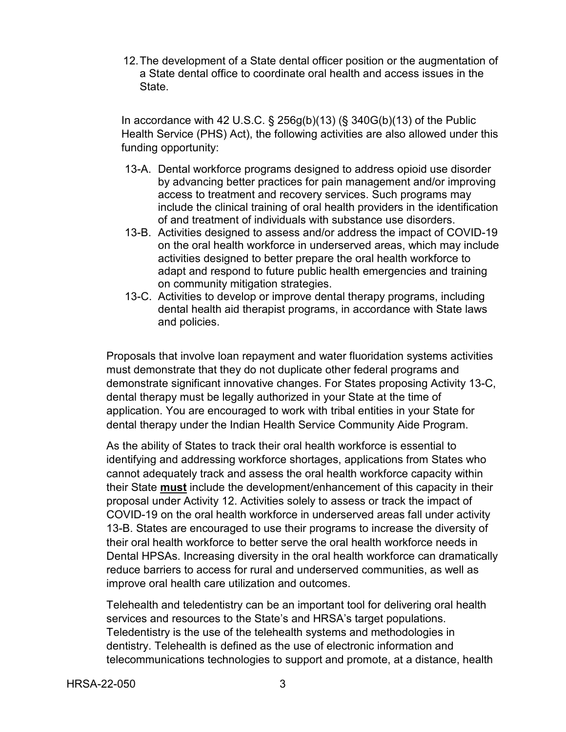12. The development of a State dental officer position or the augmentation of a State dental office to coordinate oral health and access issues in the State.

In accordance with 42 U.S.C. § 256g(b)(13) (§ 340G(b)(13) of the Public Health Service (PHS) Act), the following activities are also allowed under this funding opportunity:

- 13-A. Dental workforce programs designed to address opioid use disorder by advancing better practices for pain management and/or improving access to treatment and recovery services. Such programs may include the clinical training of oral health providers in the identification of and treatment of individuals with substance use disorders.
- 13-B. Activities designed to assess and/or address the impact of COVID-19 on the oral health workforce in underserved areas, which may include activities designed to better prepare the oral health workforce to adapt and respond to future public health emergencies and training on community mitigation strategies.
- 13-C. Activities to develop or improve dental therapy programs, including dental health aid therapist programs, in accordance with State laws and policies.

Proposals that involve loan repayment and water fluoridation systems activities must demonstrate that they do not duplicate other federal programs and demonstrate significant innovative changes. For States proposing Activity 13-C, dental therapy must be legally authorized in your State at the time of application. You are encouraged to work with tribal entities in your State for dental therapy under the Indian Health Service Community Aide Program.

As the ability of States to track their oral health workforce is essential to identifying and addressing workforce shortages, applications from States who cannot adequately track and assess the oral health workforce capacity within their State **must** include the development/enhancement of this capacity in their proposal under Activity 12. Activities solely to assess or track the impact of COVID-19 on the oral health workforce in underserved areas fall under activity 13-B. States are encouraged to use their programs to increase the diversity of their oral health workforce to better serve the oral health workforce needs in Dental HPSAs. Increasing diversity in the oral health workforce can dramatically reduce barriers to access for rural and underserved communities, as well as improve oral health care utilization and outcomes.

Telehealth and teledentistry can be an important tool for delivering oral health services and resources to the State's and HRSA's target populations. Teledentistry is the use of the telehealth systems and methodologies in dentistry. Telehealth is defined as the use of electronic information and telecommunications technologies to support and promote, at a distance, health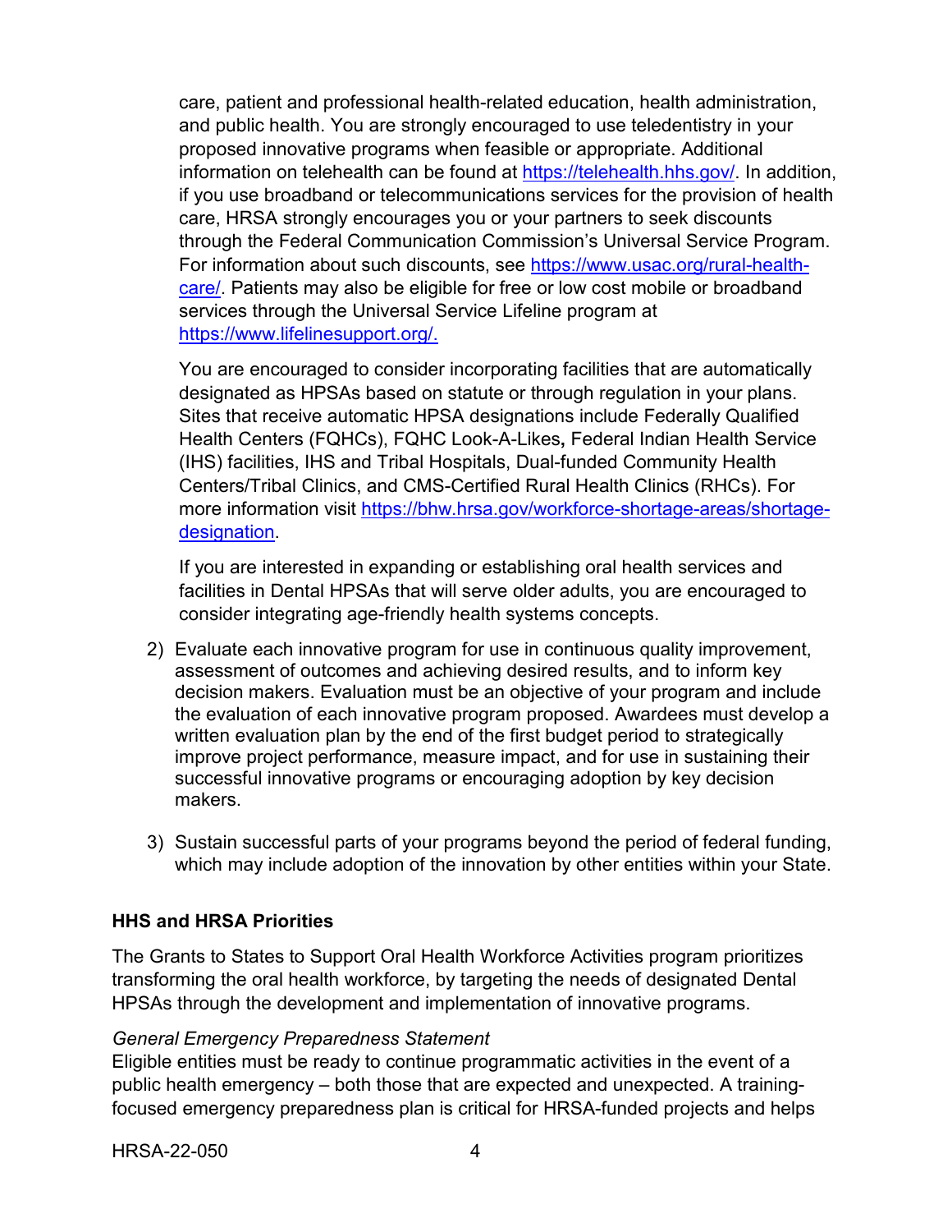care, patient and professional health-related education, health administration, and public health. You are strongly encouraged to use teledentistry in your proposed innovative programs when feasible or appropriate. Additional information on telehealth can be found at https://telehealth.hhs.gov/. In addition, if you use broadband or telecommunications services for the provision of health care, HRSA strongly encourages you or your partners to seek discounts through the Federal Communication Commission's Universal Service Program. For information about such discounts, see https://www.usac.org/rural-health-care/. Patients may also be eligible for free or low cost mobile or broadband services through the Universal Service Lifeline program at https://www.lifelinesupport.org/.

You are encouraged to consider incorporating facilities that are automatically designated as HPSAs based on statute or through regulation in your plans. Sites that receive automatic HPSA designations include Federally Qualified Health Centers (FQHCs), FQHC Look-A-Likes**,** Federal Indian Health Service (IHS) facilities, IHS and Tribal Hospitals, Dual-funded Community Health Centers/Tribal Clinics, and CMS-Certified Rural Health Clinics (RHCs). For more information visit https://bhw.hrsa.gov/workforce-shortage-areas/shortage-designation.

If you are interested in expanding or establishing oral health services and facilities in Dental HPSAs that will serve older adults, you are encouraged to consider integrating age-friendly health systems concepts.

2) Evaluate each innovative program for use in continuous quality improvement, assessment of outcomes and achieving desired results, and to inform key decision makers. Evaluation must be an objective of your program and include the evaluation of each innovative program proposed. Awardees must develop a written evaluation plan by the end of the first budget period to strategically improve project performance, measure impact, and for use in sustaining their successful innovative programs or encouraging adoption by key decision makers.

3) Sustain successful parts of your programs beyond the period of federal funding, which may include adoption of the innovation by other entities within your State.

### HHS and HRSA Priorities

The Grants to States to Support Oral Health Workforce Activities program prioritizes transforming the oral health workforce, by targeting the needs of designated Dental HPSAs through the development and implementation of innovative programs.

*General Emergency Preparedness Statement*

Eligible entities must be ready to continue programmatic activities in the event of a public health emergency – both those that are expected and unexpected. A training-focused emergency preparedness plan is critical for HRSA-funded projects and helps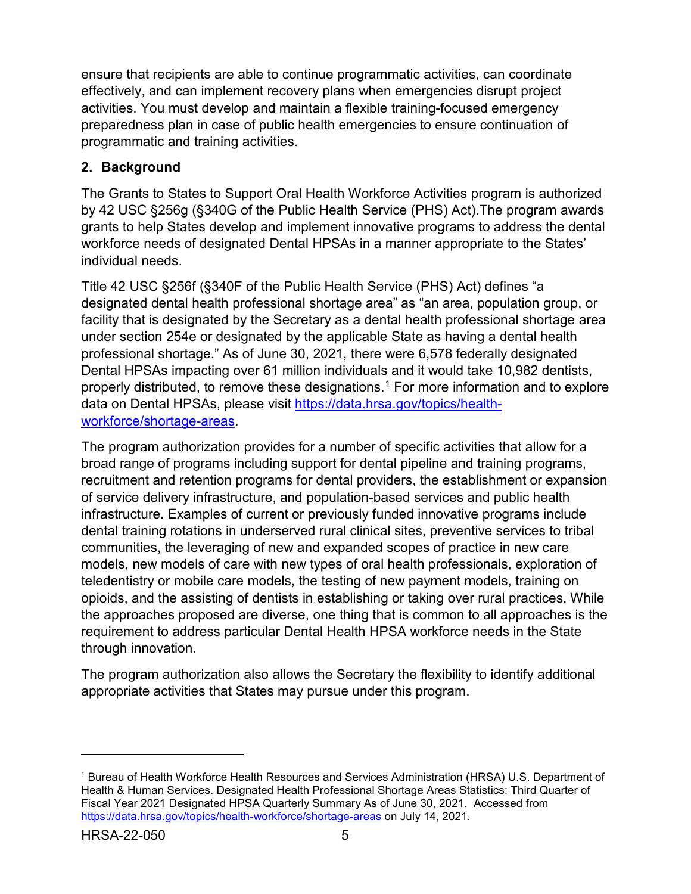ensure that recipients are able to continue programmatic activities, can coordinate effectively, and can implement recovery plans when emergencies disrupt project activities. You must develop and maintain a flexible training-focused emergency preparedness plan in case of public health emergencies to ensure continuation of programmatic and training activities.

## 2. Background

The Grants to States to Support Oral Health Workforce Activities program is authorized by 42 USC §256g (§340G of the Public Health Service (PHS) Act).The program awards grants to help States develop and implement innovative programs to address the dental workforce needs of designated Dental HPSAs in a manner appropriate to the States' individual needs.

Title 42 USC §256f (§340F of the Public Health Service (PHS) Act) defines "a designated dental health professional shortage area" as "an area, population group, or facility that is designated by the Secretary as a dental health professional shortage area under section 254e or designated by the applicable State as having a dental health professional shortage." As of June 30, 2021, there were 6,578 federally designated Dental HPSAs impacting over 61 million individuals and it would take 10,982 dentists, properly distributed, to remove these designations.[1] For more information and to explore data on Dental HPSAs, please visit [https://data.hrsa.gov/topics/health-workforce/shortage-areas](https://data.hrsa.gov/topics/health-workforce/shortage-areas).

The program authorization provides for a number of specific activities that allow for a broad range of programs including support for dental pipeline and training programs, recruitment and retention programs for dental providers, the establishment or expansion of service delivery infrastructure, and population-based services and public health infrastructure. Examples of current or previously funded innovative programs include dental training rotations in underserved rural clinical sites, preventive services to tribal communities, the leveraging of new and expanded scopes of practice in new care models, new models of care with new types of oral health professionals, exploration of teledentistry or mobile care models, the testing of new payment models, training on opioids, and the assisting of dentists in establishing or taking over rural practices. While the approaches proposed are diverse, one thing that is common to all approaches is the requirement to address particular Dental Health HPSA workforce needs in the State through innovation.

The program authorization also allows the Secretary the flexibility to identify additional appropriate activities that States may pursue under this program.

---

[1] Bureau of Health Workforce Health Resources and Services Administration (HRSA) U.S. Department of Health & Human Services. Designated Health Professional Shortage Areas Statistics: Third Quarter of Fiscal Year 2021 Designated HPSA Quarterly Summary As of June 30, 2021. Accessed from [https://data.hrsa.gov/topics/health-workforce/shortage-areas](https://data.hrsa.gov/topics/health-workforce/shortage-areas) on July 14, 2021.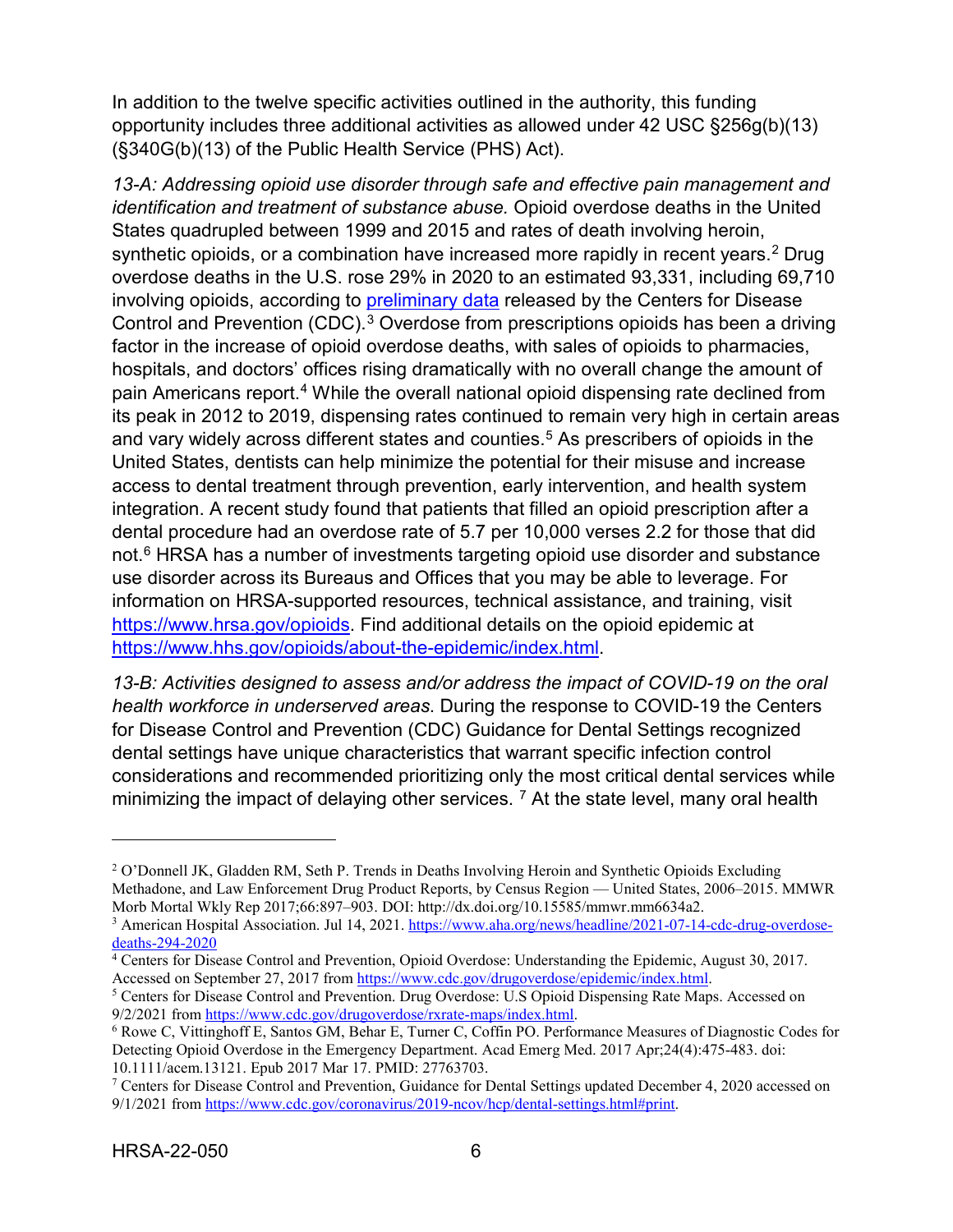In addition to the twelve specific activities outlined in the authority, this funding opportunity includes three additional activities as allowed under 42 USC §256g(b)(13) (§340G(b)(13) of the Public Health Service (PHS) Act).

*13-A: Addressing opioid use disorder through safe and effective pain management and identification and treatment of substance abuse.* Opioid overdose deaths in the United States quadrupled between 1999 and 2015 and rates of death involving heroin, synthetic opioids, or a combination have increased more rapidly in recent years.[2] Drug overdose deaths in the U.S. rose 29% in 2020 to an estimated 93,331, including 69,710 involving opioids, according to [preliminary data](https://www.aha.org/news/headline/2021-07-14-cdc-drug-overdose-deaths-294-2020) released by the Centers for Disease Control and Prevention (CDC).[3] Overdose from prescriptions opioids has been a driving factor in the increase of opioid overdose deaths, with sales of opioids to pharmacies, hospitals, and doctors' offices rising dramatically with no overall change the amount of pain Americans report.[4] While the overall national opioid dispensing rate declined from its peak in 2012 to 2019, dispensing rates continued to remain very high in certain areas and vary widely across different states and counties.[5] As prescribers of opioids in the United States, dentists can help minimize the potential for their misuse and increase access to dental treatment through prevention, early intervention, and health system integration. A recent study found that patients that filled an opioid prescription after a dental procedure had an overdose rate of 5.7 per 10,000 verses 2.2 for those that did not.[6] HRSA has a number of investments targeting opioid use disorder and substance use disorder across its Bureaus and Offices that you may be able to leverage. For information on HRSA-supported resources, technical assistance, and training, visit https://www.hrsa.gov/opioids. Find additional details on the opioid epidemic at https://www.hhs.gov/opioids/about-the-epidemic/index.html.

*13-B: Activities designed to assess and/or address the impact of COVID-19 on the oral health workforce in underserved areas.* During the response to COVID-19 the Centers for Disease Control and Prevention (CDC) Guidance for Dental Settings recognized dental settings have unique characteristics that warrant specific infection control considerations and recommended prioritizing only the most critical dental services while minimizing the impact of delaying other services.[7] At the state level, many oral health

---

[2] O'Donnell JK, Gladden RM, Seth P. Trends in Deaths Involving Heroin and Synthetic Opioids Excluding Methadone, and Law Enforcement Drug Product Reports, by Census Region — United States, 2006–2015. MMWR Morb Mortal Wkly Rep 2017;66:897–903. DOI: http://dx.doi.org/10.15585/mmwr.mm6634a2.

[3] American Hospital Association. Jul 14, 2021. https://www.aha.org/news/headline/2021-07-14-cdc-drug-overdose-deaths-294-2020

[4] Centers for Disease Control and Prevention, Opioid Overdose: Understanding the Epidemic, August 30, 2017. Accessed on September 27, 2017 from https://www.cdc.gov/drugoverdose/epidemic/index.html.

[5] Centers for Disease Control and Prevention. Drug Overdose: U.S Opioid Dispensing Rate Maps. Accessed on 9/2/2021 from https://www.cdc.gov/drugoverdose/rxrate-maps/index.html.

[6] Rowe C, Vittinghoff E, Santos GM, Behar E, Turner C, Coffin PO. Performance Measures of Diagnostic Codes for Detecting Opioid Overdose in the Emergency Department. Acad Emerg Med. 2017 Apr;24(4):475-483. doi: 10.1111/acem.13121. Epub 2017 Mar 17. PMID: 27763703.

[7] Centers for Disease Control and Prevention, Guidance for Dental Settings updated December 4, 2020 accessed on 9/1/2021 from https://www.cdc.gov/coronavirus/2019-ncov/hcp/dental-settings.html#print.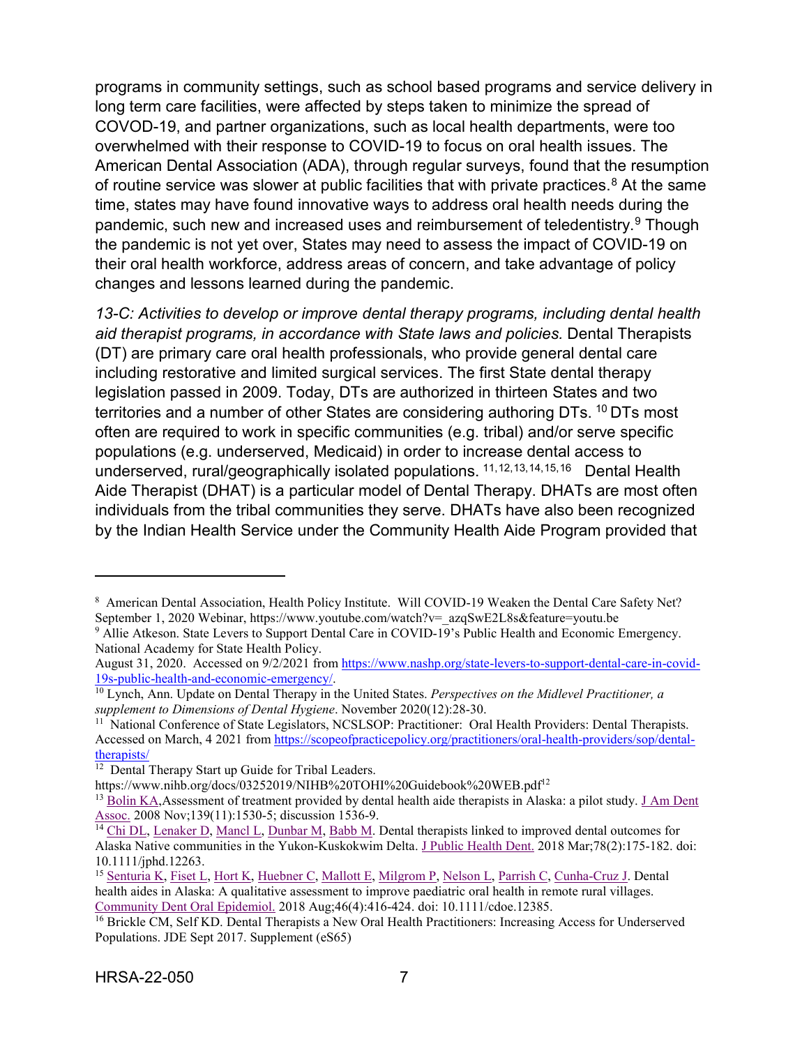programs in community settings, such as school based programs and service delivery in long term care facilities, were affected by steps taken to minimize the spread of COVOD-19, and partner organizations, such as local health departments, were too overwhelmed with their response to COVID-19 to focus on oral health issues. The American Dental Association (ADA), through regular surveys, found that the resumption of routine service was slower at public facilities that with private practices.[8] At the same time, states may have found innovative ways to address oral health needs during the pandemic, such new and increased uses and reimbursement of teledentistry.[9] Though the pandemic is not yet over, States may need to assess the impact of COVID-19 on their oral health workforce, address areas of concern, and take advantage of policy changes and lessons learned during the pandemic.

*13-C: Activities to develop or improve dental therapy programs, including dental health aid therapist programs, in accordance with State laws and policies.* Dental Therapists (DT) are primary care oral health professionals, who provide general dental care including restorative and limited surgical services. The first State dental therapy legislation passed in 2009. Today, DTs are authorized in thirteen States and two territories and a number of other States are considering authoring DTs. [10] DTs most often are required to work in specific communities (e.g. tribal) and/or serve specific populations (e.g. underserved, Medicaid) in order to increase dental access to underserved, rural/geographically isolated populations. [11,12,13,14,15,16] Dental Health Aide Therapist (DHAT) is a particular model of Dental Therapy. DHATs are most often individuals from the tribal communities they serve. DHATs have also been recognized by the Indian Health Service under the Community Health Aide Program provided that

---

[8] American Dental Association, Health Policy Institute. Will COVID-19 Weaken the Dental Care Safety Net? September 1, 2020 Webinar, https://www.youtube.com/watch?v=_azqSwE2L8s&feature=youtu.be

[9] Allie Atkeson. State Levers to Support Dental Care in COVID-19's Public Health and Economic Emergency. National Academy for State Health Policy. August 31, 2020. Accessed on 9/2/2021 from https://www.nashp.org/state-levers-to-support-dental-care-in-covid-19s-public-health-and-economic-emergency/.

[10] Lynch, Ann. Update on Dental Therapy in the United States. *Perspectives on the Midlevel Practitioner, a supplement to Dimensions of Dental Hygiene*. November 2020(12):28-30.

[11] National Conference of State Legislators, NCSLSOP: Practitioner: Oral Health Providers: Dental Therapists. Accessed on March, 4 2021 from https://scopeofpracticepolicy.org/practitioners/oral-health-providers/sop/dental-therapists/

[12] Dental Therapy Start up Guide for Tribal Leaders. https://www.nihb.org/docs/03252019/NIHB%20TOHI%20Guidebook%20WEB.pdf[12]

[13] Bolin KA, Assessment of treatment provided by dental health aide therapists in Alaska: a pilot study. J Am Dent Assoc. 2008 Nov;139(11):1530-5; discussion 1536-9.

[14] Chi DL, Lenaker D, Mancl L, Dunbar M, Babb M. Dental therapists linked to improved dental outcomes for Alaska Native communities in the Yukon-Kuskokwim Delta. J Public Health Dent. 2018 Mar;78(2):175-182. doi: 10.1111/jphd.12263.

[15] Senturia K, Fiset L, Hort K, Huebner C, Mallott E, Milgrom P, Nelson L, Parrish C, Cunha-Cruz J. Dental health aides in Alaska: A qualitative assessment to improve paediatric oral health in remote rural villages. Community Dent Oral Epidemiol. 2018 Aug;46(4):416-424. doi: 10.1111/cdoe.12385.

[16] Brickle CM, Self KD. Dental Therapists a New Oral Health Practitioners: Increasing Access for Underserved Populations. JDE Sept 2017. Supplement (eS65)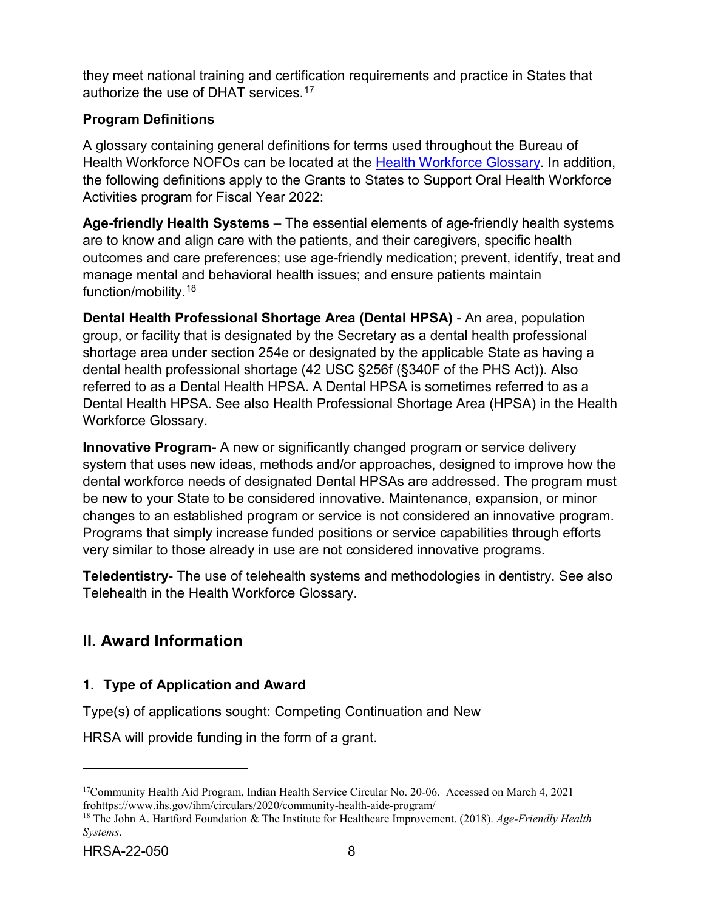they meet national training and certification requirements and practice in States that authorize the use of DHAT services.[17]

### Program Definitions

A glossary containing general definitions for terms used throughout the Bureau of Health Workforce NOFOs can be located at the [Health Workforce Glossary](). In addition, the following definitions apply to the Grants to States to Support Oral Health Workforce Activities program for Fiscal Year 2022:

**Age-friendly Health Systems** – The essential elements of age-friendly health systems are to know and align care with the patients, and their caregivers, specific health outcomes and care preferences; use age-friendly medication; prevent, identify, treat and manage mental and behavioral health issues; and ensure patients maintain function/mobility.[18]

**Dental Health Professional Shortage Area (Dental HPSA)** - An area, population group, or facility that is designated by the Secretary as a dental health professional shortage area under section 254e or designated by the applicable State as having a dental health professional shortage (42 USC §256f (§340F of the PHS Act)). Also referred to as a Dental Health HPSA. A Dental HPSA is sometimes referred to as a Dental Health HPSA. See also Health Professional Shortage Area (HPSA) in the Health Workforce Glossary.

**Innovative Program-** A new or significantly changed program or service delivery system that uses new ideas, methods and/or approaches, designed to improve how the dental workforce needs of designated Dental HPSAs are addressed. The program must be new to your State to be considered innovative. Maintenance, expansion, or minor changes to an established program or service is not considered an innovative program. Programs that simply increase funded positions or service capabilities through efforts very similar to those already in use are not considered innovative programs.

**Teledentistry**- The use of telehealth systems and methodologies in dentistry. See also Telehealth in the Health Workforce Glossary.

## II. Award Information

### 1. Type of Application and Award

Type(s) of applications sought: Competing Continuation and New

HRSA will provide funding in the form of a grant.

---

[17]Community Health Aid Program, Indian Health Service Circular No. 20-06. Accessed on March 4, 2021 frohttps://www.ihs.gov/ihm/circulars/2020/community-health-aide-program/

[18] The John A. Hartford Foundation & The Institute for Healthcare Improvement. (2018). *Age-Friendly Health Systems*.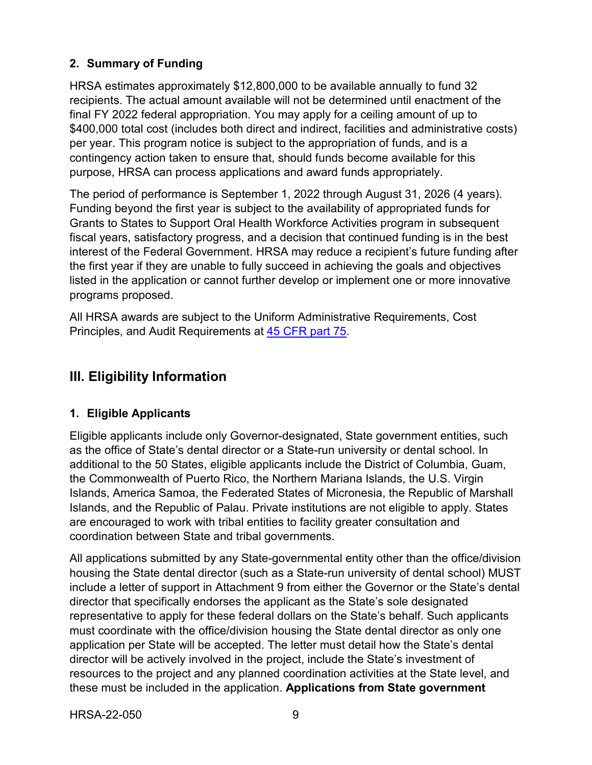### 2. Summary of Funding

HRSA estimates approximately $12,800,000 to be available annually to fund 32 recipients. The actual amount available will not be determined until enactment of the final FY 2022 federal appropriation. You may apply for a ceiling amount of up to $400,000 total cost (includes both direct and indirect, facilities and administrative costs) per year. This program notice is subject to the appropriation of funds, and is a contingency action taken to ensure that, should funds become available for this purpose, HRSA can process applications and award funds appropriately.

The period of performance is September 1, 2022 through August 31, 2026 (4 years). Funding beyond the first year is subject to the availability of appropriated funds for Grants to States to Support Oral Health Workforce Activities program in subsequent fiscal years, satisfactory progress, and a decision that continued funding is in the best interest of the Federal Government. HRSA may reduce a recipient's future funding after the first year if they are unable to fully succeed in achieving the goals and objectives listed in the application or cannot further develop or implement one or more innovative programs proposed.

All HRSA awards are subject to the Uniform Administrative Requirements, Cost Principles, and Audit Requirements at [45 CFR part 75](https://www.ecfr.gov/cgi-bin/retrieveECFR?gp=1&SID=4d52364ec83fab994c665943dadf9cf7&ty=HTML&h=L&r=PART&n=pt45.1.75).

## III. Eligibility Information

### 1. Eligible Applicants

Eligible applicants include only Governor-designated, State government entities, such as the office of State's dental director or a State-run university or dental school. In additional to the 50 States, eligible applicants include the District of Columbia, Guam, the Commonwealth of Puerto Rico, the Northern Mariana Islands, the U.S. Virgin Islands, America Samoa, the Federated States of Micronesia, the Republic of Marshall Islands, and the Republic of Palau. Private institutions are not eligible to apply. States are encouraged to work with tribal entities to facility greater consultation and coordination between State and tribal governments.

All applications submitted by any State-governmental entity other than the office/division housing the State dental director (such as a State-run university of dental school) MUST include a letter of support in Attachment 9 from either the Governor or the State's dental director that specifically endorses the applicant as the State's sole designated representative to apply for these federal dollars on the State's behalf. Such applicants must coordinate with the office/division housing the State dental director as only one application per State will be accepted. The letter must detail how the State's dental director will be actively involved in the project, include the State's investment of resources to the project and any planned coordination activities at the State level, and these must be included in the application. **Applications from State government**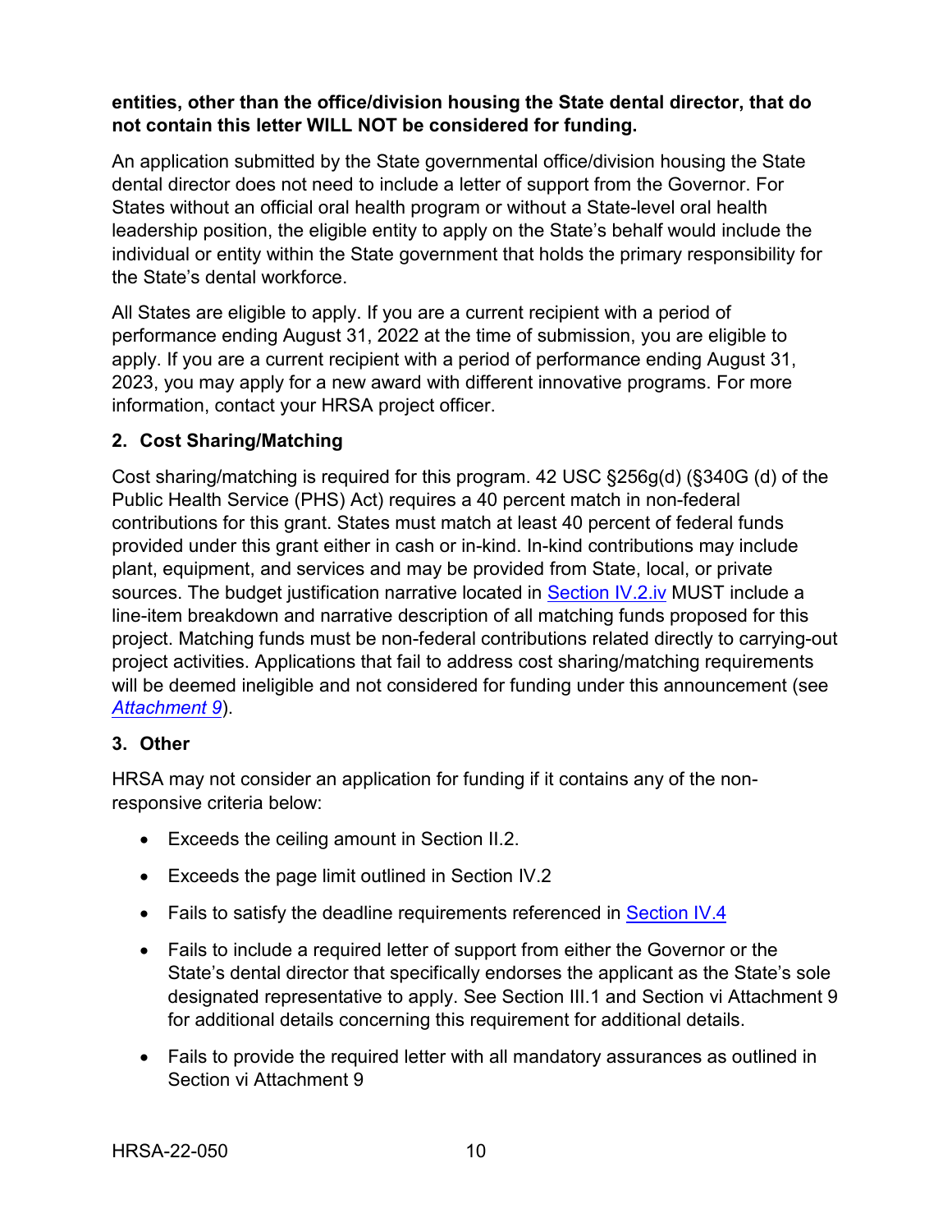**entities, other than the office/division housing the State dental director, that do not contain this letter WILL NOT be considered for funding.**

An application submitted by the State governmental office/division housing the State dental director does not need to include a letter of support from the Governor. For States without an official oral health program or without a State-level oral health leadership position, the eligible entity to apply on the State's behalf would include the individual or entity within the State government that holds the primary responsibility for the State's dental workforce.

All States are eligible to apply. If you are a current recipient with a period of performance ending August 31, 2022 at the time of submission, you are eligible to apply. If you are a current recipient with a period of performance ending August 31, 2023, you may apply for a new award with different innovative programs. For more information, contact your HRSA project officer.

### 2. Cost Sharing/Matching

Cost sharing/matching is required for this program. 42 USC §256g(d) (§340G (d) of the Public Health Service (PHS) Act) requires a 40 percent match in non-federal contributions for this grant. States must match at least 40 percent of federal funds provided under this grant either in cash or in-kind. In-kind contributions may include plant, equipment, and services and may be provided from State, local, or private sources. The budget justification narrative located in Section IV.2.iv MUST include a line-item breakdown and narrative description of all matching funds proposed for this project. Matching funds must be non-federal contributions related directly to carrying-out project activities. Applications that fail to address cost sharing/matching requirements will be deemed ineligible and not considered for funding under this announcement (see *Attachment 9*).

### 3. Other

HRSA may not consider an application for funding if it contains any of the non-responsive criteria below:

- Exceeds the ceiling amount in Section II.2.
- Exceeds the page limit outlined in Section IV.2
- Fails to satisfy the deadline requirements referenced in Section IV.4
- Fails to include a required letter of support from either the Governor or the State's dental director that specifically endorses the applicant as the State's sole designated representative to apply. See Section III.1 and Section vi Attachment 9 for additional details concerning this requirement for additional details.
- Fails to provide the required letter with all mandatory assurances as outlined in Section vi Attachment 9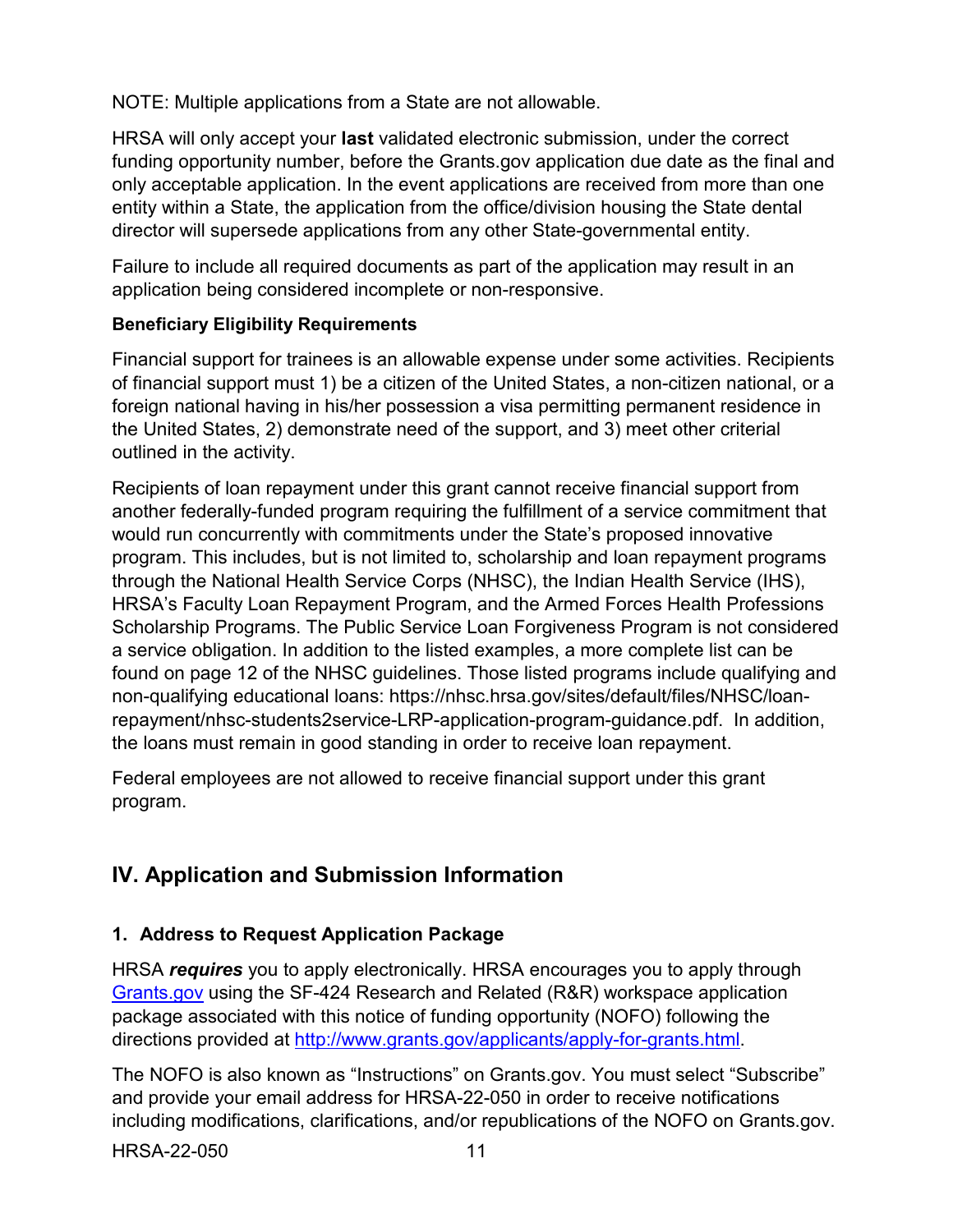NOTE: Multiple applications from a State are not allowable.

HRSA will only accept your **last** validated electronic submission, under the correct funding opportunity number, before the Grants.gov application due date as the final and only acceptable application. In the event applications are received from more than one entity within a State, the application from the office/division housing the State dental director will supersede applications from any other State-governmental entity.

Failure to include all required documents as part of the application may result in an application being considered incomplete or non-responsive.

**Beneficiary Eligibility Requirements**

Financial support for trainees is an allowable expense under some activities. Recipients of financial support must 1) be a citizen of the United States, a non-citizen national, or a foreign national having in his/her possession a visa permitting permanent residence in the United States, 2) demonstrate need of the support, and 3) meet other criterial outlined in the activity.

Recipients of loan repayment under this grant cannot receive financial support from another federally-funded program requiring the fulfillment of a service commitment that would run concurrently with commitments under the State's proposed innovative program. This includes, but is not limited to, scholarship and loan repayment programs through the National Health Service Corps (NHSC), the Indian Health Service (IHS), HRSA's Faculty Loan Repayment Program, and the Armed Forces Health Professions Scholarship Programs. The Public Service Loan Forgiveness Program is not considered a service obligation. In addition to the listed examples, a more complete list can be found on page 12 of the NHSC guidelines. Those listed programs include qualifying and non-qualifying educational loans: https://nhsc.hrsa.gov/sites/default/files/NHSC/loan-repayment/nhsc-students2service-LRP-application-program-guidance.pdf. In addition, the loans must remain in good standing in order to receive loan repayment.

Federal employees are not allowed to receive financial support under this grant program.

## IV. Application and Submission Information

### 1. Address to Request Application Package

HRSA ***requires*** you to apply electronically. HRSA encourages you to apply through [Grants.gov](http://www.grants.gov) using the SF-424 Research and Related (R&R) workspace application package associated with this notice of funding opportunity (NOFO) following the directions provided at [http://www.grants.gov/applicants/apply-for-grants.html](http://www.grants.gov/applicants/apply-for-grants.html).

The NOFO is also known as "Instructions" on Grants.gov. You must select "Subscribe" and provide your email address for HRSA-22-050 in order to receive notifications including modifications, clarifications, and/or republications of the NOFO on Grants.gov.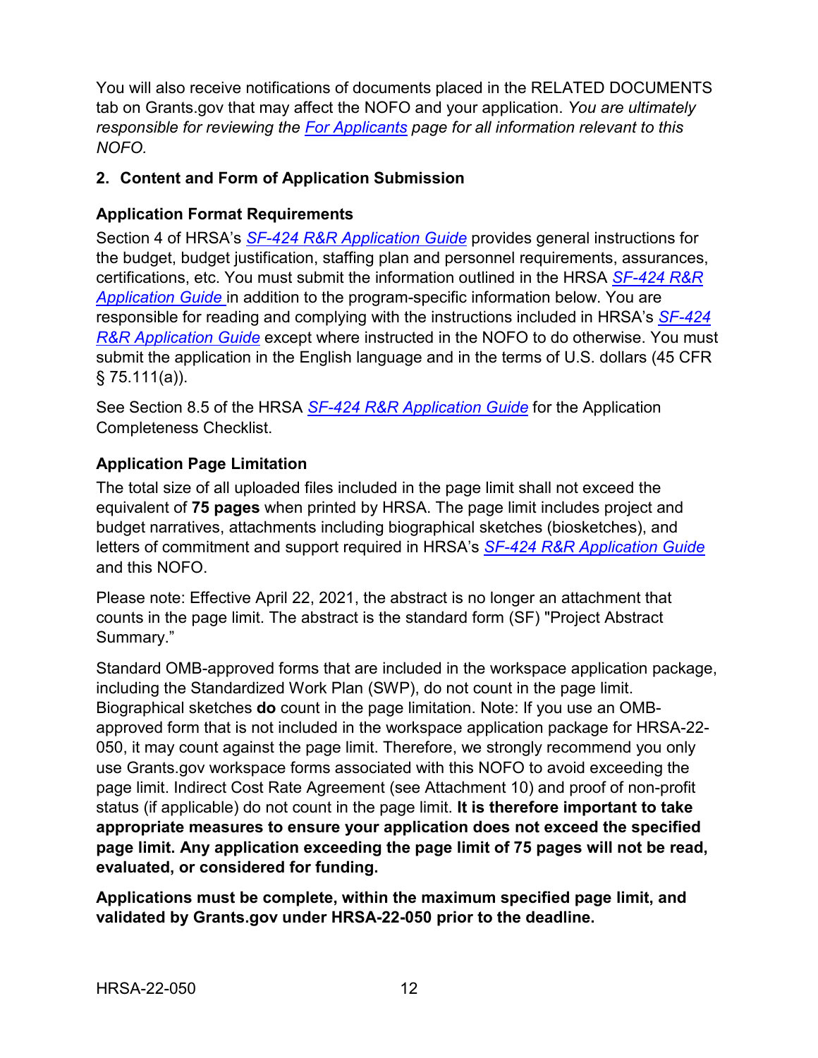You will also receive notifications of documents placed in the RELATED DOCUMENTS tab on Grants.gov that may affect the NOFO and your application. *You are ultimately responsible for reviewing the [For Applicants](#) page for all information relevant to this NOFO.*

### 2. Content and Form of Application Submission

**Application Format Requirements**

Section 4 of HRSA's [*SF-424 R&R Application Guide*](#) provides general instructions for the budget, budget justification, staffing plan and personnel requirements, assurances, certifications, etc. You must submit the information outlined in the HRSA [*SF-424 R&R Application Guide*](#) in addition to the program-specific information below. You are responsible for reading and complying with the instructions included in HRSA's [*SF-424 R&R Application Guide*](#) except where instructed in the NOFO to do otherwise. You must submit the application in the English language and in the terms of U.S. dollars (45 CFR § 75.111(a)).

See Section 8.5 of the HRSA [*SF-424 R&R Application Guide*](#) for the Application Completeness Checklist.

**Application Page Limitation**

The total size of all uploaded files included in the page limit shall not exceed the equivalent of **75 pages** when printed by HRSA. The page limit includes project and budget narratives, attachments including biographical sketches (biosketches), and letters of commitment and support required in HRSA's [*SF-424 R&R Application Guide*](#) and this NOFO.

Please note: Effective April 22, 2021, the abstract is no longer an attachment that counts in the page limit. The abstract is the standard form (SF) "Project Abstract Summary."

Standard OMB-approved forms that are included in the workspace application package, including the Standardized Work Plan (SWP), do not count in the page limit. Biographical sketches **do** count in the page limitation. Note: If you use an OMB-approved form that is not included in the workspace application package for HRSA-22-050, it may count against the page limit. Therefore, we strongly recommend you only use Grants.gov workspace forms associated with this NOFO to avoid exceeding the page limit. Indirect Cost Rate Agreement (see Attachment 10) and proof of non-profit status (if applicable) do not count in the page limit. **It is therefore important to take appropriate measures to ensure your application does not exceed the specified page limit. Any application exceeding the page limit of 75 pages will not be read, evaluated, or considered for funding.**

**Applications must be complete, within the maximum specified page limit, and validated by Grants.gov under HRSA-22-050 prior to the deadline.**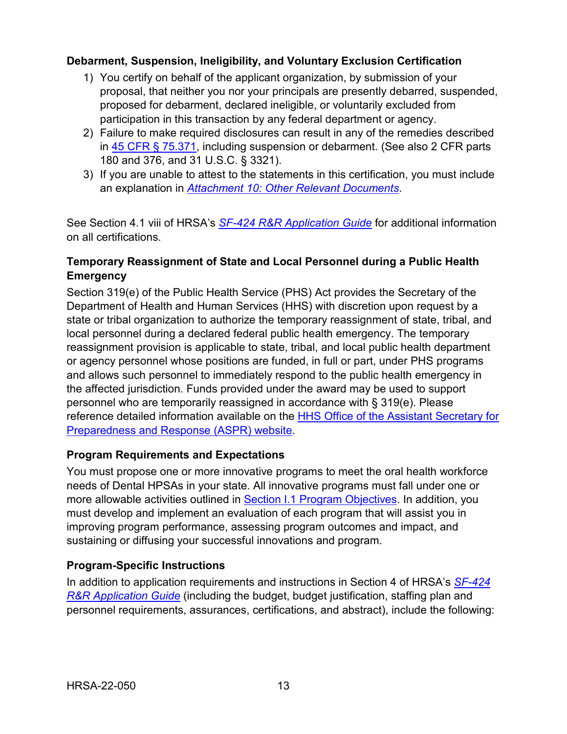**Debarment, Suspension, Ineligibility, and Voluntary Exclusion Certification**

1) You certify on behalf of the applicant organization, by submission of your proposal, that neither you nor your principals are presently debarred, suspended, proposed for debarment, declared ineligible, or voluntarily excluded from participation in this transaction by any federal department or agency.
2) Failure to make required disclosures can result in any of the remedies described in 45 CFR § 75.371, including suspension or debarment. (See also 2 CFR parts 180 and 376, and 31 U.S.C. § 3321).
3) If you are unable to attest to the statements in this certification, you must include an explanation in *Attachment 10: Other Relevant Documents*.

See Section 4.1 viii of HRSA's *SF-424 R&R Application Guide* for additional information on all certifications.

**Temporary Reassignment of State and Local Personnel during a Public Health Emergency**

Section 319(e) of the Public Health Service (PHS) Act provides the Secretary of the Department of Health and Human Services (HHS) with discretion upon request by a state or tribal organization to authorize the temporary reassignment of state, tribal, and local personnel during a declared federal public health emergency. The temporary reassignment provision is applicable to state, tribal, and local public health department or agency personnel whose positions are funded, in full or part, under PHS programs and allows such personnel to immediately respond to the public health emergency in the affected jurisdiction. Funds provided under the award may be used to support personnel who are temporarily reassigned in accordance with § 319(e). Please reference detailed information available on the HHS Office of the Assistant Secretary for Preparedness and Response (ASPR) website.

### Program Requirements and Expectations

You must propose one or more innovative programs to meet the oral health workforce needs of Dental HPSAs in your state. All innovative programs must fall under one or more allowable activities outlined in Section I.1 Program Objectives. In addition, you must develop and implement an evaluation of each program that will assist you in improving program performance, assessing program outcomes and impact, and sustaining or diffusing your successful innovations and program.

### Program-Specific Instructions

In addition to application requirements and instructions in Section 4 of HRSA's *SF-424 R&R Application Guide* (including the budget, budget justification, staffing plan and personnel requirements, assurances, certifications, and abstract), include the following: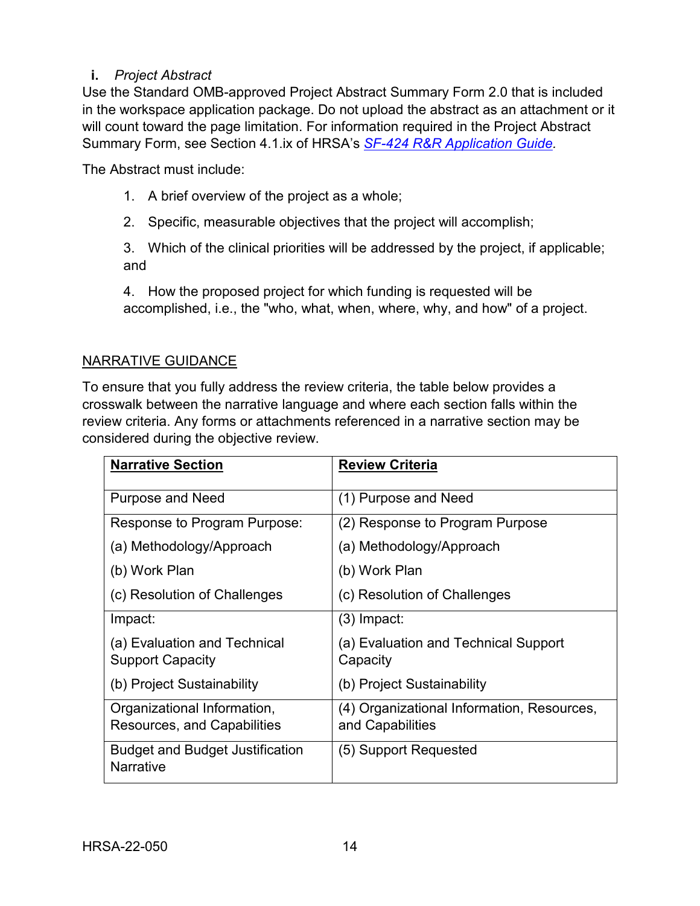**i.** *Project Abstract*

Use the Standard OMB-approved Project Abstract Summary Form 2.0 that is included in the workspace application package. Do not upload the abstract as an attachment or it will count toward the page limitation. For information required in the Project Abstract Summary Form, see Section 4.1.ix of HRSA's [*SF-424 R&R Application Guide*](#).

The Abstract must include:

1. A brief overview of the project as a whole;
2. Specific, measurable objectives that the project will accomplish;
3. Which of the clinical priorities will be addressed by the project, if applicable; and
4. How the proposed project for which funding is requested will be accomplished, i.e., the "who, what, when, where, why, and how" of a project.

NARRATIVE GUIDANCE

To ensure that you fully address the review criteria, the table below provides a crosswalk between the narrative language and where each section falls within the review criteria. Any forms or attachments referenced in a narrative section may be considered during the objective review.

| **Narrative Section** | **Review Criteria** |
|---|---|
| Purpose and Need | (1) Purpose and Need |
| Response to Program Purpose:<br>(a) Methodology/Approach<br>(b) Work Plan<br>(c) Resolution of Challenges | (2) Response to Program Purpose<br>(a) Methodology/Approach<br>(b) Work Plan<br>(c) Resolution of Challenges |
| Impact:<br>(a) Evaluation and Technical Support Capacity<br>(b) Project Sustainability | (3) Impact:<br>(a) Evaluation and Technical Support Capacity<br>(b) Project Sustainability |
| Organizational Information, Resources, and Capabilities | (4) Organizational Information, Resources, and Capabilities |
| Budget and Budget Justification Narrative | (5) Support Requested |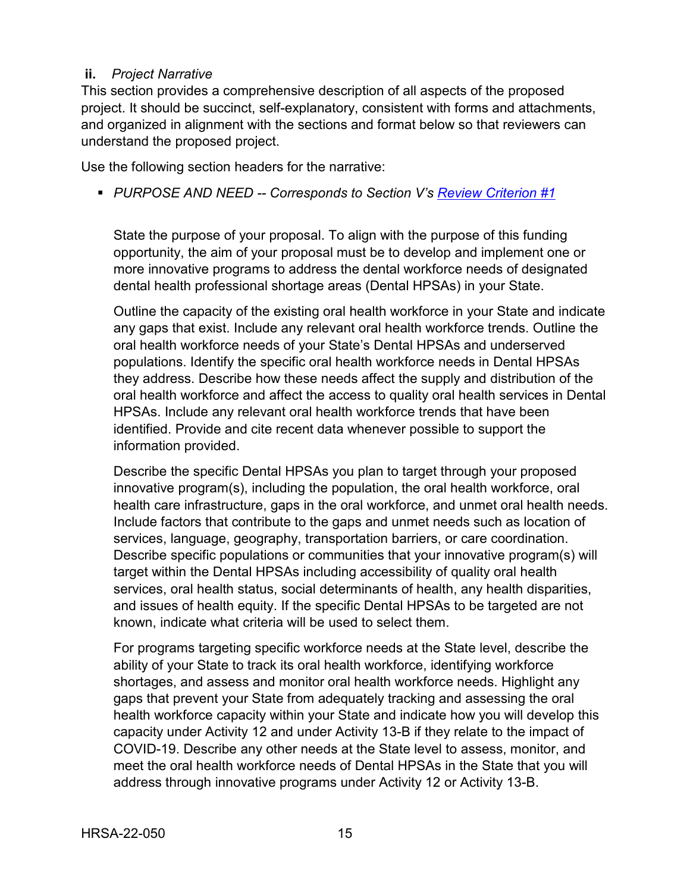**ii.** *Project Narrative*

This section provides a comprehensive description of all aspects of the proposed project. It should be succinct, self-explanatory, consistent with forms and attachments, and organized in alignment with the sections and format below so that reviewers can understand the proposed project.

Use the following section headers for the narrative:

- *PURPOSE AND NEED -- Corresponds to Section V's [Review Criterion #1](#)*

  State the purpose of your proposal. To align with the purpose of this funding opportunity, the aim of your proposal must be to develop and implement one or more innovative programs to address the dental workforce needs of designated dental health professional shortage areas (Dental HPSAs) in your State.

  Outline the capacity of the existing oral health workforce in your State and indicate any gaps that exist. Include any relevant oral health workforce trends. Outline the oral health workforce needs of your State's Dental HPSAs and underserved populations. Identify the specific oral health workforce needs in Dental HPSAs they address. Describe how these needs affect the supply and distribution of the oral health workforce and affect the access to quality oral health services in Dental HPSAs. Include any relevant oral health workforce trends that have been identified. Provide and cite recent data whenever possible to support the information provided.

  Describe the specific Dental HPSAs you plan to target through your proposed innovative program(s), including the population, the oral health workforce, oral health care infrastructure, gaps in the oral workforce, and unmet oral health needs. Include factors that contribute to the gaps and unmet needs such as location of services, language, geography, transportation barriers, or care coordination. Describe specific populations or communities that your innovative program(s) will target within the Dental HPSAs including accessibility of quality oral health services, oral health status, social determinants of health, any health disparities, and issues of health equity. If the specific Dental HPSAs to be targeted are not known, indicate what criteria will be used to select them.

  For programs targeting specific workforce needs at the State level, describe the ability of your State to track its oral health workforce, identifying workforce shortages, and assess and monitor oral health workforce needs. Highlight any gaps that prevent your State from adequately tracking and assessing the oral health workforce capacity within your State and indicate how you will develop this capacity under Activity 12 and under Activity 13-B if they relate to the impact of COVID-19. Describe any other needs at the State level to assess, monitor, and meet the oral health workforce needs of Dental HPSAs in the State that you will address through innovative programs under Activity 12 or Activity 13-B.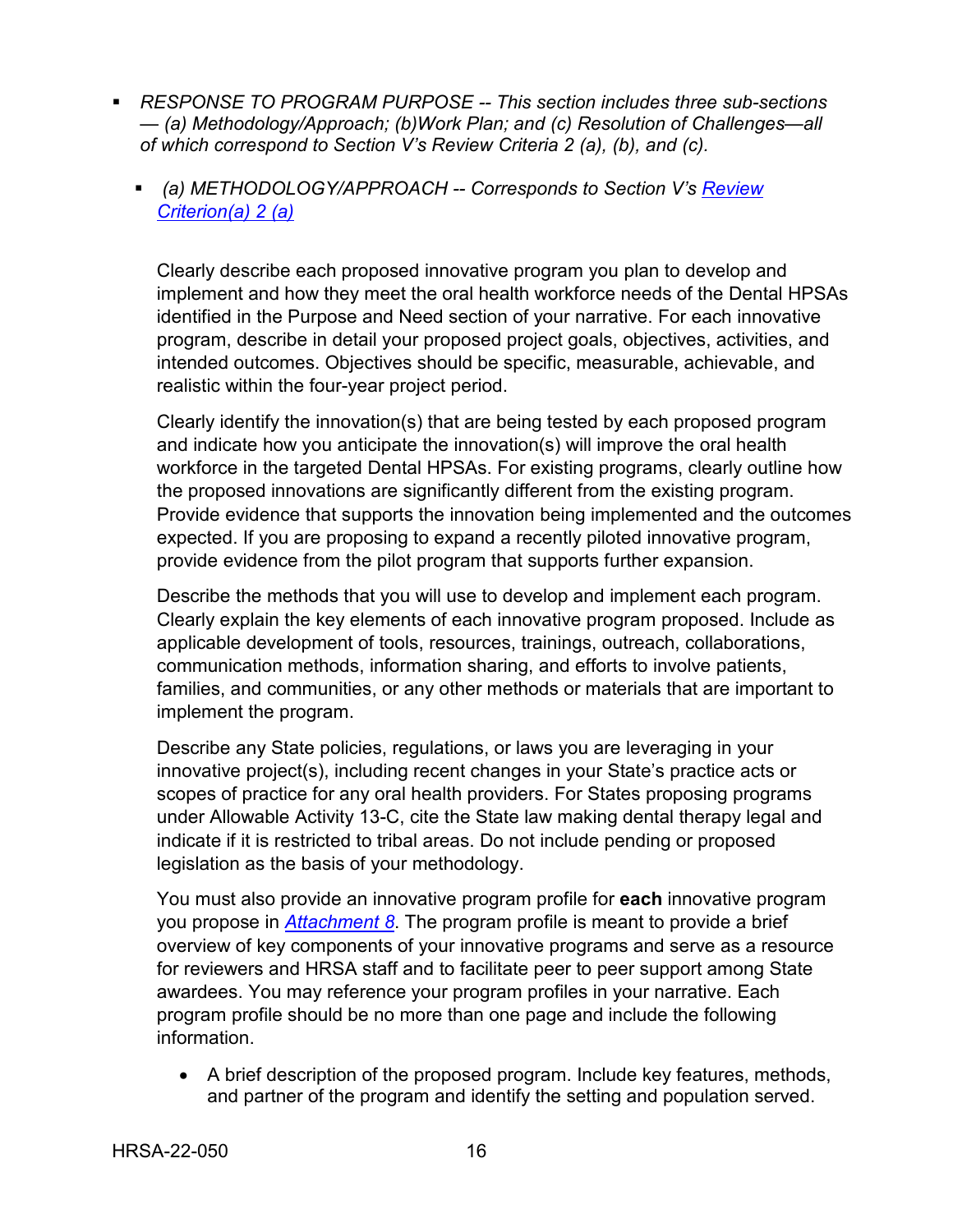- *RESPONSE TO PROGRAM PURPOSE -- This section includes three sub-sections — (a) Methodology/Approach; (b)Work Plan; and (c) Resolution of Challenges—all of which correspond to Section V's Review Criteria 2 (a), (b), and (c).*

  - *(a) METHODOLOGY/APPROACH -- Corresponds to Section V's [Review Criterion(a) 2 (a)](#)*

    Clearly describe each proposed innovative program you plan to develop and implement and how they meet the oral health workforce needs of the Dental HPSAs identified in the Purpose and Need section of your narrative. For each innovative program, describe in detail your proposed project goals, objectives, activities, and intended outcomes. Objectives should be specific, measurable, achievable, and realistic within the four-year project period.

    Clearly identify the innovation(s) that are being tested by each proposed program and indicate how you anticipate the innovation(s) will improve the oral health workforce in the targeted Dental HPSAs. For existing programs, clearly outline how the proposed innovations are significantly different from the existing program. Provide evidence that supports the innovation being implemented and the outcomes expected. If you are proposing to expand a recently piloted innovative program, provide evidence from the pilot program that supports further expansion.

    Describe the methods that you will use to develop and implement each program. Clearly explain the key elements of each innovative program proposed. Include as applicable development of tools, resources, trainings, outreach, collaborations, communication methods, information sharing, and efforts to involve patients, families, and communities, or any other methods or materials that are important to implement the program.

    Describe any State policies, regulations, or laws you are leveraging in your innovative project(s), including recent changes in your State's practice acts or scopes of practice for any oral health providers. For States proposing programs under Allowable Activity 13-C, cite the State law making dental therapy legal and indicate if it is restricted to tribal areas. Do not include pending or proposed legislation as the basis of your methodology.

    You must also provide an innovative program profile for **each** innovative program you propose in [*Attachment 8*](#). The program profile is meant to provide a brief overview of key components of your innovative programs and serve as a resource for reviewers and HRSA staff and to facilitate peer to peer support among State awardees. You may reference your program profiles in your narrative. Each program profile should be no more than one page and include the following information.

    - A brief description of the proposed program. Include key features, methods, and partner of the program and identify the setting and population served.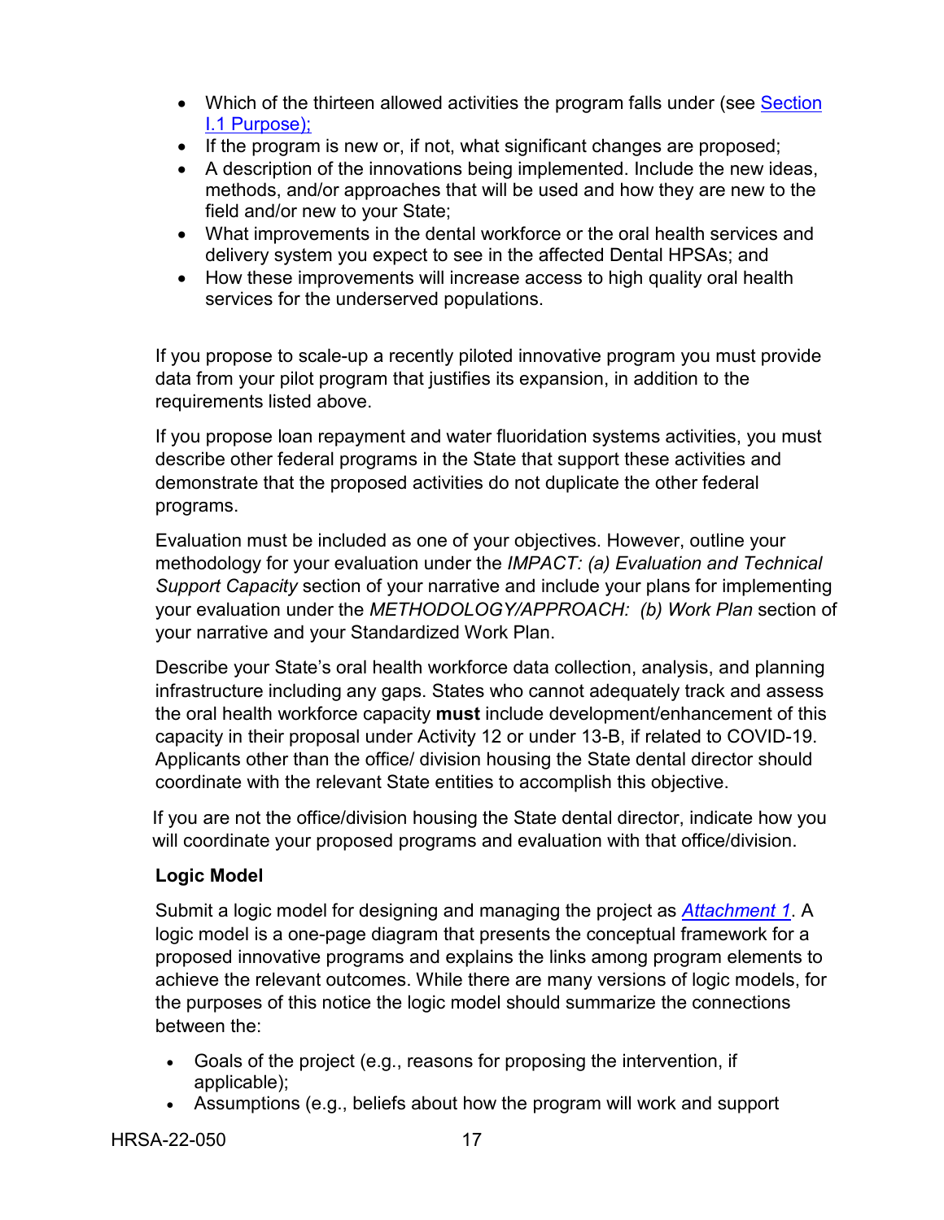- Which of the thirteen allowed activities the program falls under (see [Section I.1 Purpose);]()
- If the program is new or, if not, what significant changes are proposed;
- A description of the innovations being implemented. Include the new ideas, methods, and/or approaches that will be used and how they are new to the field and/or new to your State;
- What improvements in the dental workforce or the oral health services and delivery system you expect to see in the affected Dental HPSAs; and
- How these improvements will increase access to high quality oral health services for the underserved populations.

If you propose to scale-up a recently piloted innovative program you must provide data from your pilot program that justifies its expansion, in addition to the requirements listed above.

If you propose loan repayment and water fluoridation systems activities, you must describe other federal programs in the State that support these activities and demonstrate that the proposed activities do not duplicate the other federal programs.

Evaluation must be included as one of your objectives. However, outline your methodology for your evaluation under the *IMPACT: (a) Evaluation and Technical Support Capacity* section of your narrative and include your plans for implementing your evaluation under the *METHODOLOGY/APPROACH: (b) Work Plan* section of your narrative and your Standardized Work Plan.

Describe your State's oral health workforce data collection, analysis, and planning infrastructure including any gaps. States who cannot adequately track and assess the oral health workforce capacity **must** include development/enhancement of this capacity in their proposal under Activity 12 or under 13-B, if related to COVID-19. Applicants other than the office/ division housing the State dental director should coordinate with the relevant State entities to accomplish this objective.

If you are not the office/division housing the State dental director, indicate how you will coordinate your proposed programs and evaluation with that office/division.

**Logic Model**

Submit a logic model for designing and managing the project as [*Attachment 1*](). A logic model is a one-page diagram that presents the conceptual framework for a proposed innovative programs and explains the links among program elements to achieve the relevant outcomes. While there are many versions of logic models, for the purposes of this notice the logic model should summarize the connections between the:

- Goals of the project (e.g., reasons for proposing the intervention, if applicable);
- Assumptions (e.g., beliefs about how the program will work and support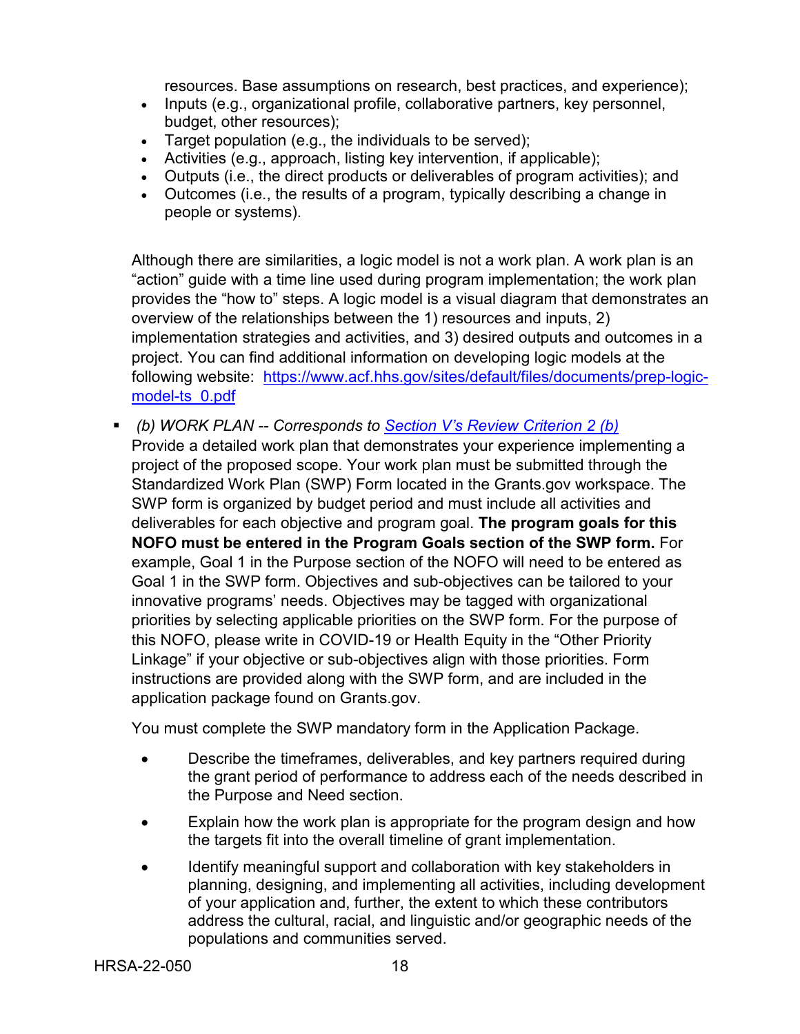resources. Base assumptions on research, best practices, and experience);

- Inputs (e.g., organizational profile, collaborative partners, key personnel, budget, other resources);
- Target population (e.g., the individuals to be served);
- Activities (e.g., approach, listing key intervention, if applicable);
- Outputs (i.e., the direct products or deliverables of program activities); and
- Outcomes (i.e., the results of a program, typically describing a change in people or systems).

Although there are similarities, a logic model is not a work plan. A work plan is an "action" guide with a time line used during program implementation; the work plan provides the "how to" steps. A logic model is a visual diagram that demonstrates an overview of the relationships between the 1) resources and inputs, 2) implementation strategies and activities, and 3) desired outputs and outcomes in a project. You can find additional information on developing logic models at the following website: [https://www.acf.hhs.gov/sites/default/files/documents/prep-logic-model-ts_0.pdf](https://www.acf.hhs.gov/sites/default/files/documents/prep-logic-model-ts_0.pdf)

- *(b) WORK PLAN -- Corresponds to [Section V's Review Criterion 2 (b)](#)*
  Provide a detailed work plan that demonstrates your experience implementing a project of the proposed scope. Your work plan must be submitted through the Standardized Work Plan (SWP) Form located in the Grants.gov workspace. The SWP form is organized by budget period and must include all activities and deliverables for each objective and program goal. **The program goals for this NOFO must be entered in the Program Goals section of the SWP form.** For example, Goal 1 in the Purpose section of the NOFO will need to be entered as Goal 1 in the SWP form. Objectives and sub-objectives can be tailored to your innovative programs' needs. Objectives may be tagged with organizational priorities by selecting applicable priorities on the SWP form. For the purpose of this NOFO, please write in COVID-19 or Health Equity in the "Other Priority Linkage" if your objective or sub-objectives align with those priorities. Form instructions are provided along with the SWP form, and are included in the application package found on Grants.gov.

  You must complete the SWP mandatory form in the Application Package.

  - Describe the timeframes, deliverables, and key partners required during the grant period of performance to address each of the needs described in the Purpose and Need section.
  - Explain how the work plan is appropriate for the program design and how the targets fit into the overall timeline of grant implementation.
  - Identify meaningful support and collaboration with key stakeholders in planning, designing, and implementing all activities, including development of your application and, further, the extent to which these contributors address the cultural, racial, and linguistic and/or geographic needs of the populations and communities served.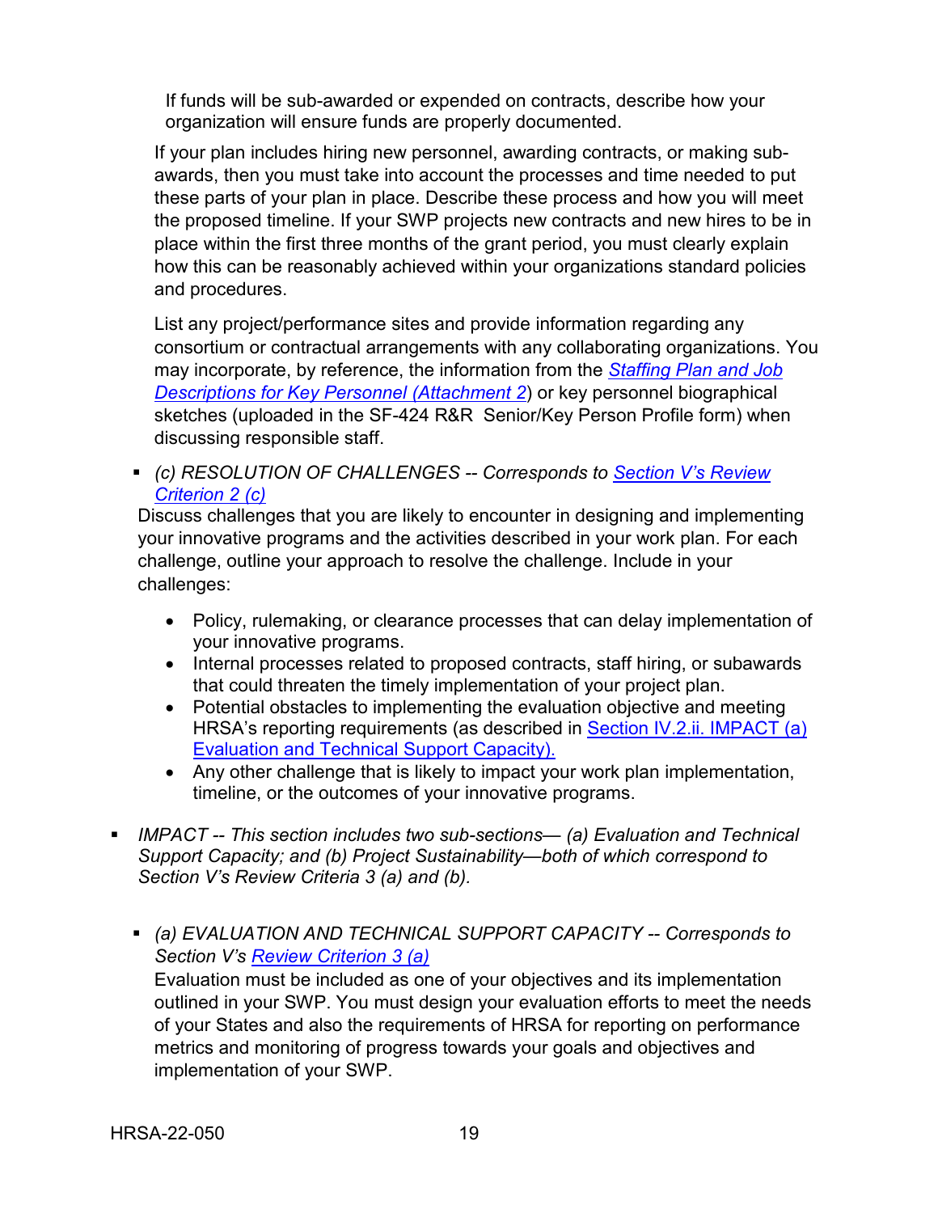If funds will be sub-awarded or expended on contracts, describe how your organization will ensure funds are properly documented.

If your plan includes hiring new personnel, awarding contracts, or making sub-awards, then you must take into account the processes and time needed to put these parts of your plan in place. Describe these process and how you will meet the proposed timeline. If your SWP projects new contracts and new hires to be in place within the first three months of the grant period, you must clearly explain how this can be reasonably achieved within your organizations standard policies and procedures.

List any project/performance sites and provide information regarding any consortium or contractual arrangements with any collaborating organizations. You may incorporate, by reference, the information from the *Staffing Plan and Job Descriptions for Key Personnel (Attachment 2*) or key personnel biographical sketches (uploaded in the SF-424 R&R Senior/Key Person Profile form) when discussing responsible staff.

- *(c) RESOLUTION OF CHALLENGES -- Corresponds to Section V's Review Criterion 2 (c)*
  Discuss challenges that you are likely to encounter in designing and implementing your innovative programs and the activities described in your work plan. For each challenge, outline your approach to resolve the challenge. Include in your challenges:
  - Policy, rulemaking, or clearance processes that can delay implementation of your innovative programs.
  - Internal processes related to proposed contracts, staff hiring, or subawards that could threaten the timely implementation of your project plan.
  - Potential obstacles to implementing the evaluation objective and meeting HRSA's reporting requirements (as described in Section IV.2.ii. IMPACT (a) Evaluation and Technical Support Capacity).
  - Any other challenge that is likely to impact your work plan implementation, timeline, or the outcomes of your innovative programs.

- *IMPACT -- This section includes two sub-sections— (a) Evaluation and Technical Support Capacity; and (b) Project Sustainability—both of which correspond to Section V's Review Criteria 3 (a) and (b).*

  - *(a) EVALUATION AND TECHNICAL SUPPORT CAPACITY -- Corresponds to Section V's Review Criterion 3 (a)*
    Evaluation must be included as one of your objectives and its implementation outlined in your SWP. You must design your evaluation efforts to meet the needs of your States and also the requirements of HRSA for reporting on performance metrics and monitoring of progress towards your goals and objectives and implementation of your SWP.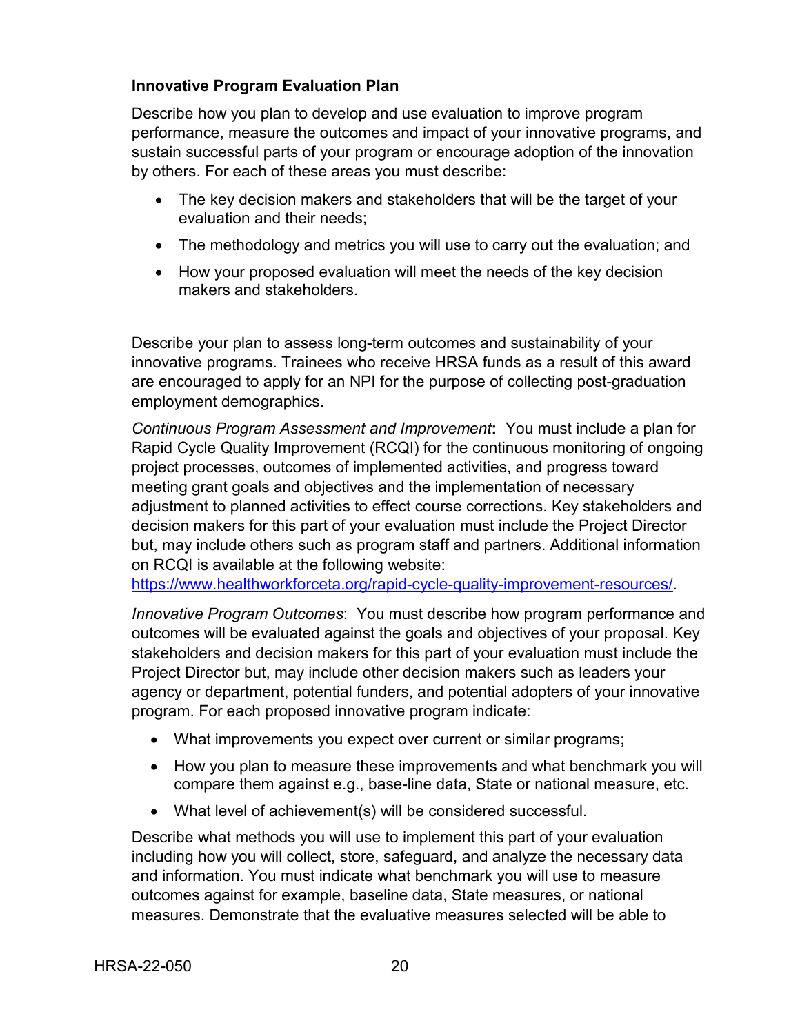**Innovative Program Evaluation Plan**

Describe how you plan to develop and use evaluation to improve program performance, measure the outcomes and impact of your innovative programs, and sustain successful parts of your program or encourage adoption of the innovation by others. For each of these areas you must describe:

- The key decision makers and stakeholders that will be the target of your evaluation and their needs;
- The methodology and metrics you will use to carry out the evaluation; and
- How your proposed evaluation will meet the needs of the key decision makers and stakeholders.

Describe your plan to assess long-term outcomes and sustainability of your innovative programs. Trainees who receive HRSA funds as a result of this award are encouraged to apply for an NPI for the purpose of collecting post-graduation employment demographics.

*Continuous Program Assessment and Improvement*: You must include a plan for Rapid Cycle Quality Improvement (RCQI) for the continuous monitoring of ongoing project processes, outcomes of implemented activities, and progress toward meeting grant goals and objectives and the implementation of necessary adjustment to planned activities to effect course corrections. Key stakeholders and decision makers for this part of your evaluation must include the Project Director but, may include others such as program staff and partners. Additional information on RCQI is available at the following website: [https://www.healthworkforceta.org/rapid-cycle-quality-improvement-resources/](https://www.healthworkforceta.org/rapid-cycle-quality-improvement-resources/).

*Innovative Program Outcomes*: You must describe how program performance and outcomes will be evaluated against the goals and objectives of your proposal. Key stakeholders and decision makers for this part of your evaluation must include the Project Director but, may include other decision makers such as leaders your agency or department, potential funders, and potential adopters of your innovative program. For each proposed innovative program indicate:

- What improvements you expect over current or similar programs;
- How you plan to measure these improvements and what benchmark you will compare them against e.g., base-line data, State or national measure, etc.
- What level of achievement(s) will be considered successful.

Describe what methods you will use to implement this part of your evaluation including how you will collect, store, safeguard, and analyze the necessary data and information. You must indicate what benchmark you will use to measure outcomes against for example, baseline data, State measures, or national measures. Demonstrate that the evaluative measures selected will be able to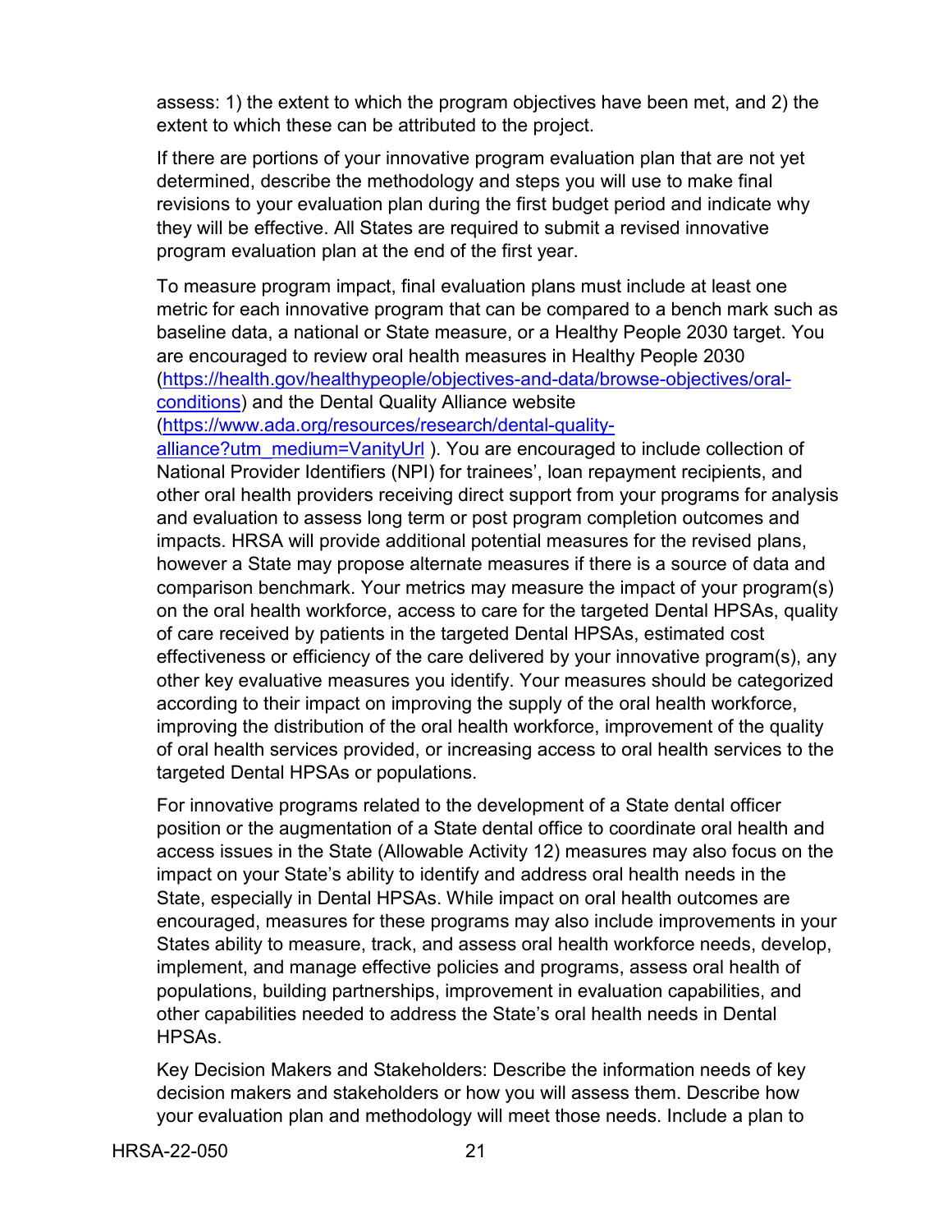assess: 1) the extent to which the program objectives have been met, and 2) the extent to which these can be attributed to the project.

If there are portions of your innovative program evaluation plan that are not yet determined, describe the methodology and steps you will use to make final revisions to your evaluation plan during the first budget period and indicate why they will be effective. All States are required to submit a revised innovative program evaluation plan at the end of the first year.

To measure program impact, final evaluation plans must include at least one metric for each innovative program that can be compared to a bench mark such as baseline data, a national or State measure, or a Healthy People 2030 target. You are encouraged to review oral health measures in Healthy People 2030 ([https://health.gov/healthypeople/objectives-and-data/browse-objectives/oral-conditions](https://health.gov/healthypeople/objectives-and-data/browse-objectives/oral-conditions)) and the Dental Quality Alliance website ([https://www.ada.org/resources/research/dental-quality-alliance?utm_medium=VanityUrl](https://www.ada.org/resources/research/dental-quality-alliance?utm_medium=VanityUrl) ). You are encouraged to include collection of National Provider Identifiers (NPI) for trainees', loan repayment recipients, and other oral health providers receiving direct support from your programs for analysis and evaluation to assess long term or post program completion outcomes and impacts. HRSA will provide additional potential measures for the revised plans, however a State may propose alternate measures if there is a source of data and comparison benchmark. Your metrics may measure the impact of your program(s) on the oral health workforce, access to care for the targeted Dental HPSAs, quality of care received by patients in the targeted Dental HPSAs, estimated cost effectiveness or efficiency of the care delivered by your innovative program(s), any other key evaluative measures you identify. Your measures should be categorized according to their impact on improving the supply of the oral health workforce, improving the distribution of the oral health workforce, improvement of the quality of oral health services provided, or increasing access to oral health services to the targeted Dental HPSAs or populations.

For innovative programs related to the development of a State dental officer position or the augmentation of a State dental office to coordinate oral health and access issues in the State (Allowable Activity 12) measures may also focus on the impact on your State's ability to identify and address oral health needs in the State, especially in Dental HPSAs. While impact on oral health outcomes are encouraged, measures for these programs may also include improvements in your States ability to measure, track, and assess oral health workforce needs, develop, implement, and manage effective policies and programs, assess oral health of populations, building partnerships, improvement in evaluation capabilities, and other capabilities needed to address the State's oral health needs in Dental HPSAs.

Key Decision Makers and Stakeholders: Describe the information needs of key decision makers and stakeholders or how you will assess them. Describe how your evaluation plan and methodology will meet those needs. Include a plan to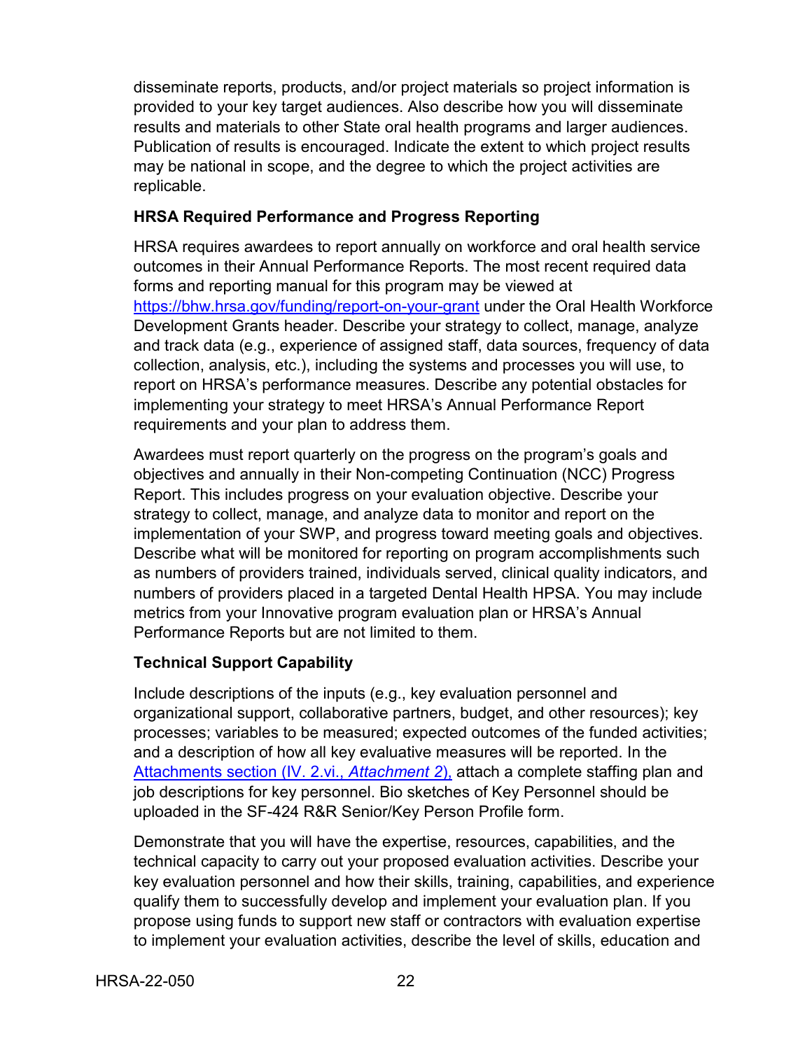disseminate reports, products, and/or project materials so project information is provided to your key target audiences. Also describe how you will disseminate results and materials to other State oral health programs and larger audiences. Publication of results is encouraged. Indicate the extent to which project results may be national in scope, and the degree to which the project activities are replicable.

**HRSA Required Performance and Progress Reporting**

HRSA requires awardees to report annually on workforce and oral health service outcomes in their Annual Performance Reports. The most recent required data forms and reporting manual for this program may be viewed at [https://bhw.hrsa.gov/funding/report-on-your-grant](https://bhw.hrsa.gov/funding/report-on-your-grant) under the Oral Health Workforce Development Grants header. Describe your strategy to collect, manage, analyze and track data (e.g., experience of assigned staff, data sources, frequency of data collection, analysis, etc.), including the systems and processes you will use, to report on HRSA's performance measures. Describe any potential obstacles for implementing your strategy to meet HRSA's Annual Performance Report requirements and your plan to address them.

Awardees must report quarterly on the progress on the program's goals and objectives and annually in their Non-competing Continuation (NCC) Progress Report. This includes progress on your evaluation objective. Describe your strategy to collect, manage, and analyze data to monitor and report on the implementation of your SWP, and progress toward meeting goals and objectives. Describe what will be monitored for reporting on program accomplishments such as numbers of providers trained, individuals served, clinical quality indicators, and numbers of providers placed in a targeted Dental Health HPSA. You may include metrics from your Innovative program evaluation plan or HRSA's Annual Performance Reports but are not limited to them.

**Technical Support Capability**

Include descriptions of the inputs (e.g., key evaluation personnel and organizational support, collaborative partners, budget, and other resources); key processes; variables to be measured; expected outcomes of the funded activities; and a description of how all key evaluative measures will be reported. In the Attachments section (IV. 2.vi., *Attachment 2*), attach a complete staffing plan and job descriptions for key personnel. Bio sketches of Key Personnel should be uploaded in the SF-424 R&R Senior/Key Person Profile form.

Demonstrate that you will have the expertise, resources, capabilities, and the technical capacity to carry out your proposed evaluation activities. Describe your key evaluation personnel and how their skills, training, capabilities, and experience qualify them to successfully develop and implement your evaluation plan. If you propose using funds to support new staff or contractors with evaluation expertise to implement your evaluation activities, describe the level of skills, education and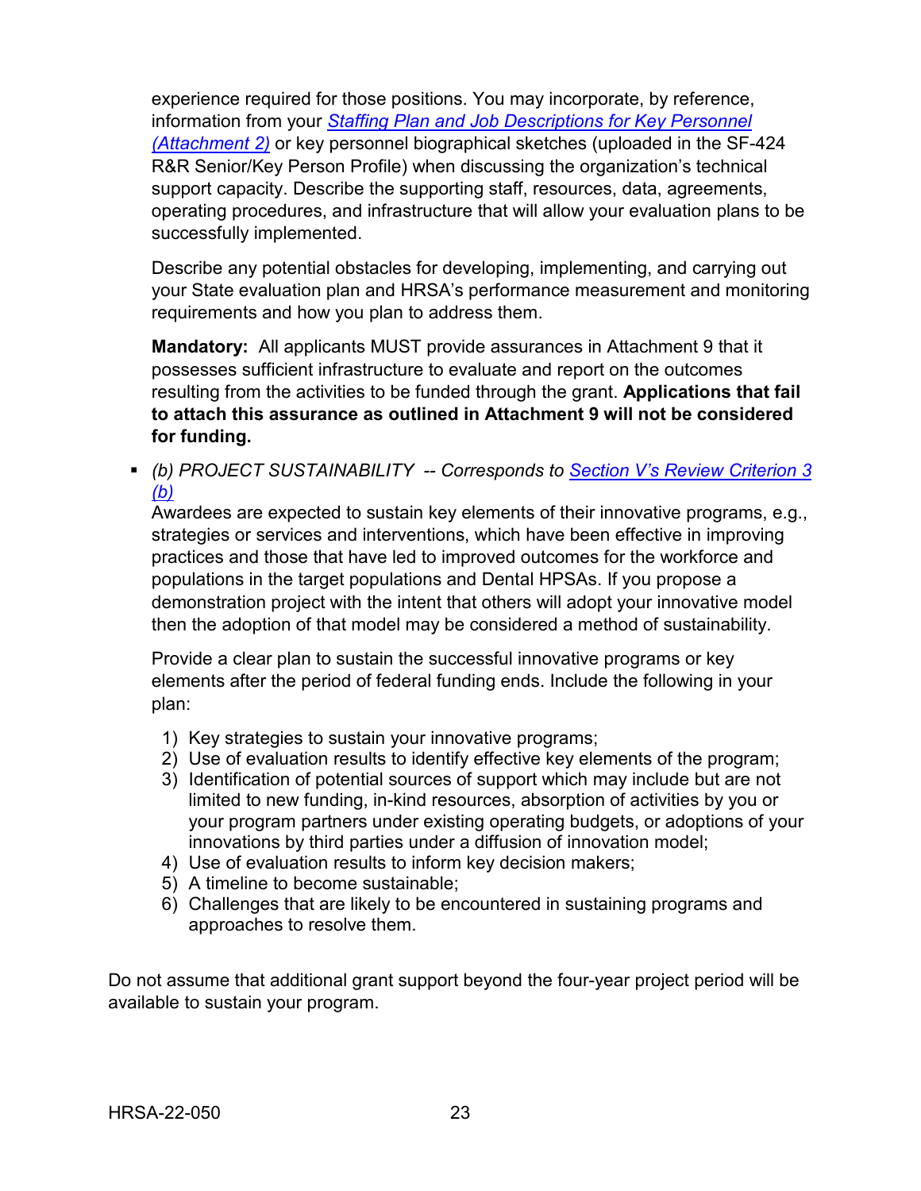experience required for those positions. You may incorporate, by reference, information from your *Staffing Plan and Job Descriptions for Key Personnel (Attachment 2)* or key personnel biographical sketches (uploaded in the SF-424 R&R Senior/Key Person Profile) when discussing the organization's technical support capacity. Describe the supporting staff, resources, data, agreements, operating procedures, and infrastructure that will allow your evaluation plans to be successfully implemented.

Describe any potential obstacles for developing, implementing, and carrying out your State evaluation plan and HRSA's performance measurement and monitoring requirements and how you plan to address them.

**Mandatory:** All applicants MUST provide assurances in Attachment 9 that it possesses sufficient infrastructure to evaluate and report on the outcomes resulting from the activities to be funded through the grant. **Applications that fail to attach this assurance as outlined in Attachment 9 will not be considered for funding.**

- *(b) PROJECT SUSTAINABILITY -- Corresponds to Section V's Review Criterion 3 (b)*
  Awardees are expected to sustain key elements of their innovative programs, e.g., strategies or services and interventions, which have been effective in improving practices and those that have led to improved outcomes for the workforce and populations in the target populations and Dental HPSAs. If you propose a demonstration project with the intent that others will adopt your innovative model then the adoption of that model may be considered a method of sustainability.

  Provide a clear plan to sustain the successful innovative programs or key elements after the period of federal funding ends. Include the following in your plan:

  1) Key strategies to sustain your innovative programs;
  2) Use of evaluation results to identify effective key elements of the program;
  3) Identification of potential sources of support which may include but are not limited to new funding, in-kind resources, absorption of activities by you or your program partners under existing operating budgets, or adoptions of your innovations by third parties under a diffusion of innovation model;
  4) Use of evaluation results to inform key decision makers;
  5) A timeline to become sustainable;
  6) Challenges that are likely to be encountered in sustaining programs and approaches to resolve them.

Do not assume that additional grant support beyond the four-year project period will be available to sustain your program.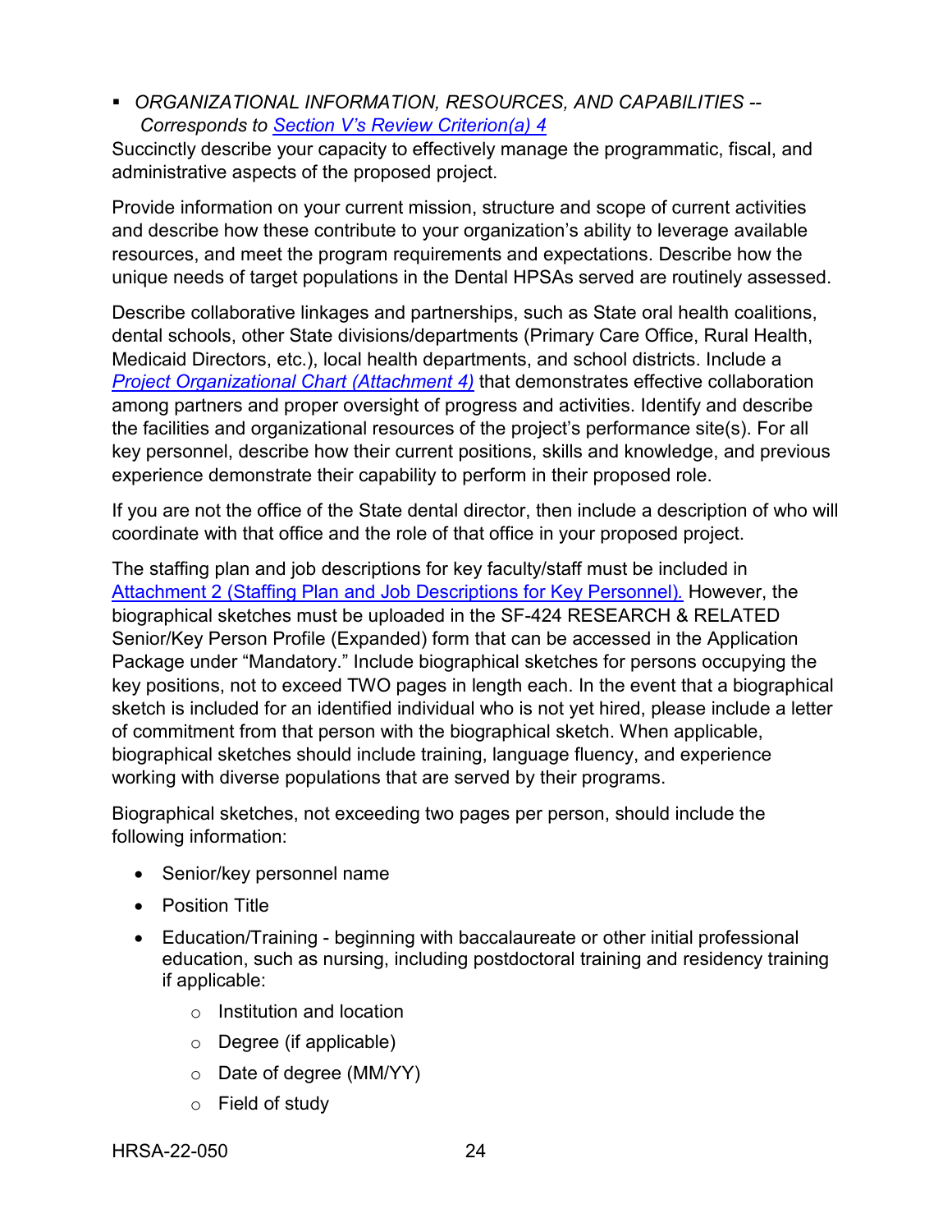- *ORGANIZATIONAL INFORMATION, RESOURCES, AND CAPABILITIES -- Corresponds to [Section V's Review Criterion(a) 4](#)*

Succinctly describe your capacity to effectively manage the programmatic, fiscal, and administrative aspects of the proposed project.

Provide information on your current mission, structure and scope of current activities and describe how these contribute to your organization's ability to leverage available resources, and meet the program requirements and expectations. Describe how the unique needs of target populations in the Dental HPSAs served are routinely assessed.

Describe collaborative linkages and partnerships, such as State oral health coalitions, dental schools, other State divisions/departments (Primary Care Office, Rural Health, Medicaid Directors, etc.), local health departments, and school districts. Include a *[Project Organizational Chart (Attachment 4)](#)* that demonstrates effective collaboration among partners and proper oversight of progress and activities. Identify and describe the facilities and organizational resources of the project's performance site(s). For all key personnel, describe how their current positions, skills and knowledge, and previous experience demonstrate their capability to perform in their proposed role.

If you are not the office of the State dental director, then include a description of who will coordinate with that office and the role of that office in your proposed project.

The staffing plan and job descriptions for key faculty/staff must be included in [Attachment 2 (Staffing Plan and Job Descriptions for Key Personnel).](#) However, the biographical sketches must be uploaded in the SF-424 RESEARCH & RELATED Senior/Key Person Profile (Expanded) form that can be accessed in the Application Package under "Mandatory." Include biographical sketches for persons occupying the key positions, not to exceed TWO pages in length each. In the event that a biographical sketch is included for an identified individual who is not yet hired, please include a letter of commitment from that person with the biographical sketch. When applicable, biographical sketches should include training, language fluency, and experience working with diverse populations that are served by their programs.

Biographical sketches, not exceeding two pages per person, should include the following information:

- Senior/key personnel name
- Position Title
- Education/Training - beginning with baccalaureate or other initial professional education, such as nursing, including postdoctoral training and residency training if applicable:
  - Institution and location
  - Degree (if applicable)
  - Date of degree (MM/YY)
  - Field of study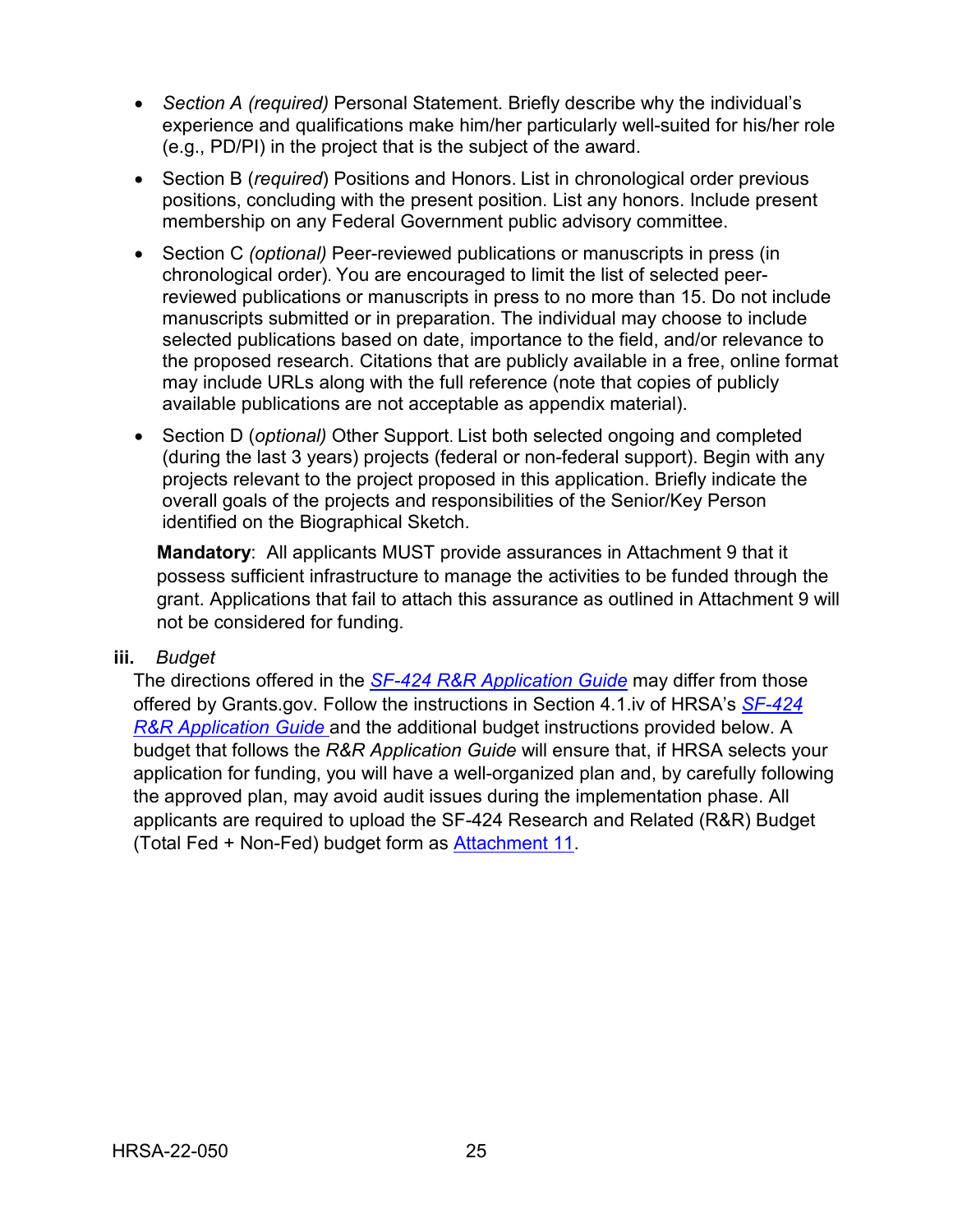- *Section A (required)* Personal Statement. Briefly describe why the individual's experience and qualifications make him/her particularly well-suited for his/her role (e.g., PD/PI) in the project that is the subject of the award.
- Section B (*required*) Positions and Honors. List in chronological order previous positions, concluding with the present position. List any honors. Include present membership on any Federal Government public advisory committee.
- Section C *(optional)* Peer-reviewed publications or manuscripts in press (in chronological order). You are encouraged to limit the list of selected peer-reviewed publications or manuscripts in press to no more than 15. Do not include manuscripts submitted or in preparation. The individual may choose to include selected publications based on date, importance to the field, and/or relevance to the proposed research. Citations that are publicly available in a free, online format may include URLs along with the full reference (note that copies of publicly available publications are not acceptable as appendix material).
- Section D (*optional)* Other Support. List both selected ongoing and completed (during the last 3 years) projects (federal or non-federal support). Begin with any projects relevant to the project proposed in this application. Briefly indicate the overall goals of the projects and responsibilities of the Senior/Key Person identified on the Biographical Sketch.

  **Mandatory**: All applicants MUST provide assurances in Attachment 9 that it possess sufficient infrastructure to manage the activities to be funded through the grant. Applications that fail to attach this assurance as outlined in Attachment 9 will not be considered for funding.

**iii.** *Budget*

The directions offered in the *SF-424 R&R Application Guide* may differ from those offered by Grants.gov. Follow the instructions in Section 4.1.iv of HRSA's *SF-424 R&R Application Guide* and the additional budget instructions provided below. A budget that follows the *R&R Application Guide* will ensure that, if HRSA selects your application for funding, you will have a well-organized plan and, by carefully following the approved plan, may avoid audit issues during the implementation phase. All applicants are required to upload the SF-424 Research and Related (R&R) Budget (Total Fed + Non-Fed) budget form as Attachment 11.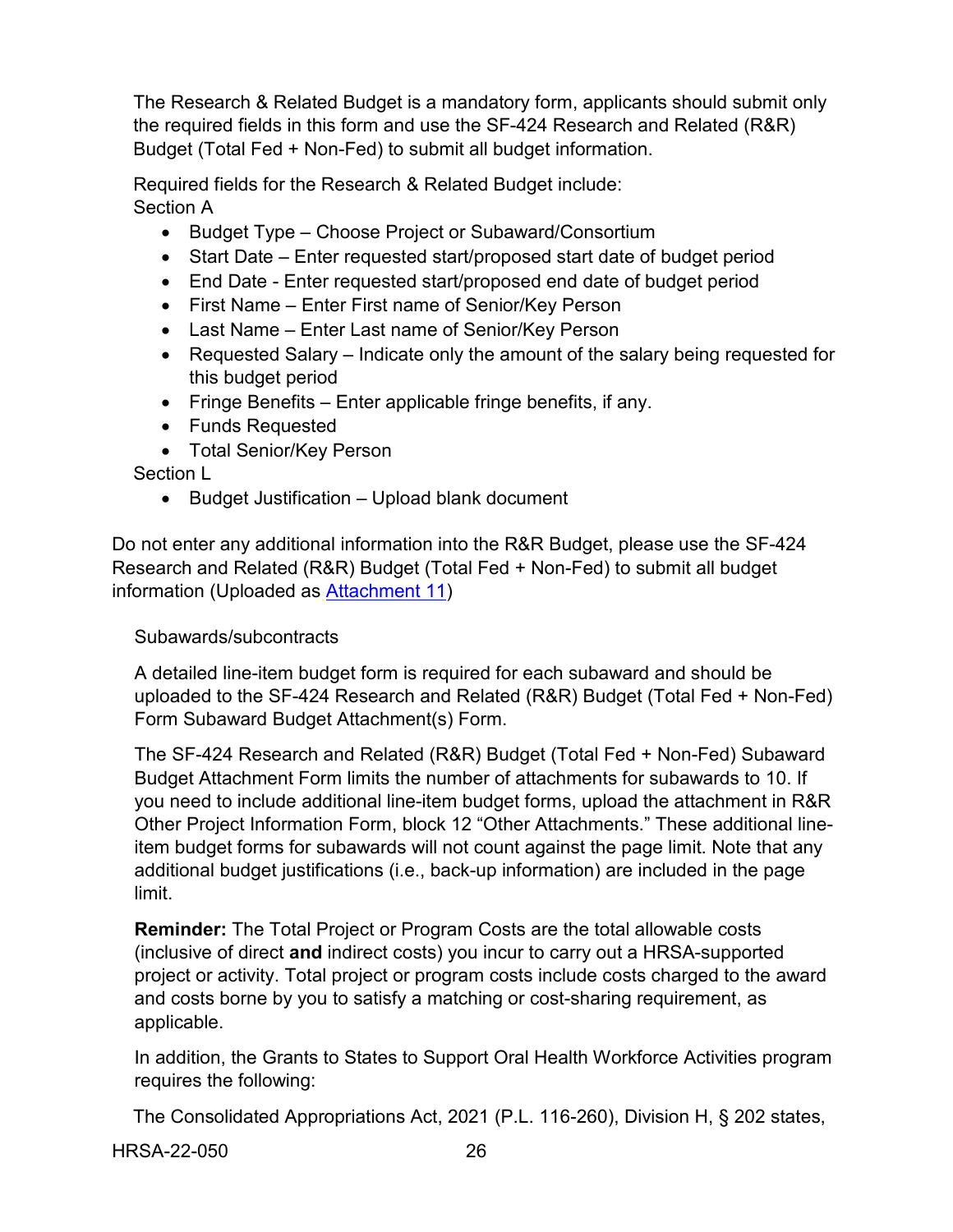The Research & Related Budget is a mandatory form, applicants should submit only the required fields in this form and use the SF-424 Research and Related (R&R) Budget (Total Fed + Non-Fed) to submit all budget information.

Required fields for the Research & Related Budget include:
Section A

- Budget Type – Choose Project or Subaward/Consortium
- Start Date – Enter requested start/proposed start date of budget period
- End Date - Enter requested start/proposed end date of budget period
- First Name – Enter First name of Senior/Key Person
- Last Name – Enter Last name of Senior/Key Person
- Requested Salary – Indicate only the amount of the salary being requested for this budget period
- Fringe Benefits – Enter applicable fringe benefits, if any.
- Funds Requested
- Total Senior/Key Person

Section L

- Budget Justification – Upload blank document

Do not enter any additional information into the R&R Budget, please use the SF-424 Research and Related (R&R) Budget (Total Fed + Non-Fed) to submit all budget information (Uploaded as Attachment 11)

Subawards/subcontracts

A detailed line-item budget form is required for each subaward and should be uploaded to the SF-424 Research and Related (R&R) Budget (Total Fed + Non-Fed) Form Subaward Budget Attachment(s) Form.

The SF-424 Research and Related (R&R) Budget (Total Fed + Non-Fed) Subaward Budget Attachment Form limits the number of attachments for subawards to 10. If you need to include additional line-item budget forms, upload the attachment in R&R Other Project Information Form, block 12 "Other Attachments." These additional line-item budget forms for subawards will not count against the page limit. Note that any additional budget justifications (i.e., back-up information) are included in the page limit.

**Reminder:** The Total Project or Program Costs are the total allowable costs (inclusive of direct **and** indirect costs) you incur to carry out a HRSA-supported project or activity. Total project or program costs include costs charged to the award and costs borne by you to satisfy a matching or cost-sharing requirement, as applicable.

In addition, the Grants to States to Support Oral Health Workforce Activities program requires the following:

The Consolidated Appropriations Act, 2021 (P.L. 116-260), Division H, § 202 states,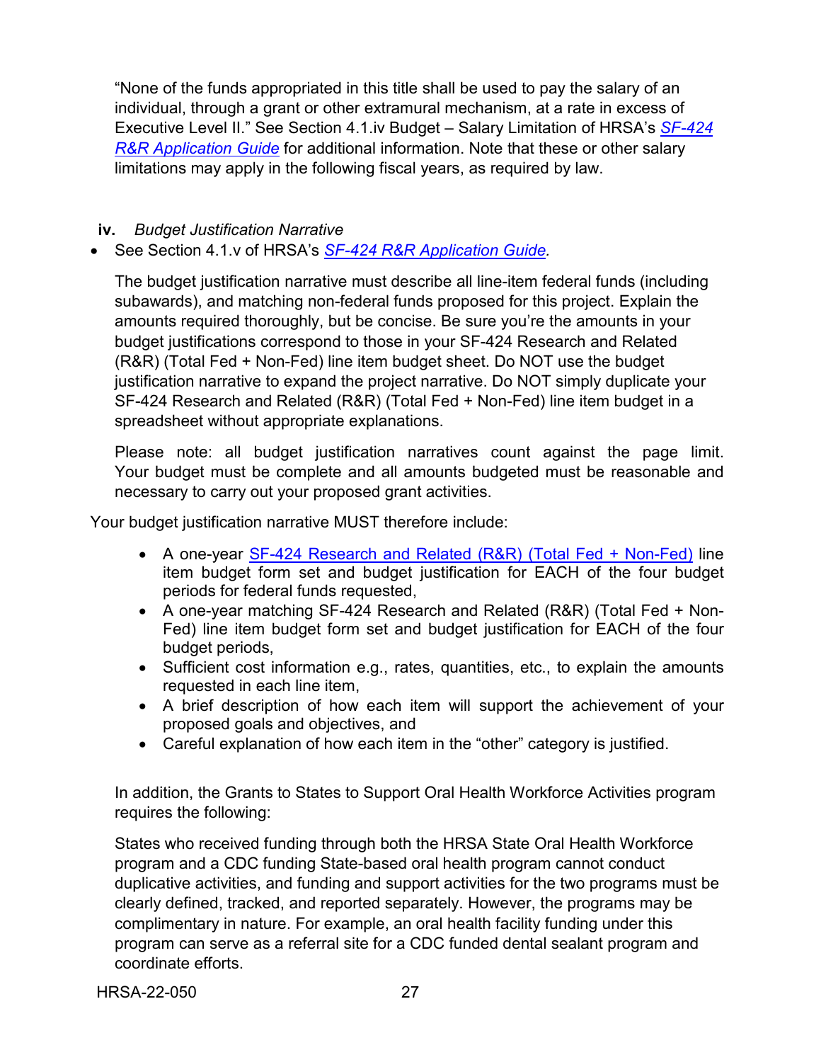"None of the funds appropriated in this title shall be used to pay the salary of an individual, through a grant or other extramural mechanism, at a rate in excess of Executive Level II." See Section 4.1.iv Budget – Salary Limitation of HRSA's *SF-424 R&R Application Guide* for additional information. Note that these or other salary limitations may apply in the following fiscal years, as required by law.

**iv.** *Budget Justification Narrative*

- See Section 4.1.v of HRSA's *SF-424 R&R Application Guide.*

The budget justification narrative must describe all line-item federal funds (including subawards), and matching non-federal funds proposed for this project. Explain the amounts required thoroughly, but be concise. Be sure you're the amounts in your budget justifications correspond to those in your SF-424 Research and Related (R&R) (Total Fed + Non-Fed) line item budget sheet. Do NOT use the budget justification narrative to expand the project narrative. Do NOT simply duplicate your SF-424 Research and Related (R&R) (Total Fed + Non-Fed) line item budget in a spreadsheet without appropriate explanations.

Please note: all budget justification narratives count against the page limit. Your budget must be complete and all amounts budgeted must be reasonable and necessary to carry out your proposed grant activities.

Your budget justification narrative MUST therefore include:

- A one-year SF-424 Research and Related (R&R) (Total Fed + Non-Fed) line item budget form set and budget justification for EACH of the four budget periods for federal funds requested,
- A one-year matching SF-424 Research and Related (R&R) (Total Fed + Non-Fed) line item budget form set and budget justification for EACH of the four budget periods,
- Sufficient cost information e.g., rates, quantities, etc., to explain the amounts requested in each line item,
- A brief description of how each item will support the achievement of your proposed goals and objectives, and
- Careful explanation of how each item in the "other" category is justified.

In addition, the Grants to States to Support Oral Health Workforce Activities program requires the following:

States who received funding through both the HRSA State Oral Health Workforce program and a CDC funding State-based oral health program cannot conduct duplicative activities, and funding and support activities for the two programs must be clearly defined, tracked, and reported separately. However, the programs may be complimentary in nature. For example, an oral health facility funding under this program can serve as a referral site for a CDC funded dental sealant program and coordinate efforts.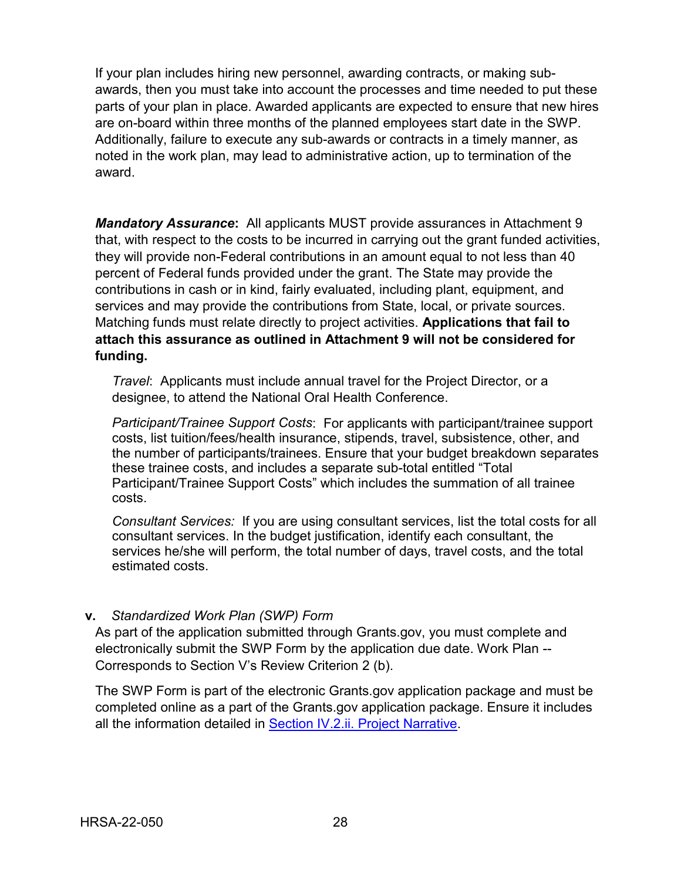If your plan includes hiring new personnel, awarding contracts, or making sub-awards, then you must take into account the processes and time needed to put these parts of your plan in place. Awarded applicants are expected to ensure that new hires are on-board within three months of the planned employees start date in the SWP. Additionally, failure to execute any sub-awards or contracts in a timely manner, as noted in the work plan, may lead to administrative action, up to termination of the award.

***Mandatory Assurance*:** All applicants MUST provide assurances in Attachment 9 that, with respect to the costs to be incurred in carrying out the grant funded activities, they will provide non-Federal contributions in an amount equal to not less than 40 percent of Federal funds provided under the grant. The State may provide the contributions in cash or in kind, fairly evaluated, including plant, equipment, and services and may provide the contributions from State, local, or private sources. Matching funds must relate directly to project activities. **Applications that fail to attach this assurance as outlined in Attachment 9 will not be considered for funding.**

*Travel*: Applicants must include annual travel for the Project Director, or a designee, to attend the National Oral Health Conference.

*Participant/Trainee Support Costs*: For applicants with participant/trainee support costs, list tuition/fees/health insurance, stipends, travel, subsistence, other, and the number of participants/trainees. Ensure that your budget breakdown separates these trainee costs, and includes a separate sub-total entitled "Total Participant/Trainee Support Costs" which includes the summation of all trainee costs.

*Consultant Services:* If you are using consultant services, list the total costs for all consultant services. In the budget justification, identify each consultant, the services he/she will perform, the total number of days, travel costs, and the total estimated costs.

**v.** *Standardized Work Plan (SWP) Form*

As part of the application submitted through Grants.gov, you must complete and electronically submit the SWP Form by the application due date. Work Plan -- Corresponds to Section V's Review Criterion 2 (b).

The SWP Form is part of the electronic Grants.gov application package and must be completed online as a part of the Grants.gov application package. Ensure it includes all the information detailed in Section IV.2.ii. Project Narrative.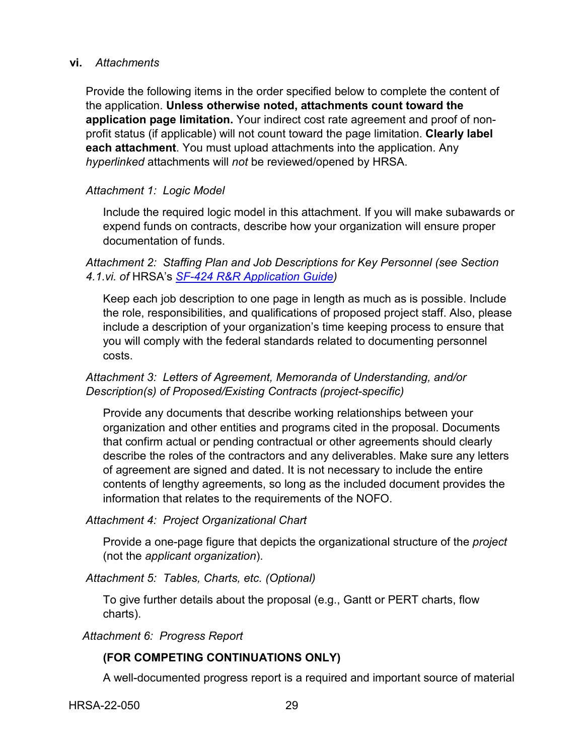### vi. *Attachments*

Provide the following items in the order specified below to complete the content of the application. **Unless otherwise noted, attachments count toward the application page limitation.** Your indirect cost rate agreement and proof of non-profit status (if applicable) will not count toward the page limitation. **Clearly label each attachment**. You must upload attachments into the application. Any *hyperlinked* attachments will *not* be reviewed/opened by HRSA.

*Attachment 1: Logic Model*

Include the required logic model in this attachment. If you will make subawards or expend funds on contracts, describe how your organization will ensure proper documentation of funds.

*Attachment 2: Staffing Plan and Job Descriptions for Key Personnel (see Section 4.1.vi. of* HRSA's *SF-424 R&R Application Guide)*

Keep each job description to one page in length as much as is possible. Include the role, responsibilities, and qualifications of proposed project staff. Also, please include a description of your organization's time keeping process to ensure that you will comply with the federal standards related to documenting personnel costs.

*Attachment 3: Letters of Agreement, Memoranda of Understanding, and/or Description(s) of Proposed/Existing Contracts (project-specific)*

Provide any documents that describe working relationships between your organization and other entities and programs cited in the proposal. Documents that confirm actual or pending contractual or other agreements should clearly describe the roles of the contractors and any deliverables. Make sure any letters of agreement are signed and dated. It is not necessary to include the entire contents of lengthy agreements, so long as the included document provides the information that relates to the requirements of the NOFO.

*Attachment 4: Project Organizational Chart*

Provide a one-page figure that depicts the organizational structure of the *project* (not the *applicant organization*).

*Attachment 5: Tables, Charts, etc. (Optional)*

To give further details about the proposal (e.g., Gantt or PERT charts, flow charts).

*Attachment 6: Progress Report*

**(FOR COMPETING CONTINUATIONS ONLY)**

A well-documented progress report is a required and important source of material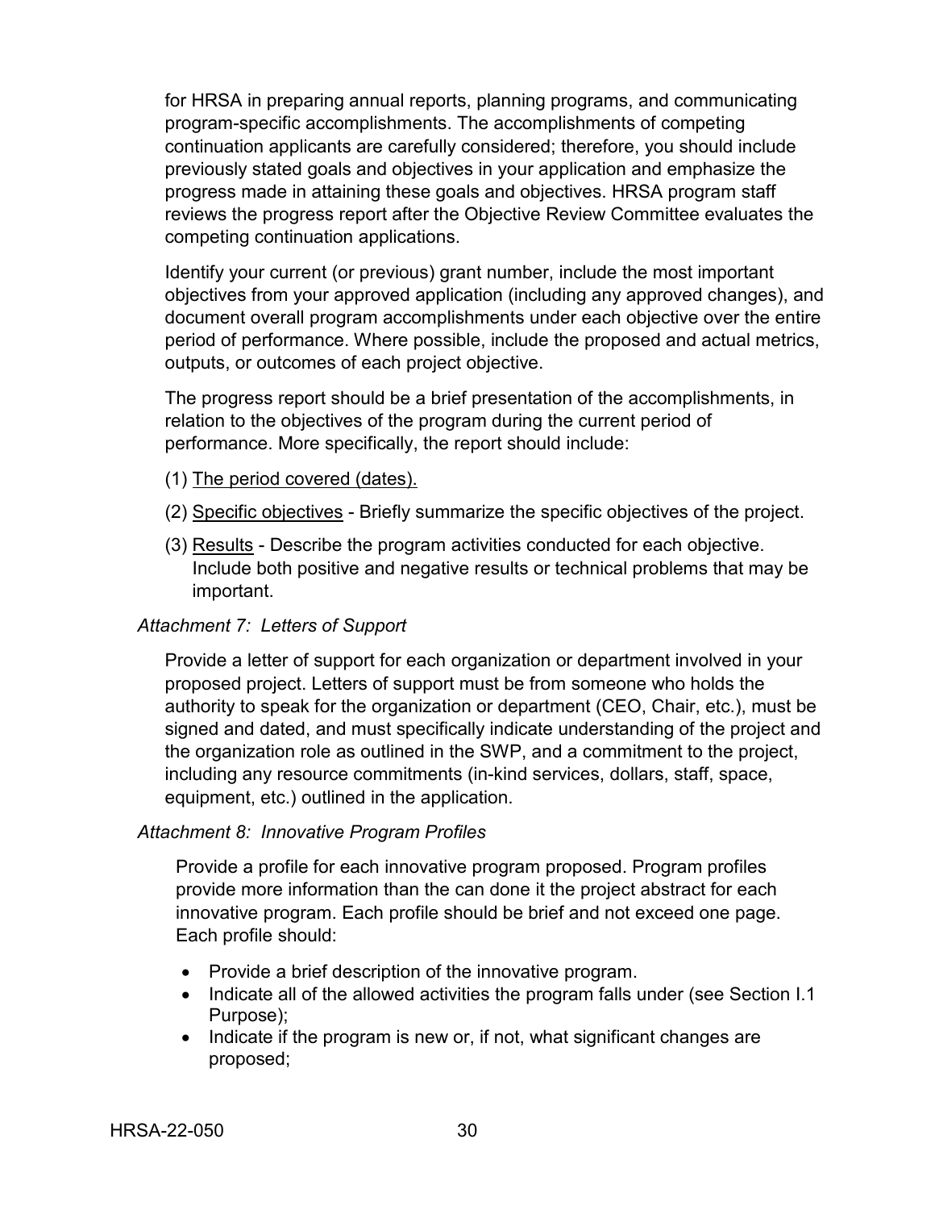for HRSA in preparing annual reports, planning programs, and communicating program-specific accomplishments. The accomplishments of competing continuation applicants are carefully considered; therefore, you should include previously stated goals and objectives in your application and emphasize the progress made in attaining these goals and objectives. HRSA program staff reviews the progress report after the Objective Review Committee evaluates the competing continuation applications.

Identify your current (or previous) grant number, include the most important objectives from your approved application (including any approved changes), and document overall program accomplishments under each objective over the entire period of performance. Where possible, include the proposed and actual metrics, outputs, or outcomes of each project objective.

The progress report should be a brief presentation of the accomplishments, in relation to the objectives of the program during the current period of performance. More specifically, the report should include:

(1) <u>The period covered (dates).</u>

(2) <u>Specific objectives</u> - Briefly summarize the specific objectives of the project.

(3) <u>Results</u> - Describe the program activities conducted for each objective. Include both positive and negative results or technical problems that may be important.

*Attachment 7: Letters of Support*

Provide a letter of support for each organization or department involved in your proposed project. Letters of support must be from someone who holds the authority to speak for the organization or department (CEO, Chair, etc.), must be signed and dated, and must specifically indicate understanding of the project and the organization role as outlined in the SWP, and a commitment to the project, including any resource commitments (in-kind services, dollars, staff, space, equipment, etc.) outlined in the application.

*Attachment 8: Innovative Program Profiles*

Provide a profile for each innovative program proposed. Program profiles provide more information than the can done it the project abstract for each innovative program. Each profile should be brief and not exceed one page. Each profile should:

- Provide a brief description of the innovative program.
- Indicate all of the allowed activities the program falls under (see Section I.1 Purpose);
- Indicate if the program is new or, if not, what significant changes are proposed;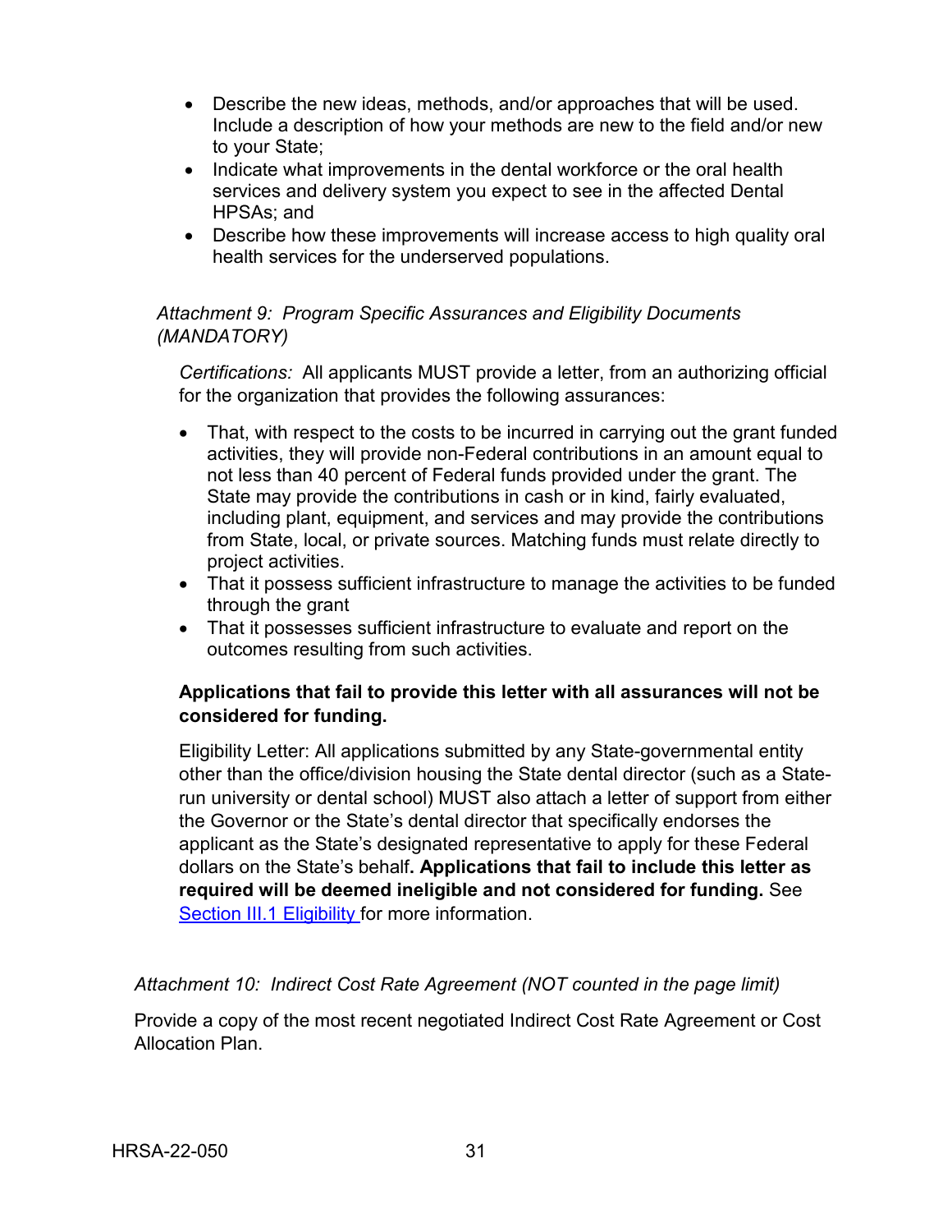- Describe the new ideas, methods, and/or approaches that will be used. Include a description of how your methods are new to the field and/or new to your State;
- Indicate what improvements in the dental workforce or the oral health services and delivery system you expect to see in the affected Dental HPSAs; and
- Describe how these improvements will increase access to high quality oral health services for the underserved populations.

*Attachment 9: Program Specific Assurances and Eligibility Documents (MANDATORY)*

*Certifications:* All applicants MUST provide a letter, from an authorizing official for the organization that provides the following assurances:

- That, with respect to the costs to be incurred in carrying out the grant funded activities, they will provide non-Federal contributions in an amount equal to not less than 40 percent of Federal funds provided under the grant. The State may provide the contributions in cash or in kind, fairly evaluated, including plant, equipment, and services and may provide the contributions from State, local, or private sources. Matching funds must relate directly to project activities.
- That it possess sufficient infrastructure to manage the activities to be funded through the grant
- That it possesses sufficient infrastructure to evaluate and report on the outcomes resulting from such activities.

**Applications that fail to provide this letter with all assurances will not be considered for funding.**

Eligibility Letter: All applications submitted by any State-governmental entity other than the office/division housing the State dental director (such as a State-run university or dental school) MUST also attach a letter of support from either the Governor or the State's dental director that specifically endorses the applicant as the State's designated representative to apply for these Federal dollars on the State's behalf**. Applications that fail to include this letter as required will be deemed ineligible and not considered for funding.** See Section III.1 Eligibility for more information.

*Attachment 10: Indirect Cost Rate Agreement (NOT counted in the page limit)*

Provide a copy of the most recent negotiated Indirect Cost Rate Agreement or Cost Allocation Plan.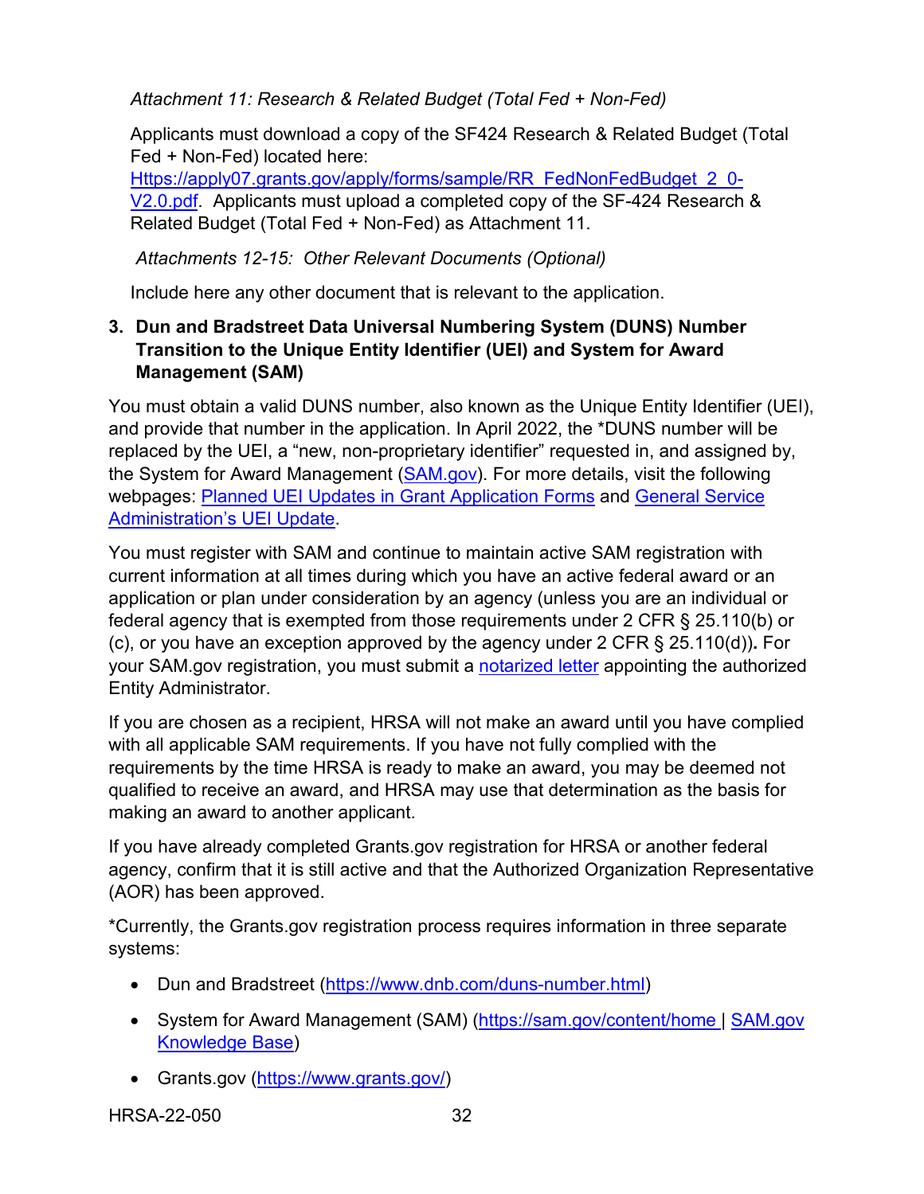*Attachment 11: Research & Related Budget (Total Fed + Non-Fed)*

Applicants must download a copy of the SF424 Research & Related Budget (Total Fed + Non-Fed) located here: [Https://apply07.grants.gov/apply/forms/sample/RR_FedNonFedBudget_2_0-V2.0.pdf](Https://apply07.grants.gov/apply/forms/sample/RR_FedNonFedBudget_2_0-V2.0.pdf). Applicants must upload a completed copy of the SF-424 Research & Related Budget (Total Fed + Non-Fed) as Attachment 11.

*Attachments 12-15: Other Relevant Documents (Optional)*

Include here any other document that is relevant to the application.

### 3. Dun and Bradstreet Data Universal Numbering System (DUNS) Number Transition to the Unique Entity Identifier (UEI) and System for Award Management (SAM)

You must obtain a valid DUNS number, also known as the Unique Entity Identifier (UEI), and provide that number in the application. In April 2022, the *DUNS number will be replaced by the UEI, a "new, non-proprietary identifier" requested in, and assigned by, the System for Award Management (SAM.gov). For more details, visit the following webpages: Planned UEI Updates in Grant Application Forms and General Service Administration's UEI Update.

You must register with SAM and continue to maintain active SAM registration with current information at all times during which you have an active federal award or an application or plan under consideration by an agency (unless you are an individual or federal agency that is exempted from those requirements under 2 CFR § 25.110(b) or (c), or you have an exception approved by the agency under 2 CFR § 25.110(d))**.** For your SAM.gov registration, you must submit a notarized letter appointing the authorized Entity Administrator.

If you are chosen as a recipient, HRSA will not make an award until you have complied with all applicable SAM requirements. If you have not fully complied with the requirements by the time HRSA is ready to make an award, you may be deemed not qualified to receive an award, and HRSA may use that determination as the basis for making an award to another applicant.

If you have already completed Grants.gov registration for HRSA or another federal agency, confirm that it is still active and that the Authorized Organization Representative (AOR) has been approved.

*Currently, the Grants.gov registration process requires information in three separate systems:

- Dun and Bradstreet (https://www.dnb.com/duns-number.html)
- System for Award Management (SAM) (https://sam.gov/content/home | SAM.gov Knowledge Base)
- Grants.gov (https://www.grants.gov/)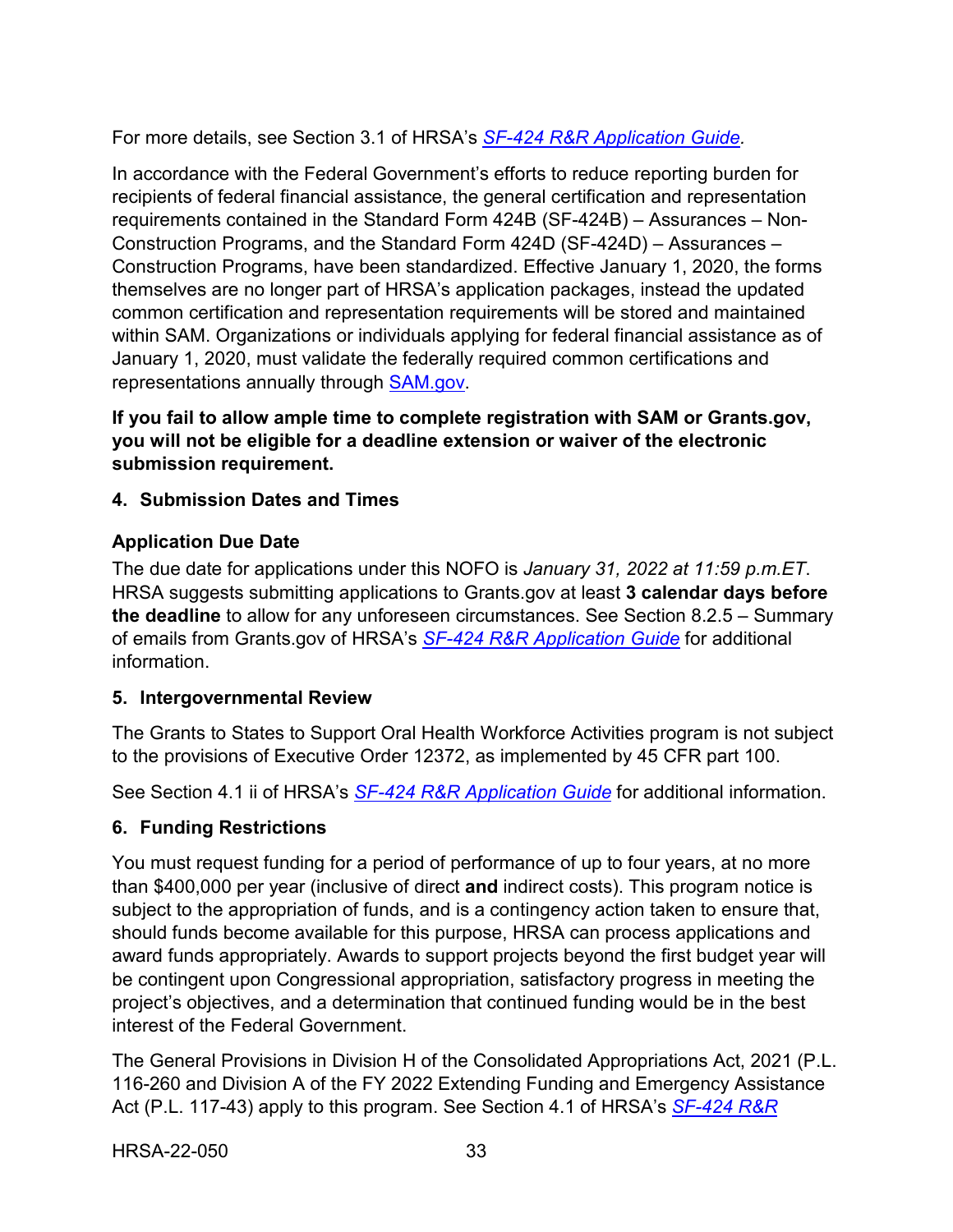For more details, see Section 3.1 of HRSA's *SF-424 R&R Application Guide.*

In accordance with the Federal Government's efforts to reduce reporting burden for recipients of federal financial assistance, the general certification and representation requirements contained in the Standard Form 424B (SF-424B) – Assurances – Non-Construction Programs, and the Standard Form 424D (SF-424D) – Assurances – Construction Programs, have been standardized. Effective January 1, 2020, the forms themselves are no longer part of HRSA's application packages, instead the updated common certification and representation requirements will be stored and maintained within SAM. Organizations or individuals applying for federal financial assistance as of January 1, 2020, must validate the federally required common certifications and representations annually through SAM.gov.

**If you fail to allow ample time to complete registration with SAM or Grants.gov, you will not be eligible for a deadline extension or waiver of the electronic submission requirement.**

### 4. Submission Dates and Times

#### Application Due Date

The due date for applications under this NOFO is *January 31, 2022 at 11:59 p.m.ET*. HRSA suggests submitting applications to Grants.gov at least **3 calendar days before the deadline** to allow for any unforeseen circumstances. See Section 8.2.5 – Summary of emails from Grants.gov of HRSA's *SF-424 R&R Application Guide* for additional information.

### 5. Intergovernmental Review

The Grants to States to Support Oral Health Workforce Activities program is not subject to the provisions of Executive Order 12372, as implemented by 45 CFR part 100.

See Section 4.1 ii of HRSA's *SF-424 R&R Application Guide* for additional information.

### 6. Funding Restrictions

You must request funding for a period of performance of up to four years, at no more than $400,000 per year (inclusive of direct **and** indirect costs). This program notice is subject to the appropriation of funds, and is a contingency action taken to ensure that, should funds become available for this purpose, HRSA can process applications and award funds appropriately. Awards to support projects beyond the first budget year will be contingent upon Congressional appropriation, satisfactory progress in meeting the project's objectives, and a determination that continued funding would be in the best interest of the Federal Government.

The General Provisions in Division H of the Consolidated Appropriations Act, 2021 (P.L. 116-260 and Division A of the FY 2022 Extending Funding and Emergency Assistance Act (P.L. 117-43) apply to this program. See Section 4.1 of HRSA's *SF-424 R&R*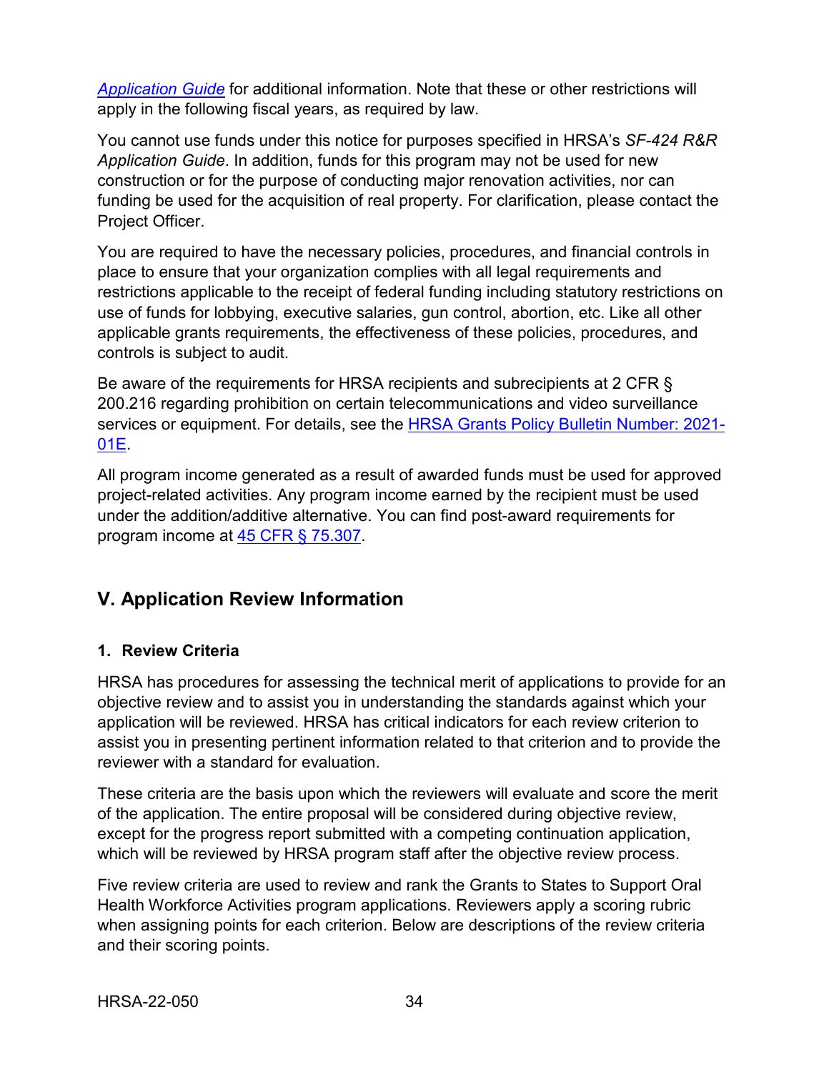*Application Guide* for additional information. Note that these or other restrictions will apply in the following fiscal years, as required by law.

You cannot use funds under this notice for purposes specified in HRSA's *SF-424 R&R Application Guide*. In addition, funds for this program may not be used for new construction or for the purpose of conducting major renovation activities, nor can funding be used for the acquisition of real property. For clarification, please contact the Project Officer.

You are required to have the necessary policies, procedures, and financial controls in place to ensure that your organization complies with all legal requirements and restrictions applicable to the receipt of federal funding including statutory restrictions on use of funds for lobbying, executive salaries, gun control, abortion, etc. Like all other applicable grants requirements, the effectiveness of these policies, procedures, and controls is subject to audit.

Be aware of the requirements for HRSA recipients and subrecipients at 2 CFR § 200.216 regarding prohibition on certain telecommunications and video surveillance services or equipment. For details, see the HRSA Grants Policy Bulletin Number: 2021-01E.

All program income generated as a result of awarded funds must be used for approved project-related activities. Any program income earned by the recipient must be used under the addition/additive alternative. You can find post-award requirements for program income at 45 CFR § 75.307.

## V. Application Review Information

### 1. Review Criteria

HRSA has procedures for assessing the technical merit of applications to provide for an objective review and to assist you in understanding the standards against which your application will be reviewed. HRSA has critical indicators for each review criterion to assist you in presenting pertinent information related to that criterion and to provide the reviewer with a standard for evaluation.

These criteria are the basis upon which the reviewers will evaluate and score the merit of the application. The entire proposal will be considered during objective review, except for the progress report submitted with a competing continuation application, which will be reviewed by HRSA program staff after the objective review process.

Five review criteria are used to review and rank the Grants to States to Support Oral Health Workforce Activities program applications. Reviewers apply a scoring rubric when assigning points for each criterion. Below are descriptions of the review criteria and their scoring points.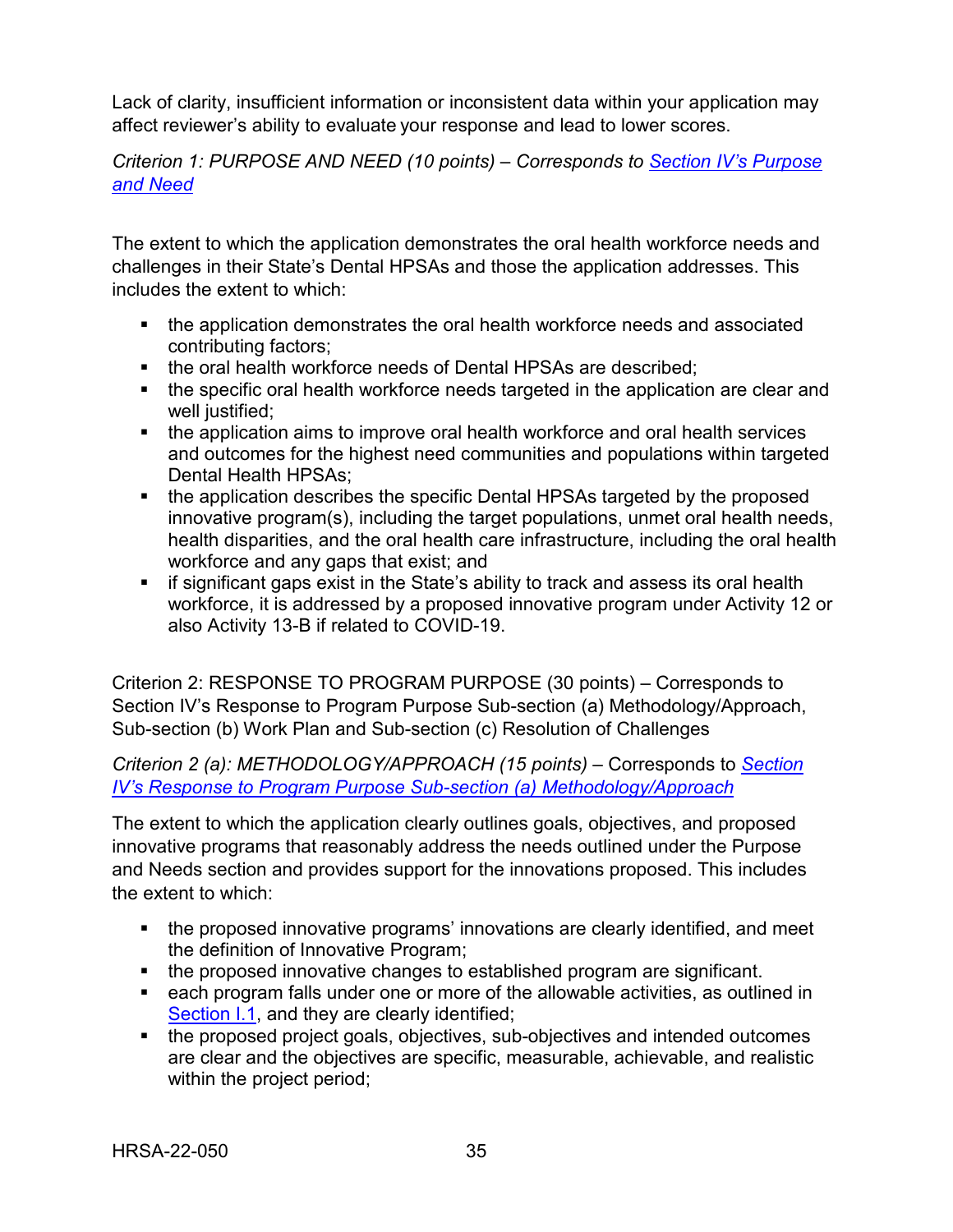Lack of clarity, insufficient information or inconsistent data within your application may affect reviewer's ability to evaluate your response and lead to lower scores.

*Criterion 1: PURPOSE AND NEED (10 points) – Corresponds to [Section IV's Purpose and Need](#)*

The extent to which the application demonstrates the oral health workforce needs and challenges in their State's Dental HPSAs and those the application addresses. This includes the extent to which:

- the application demonstrates the oral health workforce needs and associated contributing factors;
- the oral health workforce needs of Dental HPSAs are described;
- the specific oral health workforce needs targeted in the application are clear and well justified;
- the application aims to improve oral health workforce and oral health services and outcomes for the highest need communities and populations within targeted Dental Health HPSAs;
- the application describes the specific Dental HPSAs targeted by the proposed innovative program(s), including the target populations, unmet oral health needs, health disparities, and the oral health care infrastructure, including the oral health workforce and any gaps that exist; and
- if significant gaps exist in the State's ability to track and assess its oral health workforce, it is addressed by a proposed innovative program under Activity 12 or also Activity 13-B if related to COVID-19.

Criterion 2: RESPONSE TO PROGRAM PURPOSE (30 points) – Corresponds to Section IV's Response to Program Purpose Sub-section (a) Methodology/Approach, Sub-section (b) Work Plan and Sub-section (c) Resolution of Challenges

*Criterion 2 (a): METHODOLOGY/APPROACH (15 points)* – Corresponds to *[Section IV's Response to Program Purpose Sub-section (a) Methodology/Approach](#)*

The extent to which the application clearly outlines goals, objectives, and proposed innovative programs that reasonably address the needs outlined under the Purpose and Needs section and provides support for the innovations proposed. This includes the extent to which:

- the proposed innovative programs' innovations are clearly identified, and meet the definition of Innovative Program;
- the proposed innovative changes to established program are significant.
- each program falls under one or more of the allowable activities, as outlined in [Section I.1](#), and they are clearly identified;
- the proposed project goals, objectives, sub-objectives and intended outcomes are clear and the objectives are specific, measurable, achievable, and realistic within the project period;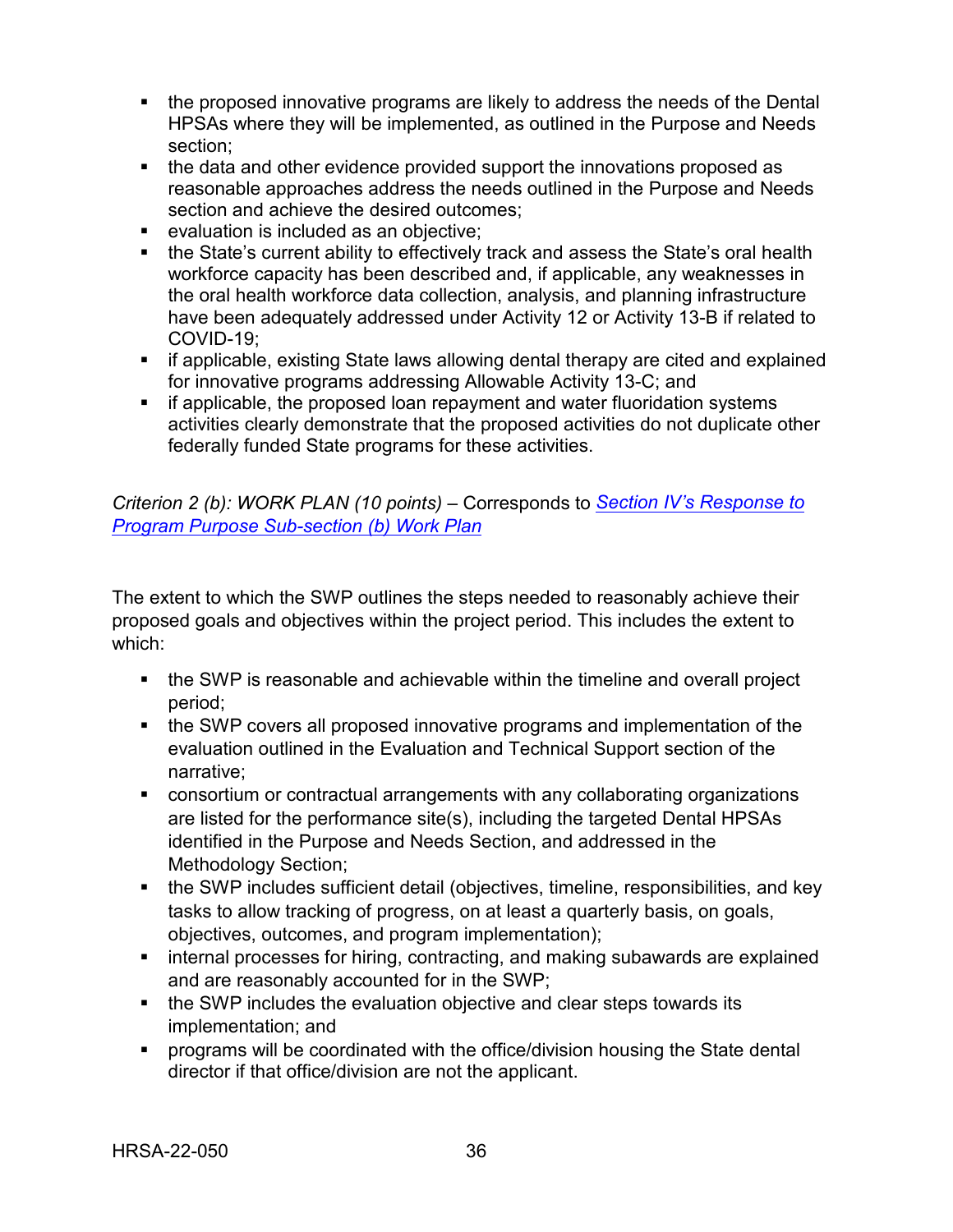- the proposed innovative programs are likely to address the needs of the Dental HPSAs where they will be implemented, as outlined in the Purpose and Needs section;
- the data and other evidence provided support the innovations proposed as reasonable approaches address the needs outlined in the Purpose and Needs section and achieve the desired outcomes;
- evaluation is included as an objective;
- the State's current ability to effectively track and assess the State's oral health workforce capacity has been described and, if applicable, any weaknesses in the oral health workforce data collection, analysis, and planning infrastructure have been adequately addressed under Activity 12 or Activity 13-B if related to COVID-19;
- if applicable, existing State laws allowing dental therapy are cited and explained for innovative programs addressing Allowable Activity 13-C; and
- if applicable, the proposed loan repayment and water fluoridation systems activities clearly demonstrate that the proposed activities do not duplicate other federally funded State programs for these activities.

*Criterion 2 (b): WORK PLAN (10 points)* – Corresponds to [*Section IV's Response to Program Purpose Sub-section (b) Work Plan*]()

The extent to which the SWP outlines the steps needed to reasonably achieve their proposed goals and objectives within the project period. This includes the extent to which:

- the SWP is reasonable and achievable within the timeline and overall project period;
- the SWP covers all proposed innovative programs and implementation of the evaluation outlined in the Evaluation and Technical Support section of the narrative;
- consortium or contractual arrangements with any collaborating organizations are listed for the performance site(s), including the targeted Dental HPSAs identified in the Purpose and Needs Section, and addressed in the Methodology Section;
- the SWP includes sufficient detail (objectives, timeline, responsibilities, and key tasks to allow tracking of progress, on at least a quarterly basis, on goals, objectives, outcomes, and program implementation);
- internal processes for hiring, contracting, and making subawards are explained and are reasonably accounted for in the SWP;
- the SWP includes the evaluation objective and clear steps towards its implementation; and
- programs will be coordinated with the office/division housing the State dental director if that office/division are not the applicant.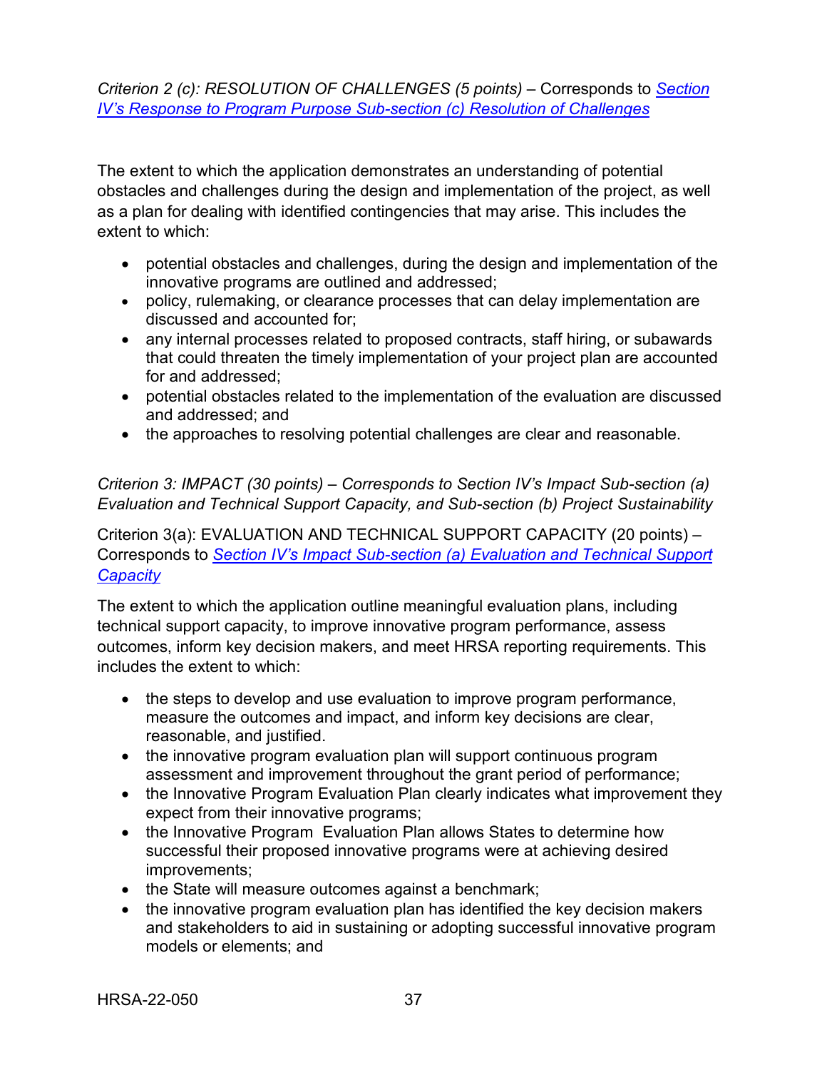*Criterion 2 (c): RESOLUTION OF CHALLENGES (5 points)* – Corresponds to *[Section IV's Response to Program Purpose Sub-section (c) Resolution of Challenges]()*

The extent to which the application demonstrates an understanding of potential obstacles and challenges during the design and implementation of the project, as well as a plan for dealing with identified contingencies that may arise. This includes the extent to which:

- potential obstacles and challenges, during the design and implementation of the innovative programs are outlined and addressed;
- policy, rulemaking, or clearance processes that can delay implementation are discussed and accounted for;
- any internal processes related to proposed contracts, staff hiring, or subawards that could threaten the timely implementation of your project plan are accounted for and addressed;
- potential obstacles related to the implementation of the evaluation are discussed and addressed; and
- the approaches to resolving potential challenges are clear and reasonable.

*Criterion 3: IMPACT (30 points) – Corresponds to Section IV's Impact Sub-section (a) Evaluation and Technical Support Capacity, and Sub-section (b) Project Sustainability*

Criterion 3(a): EVALUATION AND TECHNICAL SUPPORT CAPACITY (20 points) – Corresponds to *[Section IV's Impact Sub-section (a) Evaluation and Technical Support Capacity]()*

The extent to which the application outline meaningful evaluation plans, including technical support capacity, to improve innovative program performance, assess outcomes, inform key decision makers, and meet HRSA reporting requirements. This includes the extent to which:

- the steps to develop and use evaluation to improve program performance, measure the outcomes and impact, and inform key decisions are clear, reasonable, and justified.
- the innovative program evaluation plan will support continuous program assessment and improvement throughout the grant period of performance;
- the Innovative Program Evaluation Plan clearly indicates what improvement they expect from their innovative programs;
- the Innovative Program Evaluation Plan allows States to determine how successful their proposed innovative programs were at achieving desired improvements;
- the State will measure outcomes against a benchmark;
- the innovative program evaluation plan has identified the key decision makers and stakeholders to aid in sustaining or adopting successful innovative program models or elements; and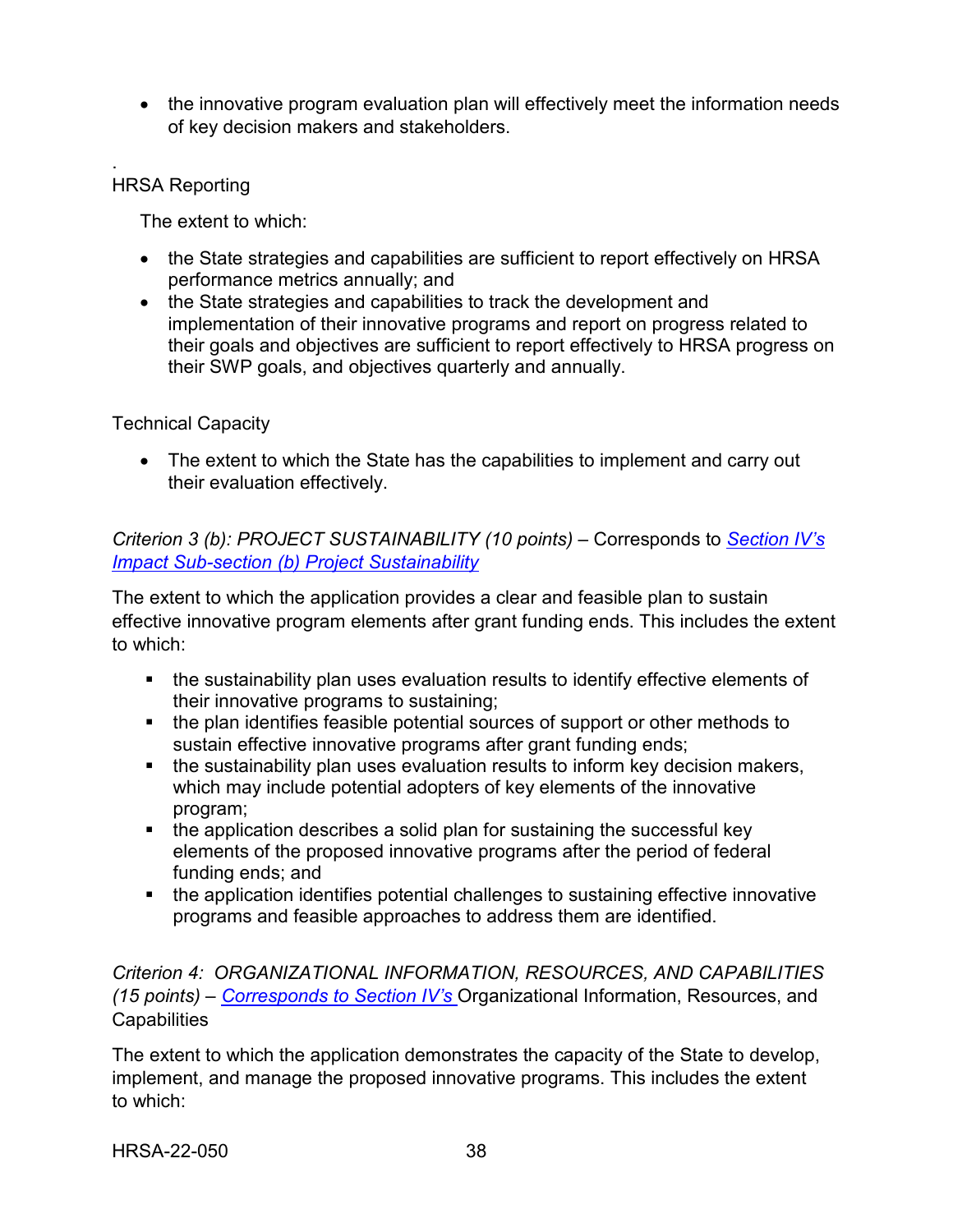- the innovative program evaluation plan will effectively meet the information needs of key decision makers and stakeholders.

.
HRSA Reporting

The extent to which:

- the State strategies and capabilities are sufficient to report effectively on HRSA performance metrics annually; and
- the State strategies and capabilities to track the development and implementation of their innovative programs and report on progress related to their goals and objectives are sufficient to report effectively to HRSA progress on their SWP goals, and objectives quarterly and annually.

Technical Capacity

- The extent to which the State has the capabilities to implement and carry out their evaluation effectively.

*Criterion 3 (b): PROJECT SUSTAINABILITY (10 points)* – Corresponds to *Section IV's Impact Sub-section (b) Project Sustainability*

The extent to which the application provides a clear and feasible plan to sustain effective innovative program elements after grant funding ends. This includes the extent to which:

- the sustainability plan uses evaluation results to identify effective elements of their innovative programs to sustaining;
- the plan identifies feasible potential sources of support or other methods to sustain effective innovative programs after grant funding ends;
- the sustainability plan uses evaluation results to inform key decision makers, which may include potential adopters of key elements of the innovative program;
- the application describes a solid plan for sustaining the successful key elements of the proposed innovative programs after the period of federal funding ends; and
- the application identifies potential challenges to sustaining effective innovative programs and feasible approaches to address them are identified.

*Criterion 4: ORGANIZATIONAL INFORMATION, RESOURCES, AND CAPABILITIES (15 points)* – *Corresponds to Section IV's* Organizational Information, Resources, and Capabilities

The extent to which the application demonstrates the capacity of the State to develop, implement, and manage the proposed innovative programs. This includes the extent to which: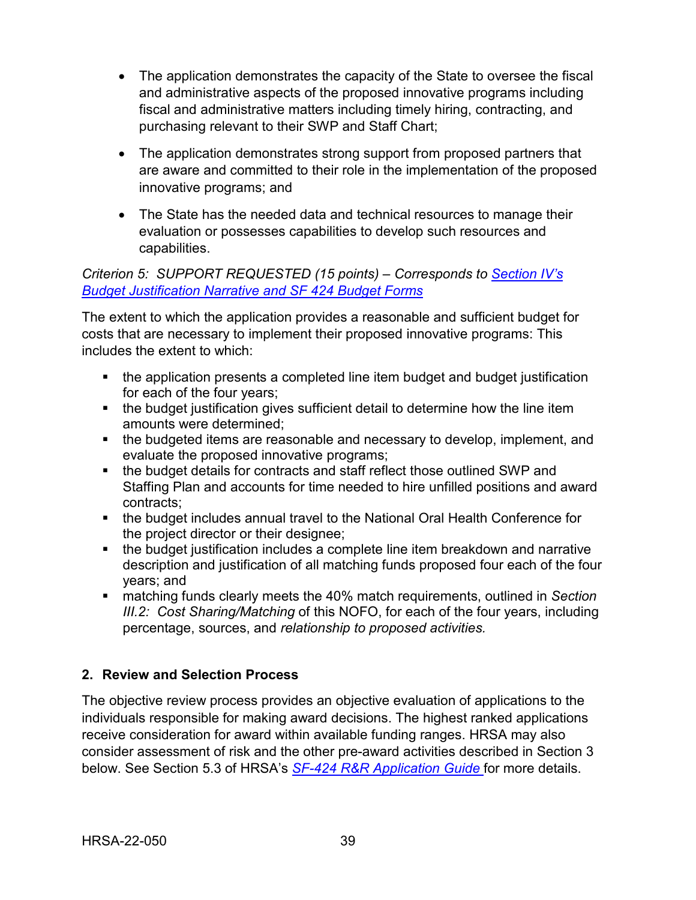- The application demonstrates the capacity of the State to oversee the fiscal and administrative aspects of the proposed innovative programs including fiscal and administrative matters including timely hiring, contracting, and purchasing relevant to their SWP and Staff Chart;

- The application demonstrates strong support from proposed partners that are aware and committed to their role in the implementation of the proposed innovative programs; and

- The State has the needed data and technical resources to manage their evaluation or possesses capabilities to develop such resources and capabilities.

*Criterion 5: SUPPORT REQUESTED (15 points) – Corresponds to [Section IV's Budget Justification Narrative and SF 424 Budget Forms]*

The extent to which the application provides a reasonable and sufficient budget for costs that are necessary to implement their proposed innovative programs: This includes the extent to which:

- the application presents a completed line item budget and budget justification for each of the four years;
- the budget justification gives sufficient detail to determine how the line item amounts were determined;
- the budgeted items are reasonable and necessary to develop, implement, and evaluate the proposed innovative programs;
- the budget details for contracts and staff reflect those outlined SWP and Staffing Plan and accounts for time needed to hire unfilled positions and award contracts;
- the budget includes annual travel to the National Oral Health Conference for the project director or their designee;
- the budget justification includes a complete line item breakdown and narrative description and justification of all matching funds proposed four each of the four years; and
- matching funds clearly meets the 40% match requirements, outlined in *Section III.2: Cost Sharing/Matching* of this NOFO, for each of the four years, including percentage, sources, and *relationship to proposed activities.*

## 2. Review and Selection Process

The objective review process provides an objective evaluation of applications to the individuals responsible for making award decisions. The highest ranked applications receive consideration for award within available funding ranges. HRSA may also consider assessment of risk and the other pre-award activities described in Section 3 below. See Section 5.3 of HRSA's [SF-424 R&R Application Guide] for more details.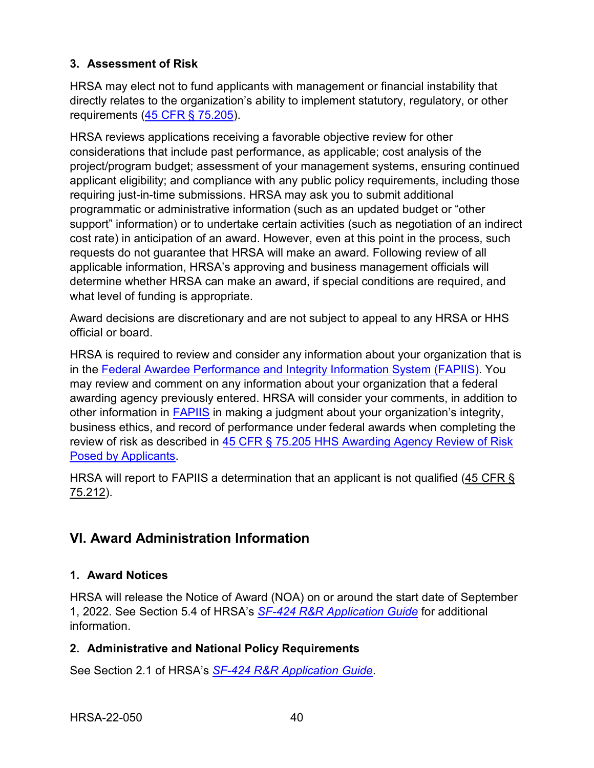### 3. Assessment of Risk

HRSA may elect not to fund applicants with management or financial instability that directly relates to the organization's ability to implement statutory, regulatory, or other requirements (45 CFR § 75.205).

HRSA reviews applications receiving a favorable objective review for other considerations that include past performance, as applicable; cost analysis of the project/program budget; assessment of your management systems, ensuring continued applicant eligibility; and compliance with any public policy requirements, including those requiring just-in-time submissions. HRSA may ask you to submit additional programmatic or administrative information (such as an updated budget or "other support" information) or to undertake certain activities (such as negotiation of an indirect cost rate) in anticipation of an award. However, even at this point in the process, such requests do not guarantee that HRSA will make an award. Following review of all applicable information, HRSA's approving and business management officials will determine whether HRSA can make an award, if special conditions are required, and what level of funding is appropriate.

Award decisions are discretionary and are not subject to appeal to any HRSA or HHS official or board.

HRSA is required to review and consider any information about your organization that is in the Federal Awardee Performance and Integrity Information System (FAPIIS). You may review and comment on any information about your organization that a federal awarding agency previously entered. HRSA will consider your comments, in addition to other information in FAPIIS in making a judgment about your organization's integrity, business ethics, and record of performance under federal awards when completing the review of risk as described in 45 CFR § 75.205 HHS Awarding Agency Review of Risk Posed by Applicants.

HRSA will report to FAPIIS a determination that an applicant is not qualified (45 CFR § 75.212).

## VI. Award Administration Information

### 1. Award Notices

HRSA will release the Notice of Award (NOA) on or around the start date of September 1, 2022. See Section 5.4 of HRSA's *SF-424 R&R Application Guide* for additional information.

### 2. Administrative and National Policy Requirements

See Section 2.1 of HRSA's *SF-424 R&R Application Guide*.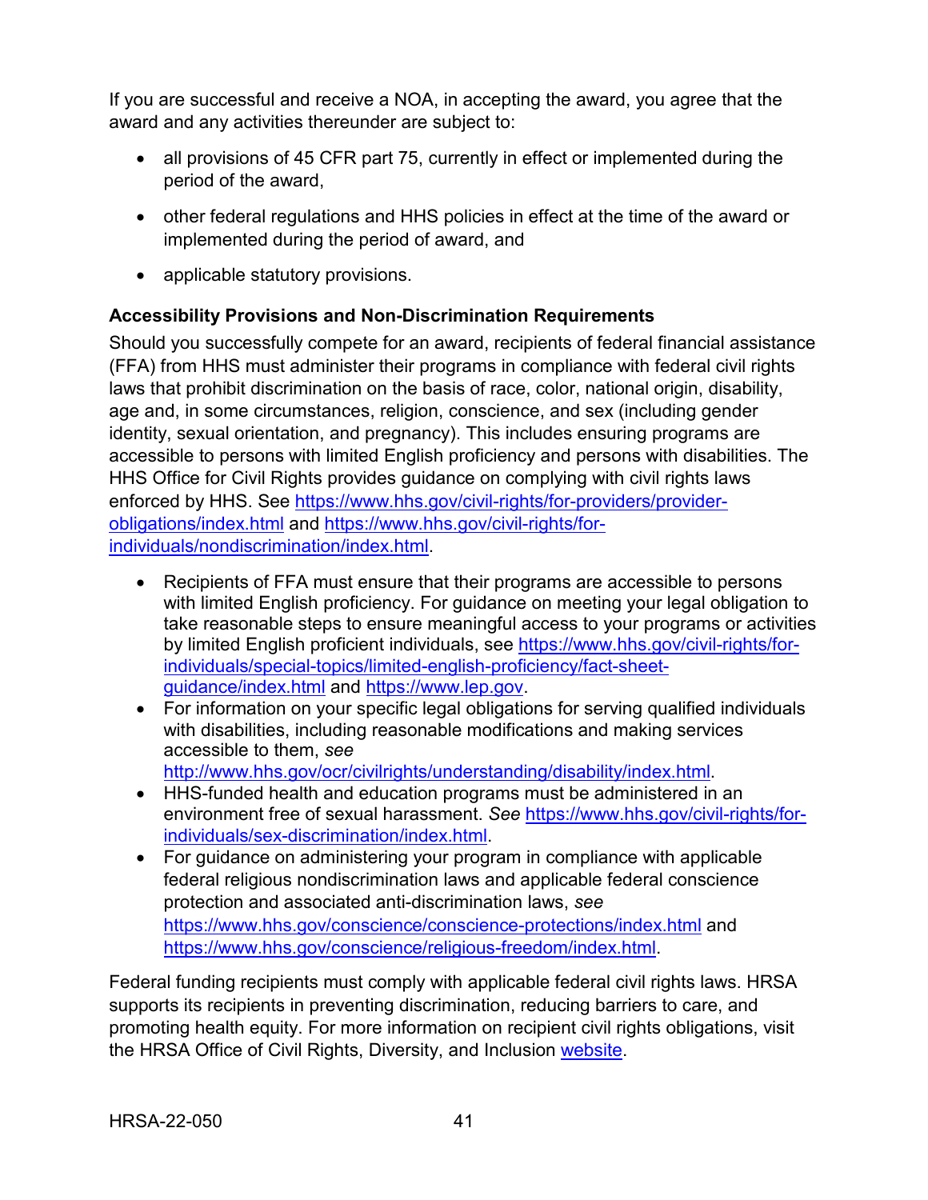If you are successful and receive a NOA, in accepting the award, you agree that the award and any activities thereunder are subject to:

- all provisions of 45 CFR part 75, currently in effect or implemented during the period of the award,
- other federal regulations and HHS policies in effect at the time of the award or implemented during the period of award, and
- applicable statutory provisions.

**Accessibility Provisions and Non-Discrimination Requirements**

Should you successfully compete for an award, recipients of federal financial assistance (FFA) from HHS must administer their programs in compliance with federal civil rights laws that prohibit discrimination on the basis of race, color, national origin, disability, age and, in some circumstances, religion, conscience, and sex (including gender identity, sexual orientation, and pregnancy). This includes ensuring programs are accessible to persons with limited English proficiency and persons with disabilities. The HHS Office for Civil Rights provides guidance on complying with civil rights laws enforced by HHS. See [https://www.hhs.gov/civil-rights/for-providers/provider-obligations/index.html](https://www.hhs.gov/civil-rights/for-providers/provider-obligations/index.html) and [https://www.hhs.gov/civil-rights/for-individuals/nondiscrimination/index.html](https://www.hhs.gov/civil-rights/for-individuals/nondiscrimination/index.html).

- Recipients of FFA must ensure that their programs are accessible to persons with limited English proficiency. For guidance on meeting your legal obligation to take reasonable steps to ensure meaningful access to your programs or activities by limited English proficient individuals, see [https://www.hhs.gov/civil-rights/for-individuals/special-topics/limited-english-proficiency/fact-sheet-guidance/index.html](https://www.hhs.gov/civil-rights/for-individuals/special-topics/limited-english-proficiency/fact-sheet-guidance/index.html) and [https://www.lep.gov](https://www.lep.gov).
- For information on your specific legal obligations for serving qualified individuals with disabilities, including reasonable modifications and making services accessible to them, *see* [http://www.hhs.gov/ocr/civilrights/understanding/disability/index.html](http://www.hhs.gov/ocr/civilrights/understanding/disability/index.html).
- HHS-funded health and education programs must be administered in an environment free of sexual harassment. *See* [https://www.hhs.gov/civil-rights/for-individuals/sex-discrimination/index.html](https://www.hhs.gov/civil-rights/for-individuals/sex-discrimination/index.html).
- For guidance on administering your program in compliance with applicable federal religious nondiscrimination laws and applicable federal conscience protection and associated anti-discrimination laws, *see* [https://www.hhs.gov/conscience/conscience-protections/index.html](https://www.hhs.gov/conscience/conscience-protections/index.html) and [https://www.hhs.gov/conscience/religious-freedom/index.html](https://www.hhs.gov/conscience/religious-freedom/index.html).

Federal funding recipients must comply with applicable federal civil rights laws. HRSA supports its recipients in preventing discrimination, reducing barriers to care, and promoting health equity. For more information on recipient civil rights obligations, visit the HRSA Office of Civil Rights, Diversity, and Inclusion website.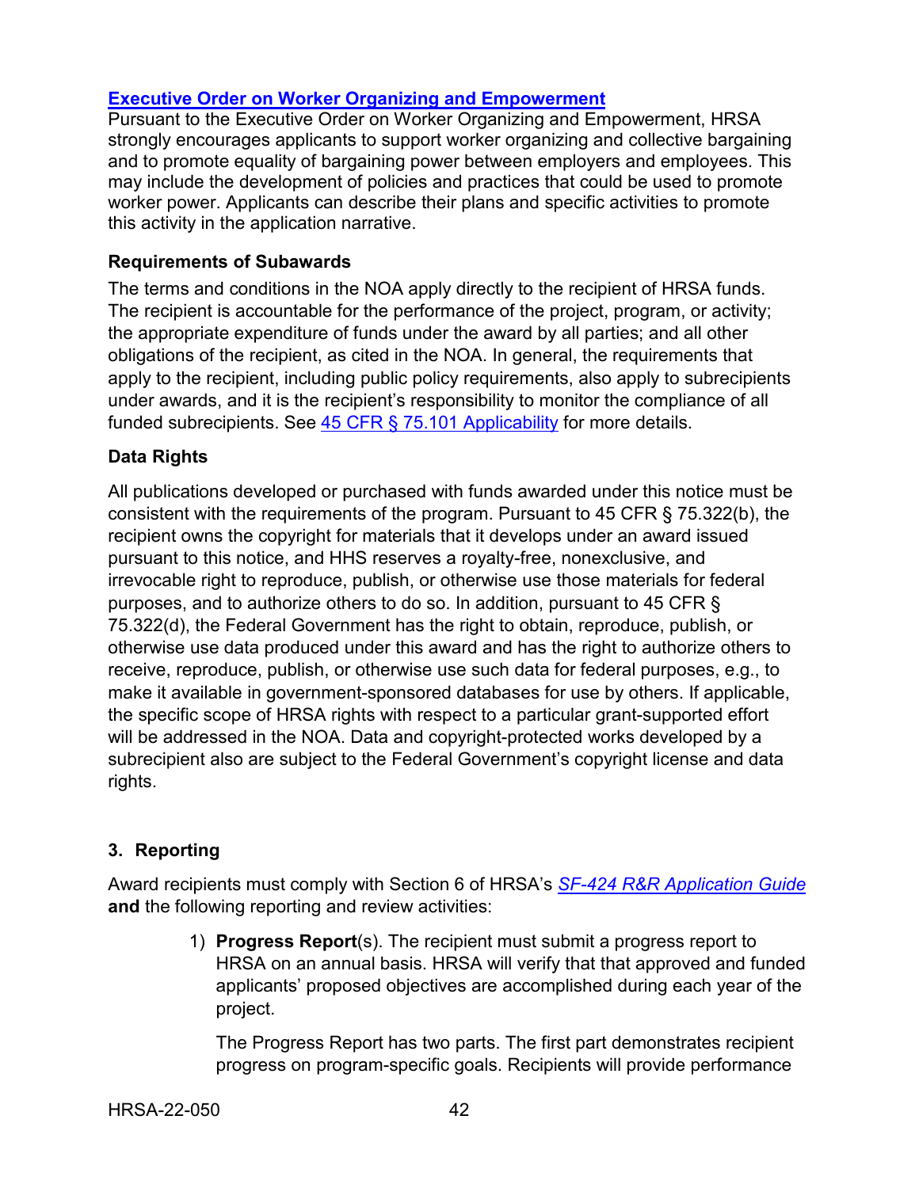**[Executive Order on Worker Organizing and Empowerment](#)**
Pursuant to the Executive Order on Worker Organizing and Empowerment, HRSA strongly encourages applicants to support worker organizing and collective bargaining and to promote equality of bargaining power between employers and employees. This may include the development of policies and practices that could be used to promote worker power. Applicants can describe their plans and specific activities to promote this activity in the application narrative.

**Requirements of Subawards**

The terms and conditions in the NOA apply directly to the recipient of HRSA funds. The recipient is accountable for the performance of the project, program, or activity; the appropriate expenditure of funds under the award by all parties; and all other obligations of the recipient, as cited in the NOA. In general, the requirements that apply to the recipient, including public policy requirements, also apply to subrecipients under awards, and it is the recipient's responsibility to monitor the compliance of all funded subrecipients. See [45 CFR § 75.101 Applicability](#) for more details.

**Data Rights**

All publications developed or purchased with funds awarded under this notice must be consistent with the requirements of the program. Pursuant to 45 CFR § 75.322(b), the recipient owns the copyright for materials that it develops under an award issued pursuant to this notice, and HHS reserves a royalty-free, nonexclusive, and irrevocable right to reproduce, publish, or otherwise use those materials for federal purposes, and to authorize others to do so. In addition, pursuant to 45 CFR § 75.322(d), the Federal Government has the right to obtain, reproduce, publish, or otherwise use data produced under this award and has the right to authorize others to receive, reproduce, publish, or otherwise use such data for federal purposes, e.g., to make it available in government-sponsored databases for use by others. If applicable, the specific scope of HRSA rights with respect to a particular grant-supported effort will be addressed in the NOA. Data and copyright-protected works developed by a subrecipient also are subject to the Federal Government's copyright license and data rights.

### 3. Reporting

Award recipients must comply with Section 6 of HRSA's [*SF-424 R&R Application Guide*](#) **and** the following reporting and review activities:

1) **Progress Report**(s). The recipient must submit a progress report to HRSA on an annual basis. HRSA will verify that that approved and funded applicants' proposed objectives are accomplished during each year of the project.

   The Progress Report has two parts. The first part demonstrates recipient progress on program-specific goals. Recipients will provide performance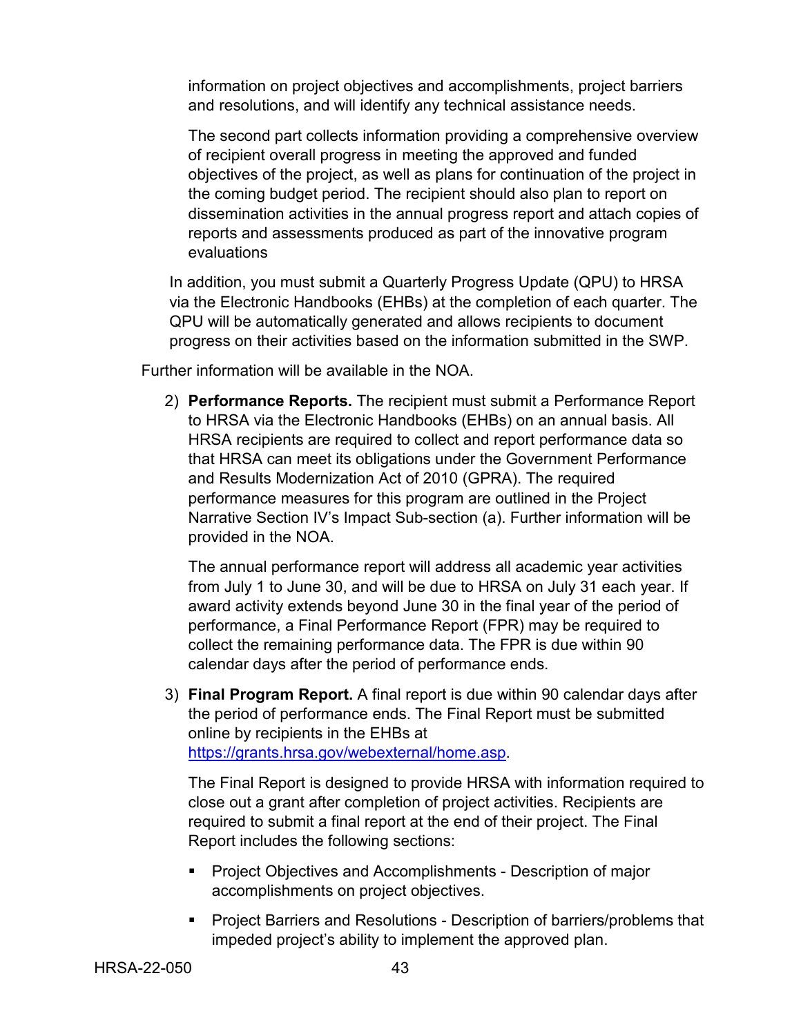information on project objectives and accomplishments, project barriers and resolutions, and will identify any technical assistance needs.

The second part collects information providing a comprehensive overview of recipient overall progress in meeting the approved and funded objectives of the project, as well as plans for continuation of the project in the coming budget period. The recipient should also plan to report on dissemination activities in the annual progress report and attach copies of reports and assessments produced as part of the innovative program evaluations

In addition, you must submit a Quarterly Progress Update (QPU) to HRSA via the Electronic Handbooks (EHBs) at the completion of each quarter. The QPU will be automatically generated and allows recipients to document progress on their activities based on the information submitted in the SWP.

Further information will be available in the NOA.

2) **Performance Reports.** The recipient must submit a Performance Report to HRSA via the Electronic Handbooks (EHBs) on an annual basis. All HRSA recipients are required to collect and report performance data so that HRSA can meet its obligations under the Government Performance and Results Modernization Act of 2010 (GPRA). The required performance measures for this program are outlined in the Project Narrative Section IV's Impact Sub-section (a). Further information will be provided in the NOA.

   The annual performance report will address all academic year activities from July 1 to June 30, and will be due to HRSA on July 31 each year. If award activity extends beyond June 30 in the final year of the period of performance, a Final Performance Report (FPR) may be required to collect the remaining performance data. The FPR is due within 90 calendar days after the period of performance ends.

3) **Final Program Report.** A final report is due within 90 calendar days after the period of performance ends. The Final Report must be submitted online by recipients in the EHBs at https://grants.hrsa.gov/webexternal/home.asp.

   The Final Report is designed to provide HRSA with information required to close out a grant after completion of project activities. Recipients are required to submit a final report at the end of their project. The Final Report includes the following sections:

   - Project Objectives and Accomplishments - Description of major accomplishments on project objectives.
   - Project Barriers and Resolutions - Description of barriers/problems that impeded project's ability to implement the approved plan.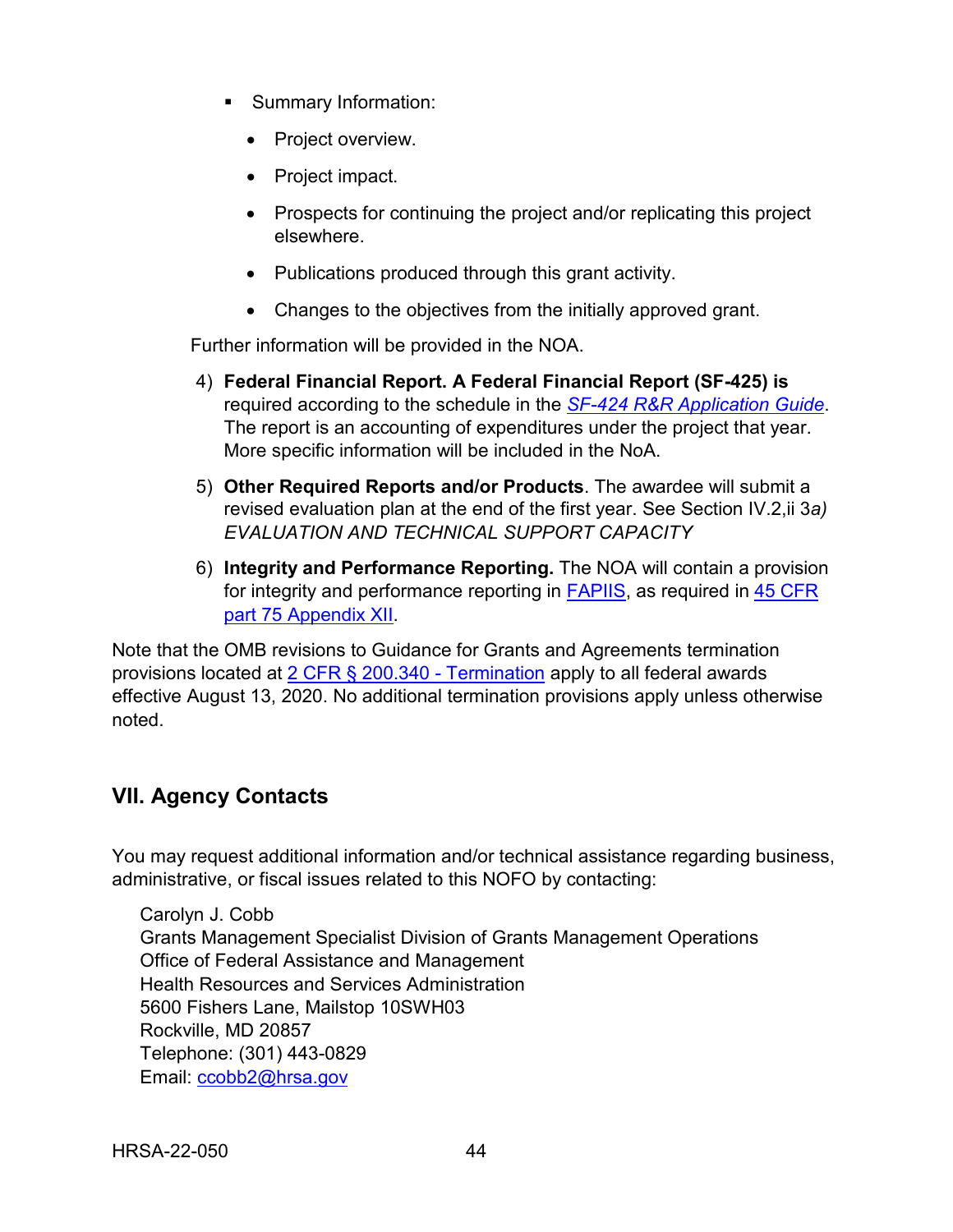- Summary Information:
  - Project overview.
  - Project impact.
  - Prospects for continuing the project and/or replicating this project elsewhere.
  - Publications produced through this grant activity.
  - Changes to the objectives from the initially approved grant.

Further information will be provided in the NOA.

4) **Federal Financial Report. A Federal Financial Report (SF-425) is** required according to the schedule in the *SF-424 R&R Application Guide*. The report is an accounting of expenditures under the project that year. More specific information will be included in the NoA.

5) **Other Required Reports and/or Products**. The awardee will submit a revised evaluation plan at the end of the first year. See Section IV.2,ii 3*a) EVALUATION AND TECHNICAL SUPPORT CAPACITY*

6) **Integrity and Performance Reporting.** The NOA will contain a provision for integrity and performance reporting in FAPIIS, as required in 45 CFR part 75 Appendix XII.

Note that the OMB revisions to Guidance for Grants and Agreements termination provisions located at 2 CFR § 200.340 - Termination apply to all federal awards effective August 13, 2020. No additional termination provisions apply unless otherwise noted.

## VII. Agency Contacts

You may request additional information and/or technical assistance regarding business, administrative, or fiscal issues related to this NOFO by contacting:

Carolyn J. Cobb
Grants Management Specialist Division of Grants Management Operations
Office of Federal Assistance and Management
Health Resources and Services Administration
5600 Fishers Lane, Mailstop 10SWH03
Rockville, MD 20857
Telephone: (301) 443-0829
Email: ccobb2@hrsa.gov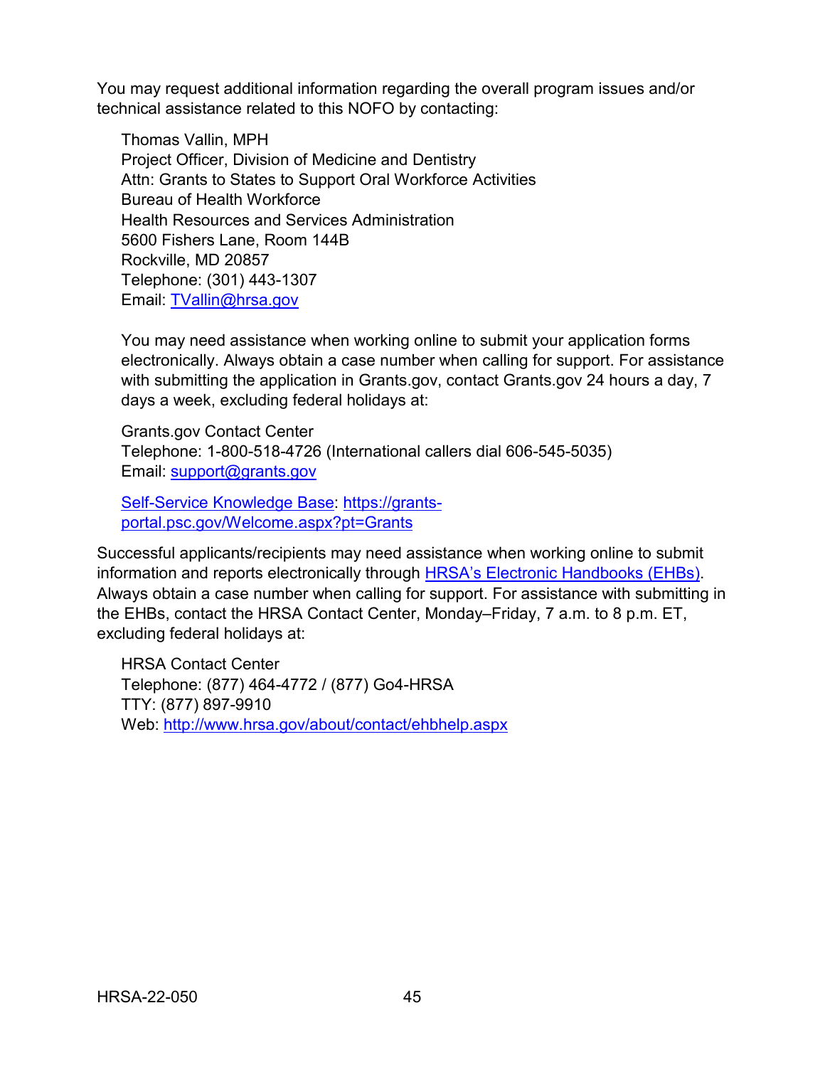You may request additional information regarding the overall program issues and/or technical assistance related to this NOFO by contacting:

Thomas Vallin, MPH
Project Officer, Division of Medicine and Dentistry
Attn: Grants to States to Support Oral Workforce Activities
Bureau of Health Workforce
Health Resources and Services Administration
5600 Fishers Lane, Room 144B
Rockville, MD 20857
Telephone: (301) 443-1307
Email: [TVallin@hrsa.gov](mailto:TVallin@hrsa.gov)

You may need assistance when working online to submit your application forms electronically. Always obtain a case number when calling for support. For assistance with submitting the application in Grants.gov, contact Grants.gov 24 hours a day, 7 days a week, excluding federal holidays at:

Grants.gov Contact Center
Telephone: 1-800-518-4726 (International callers dial 606-545-5035)
Email: [support@grants.gov](mailto:support@grants.gov)

[Self-Service Knowledge Base](https://grants-portal.psc.gov/Welcome.aspx?pt=Grants): [https://grants-portal.psc.gov/Welcome.aspx?pt=Grants](https://grants-portal.psc.gov/Welcome.aspx?pt=Grants)

Successful applicants/recipients may need assistance when working online to submit information and reports electronically through HRSA's Electronic Handbooks (EHBs). Always obtain a case number when calling for support. For assistance with submitting in the EHBs, contact the HRSA Contact Center, Monday–Friday, 7 a.m. to 8 p.m. ET, excluding federal holidays at:

HRSA Contact Center
Telephone: (877) 464-4772 / (877) Go4-HRSA
TTY: (877) 897-9910
Web: [http://www.hrsa.gov/about/contact/ehbhelp.aspx](http://www.hrsa.gov/about/contact/ehbhelp.aspx)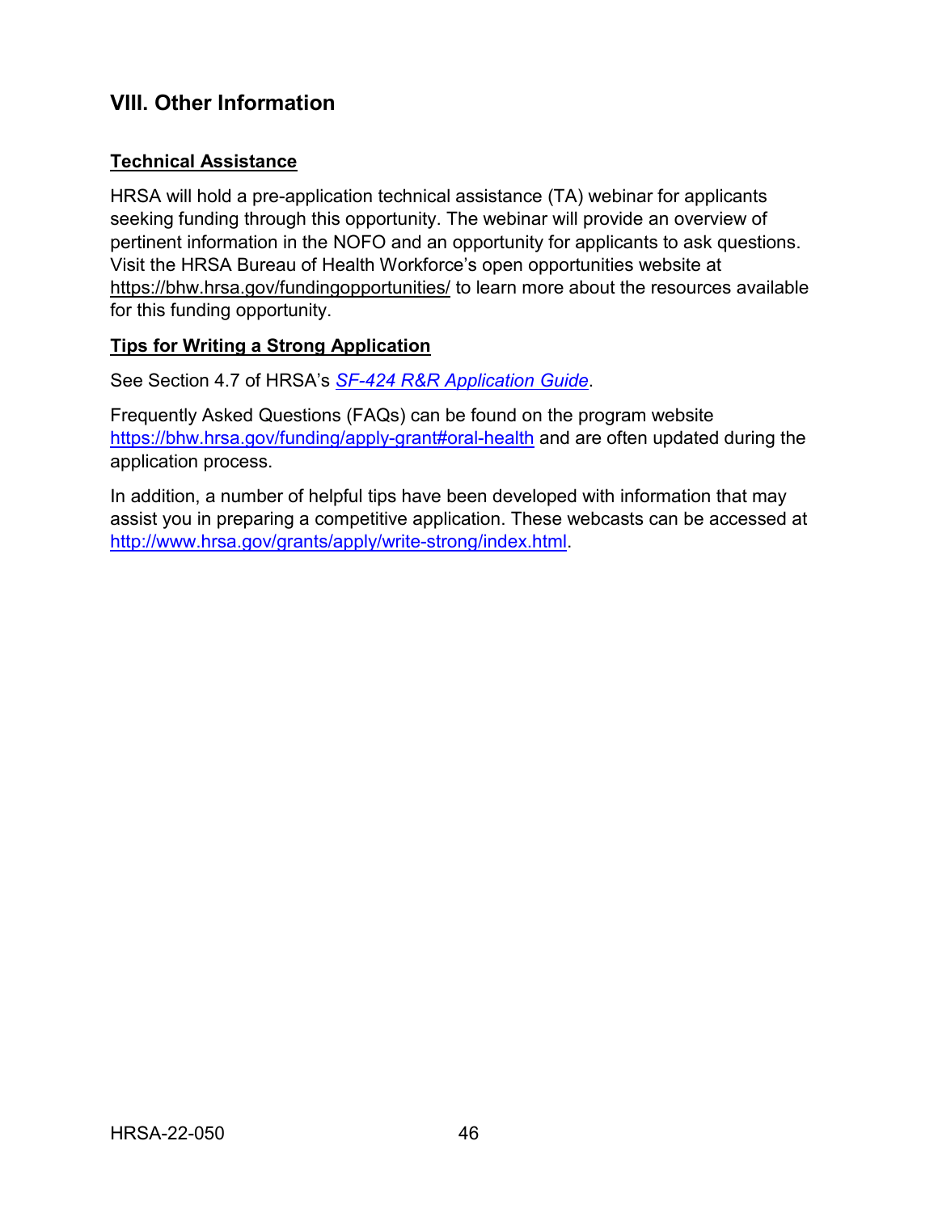## VIII. Other Information

### Technical Assistance

HRSA will hold a pre-application technical assistance (TA) webinar for applicants seeking funding through this opportunity. The webinar will provide an overview of pertinent information in the NOFO and an opportunity for applicants to ask questions. Visit the HRSA Bureau of Health Workforce's open opportunities website at https://bhw.hrsa.gov/fundingopportunities/ to learn more about the resources available for this funding opportunity.

### Tips for Writing a Strong Application

See Section 4.7 of HRSA's *SF-424 R&R Application Guide*.

Frequently Asked Questions (FAQs) can be found on the program website https://bhw.hrsa.gov/funding/apply-grant#oral-health and are often updated during the application process.

In addition, a number of helpful tips have been developed with information that may assist you in preparing a competitive application. These webcasts can be accessed at http://www.hrsa.gov/grants/apply/write-strong/index.html.